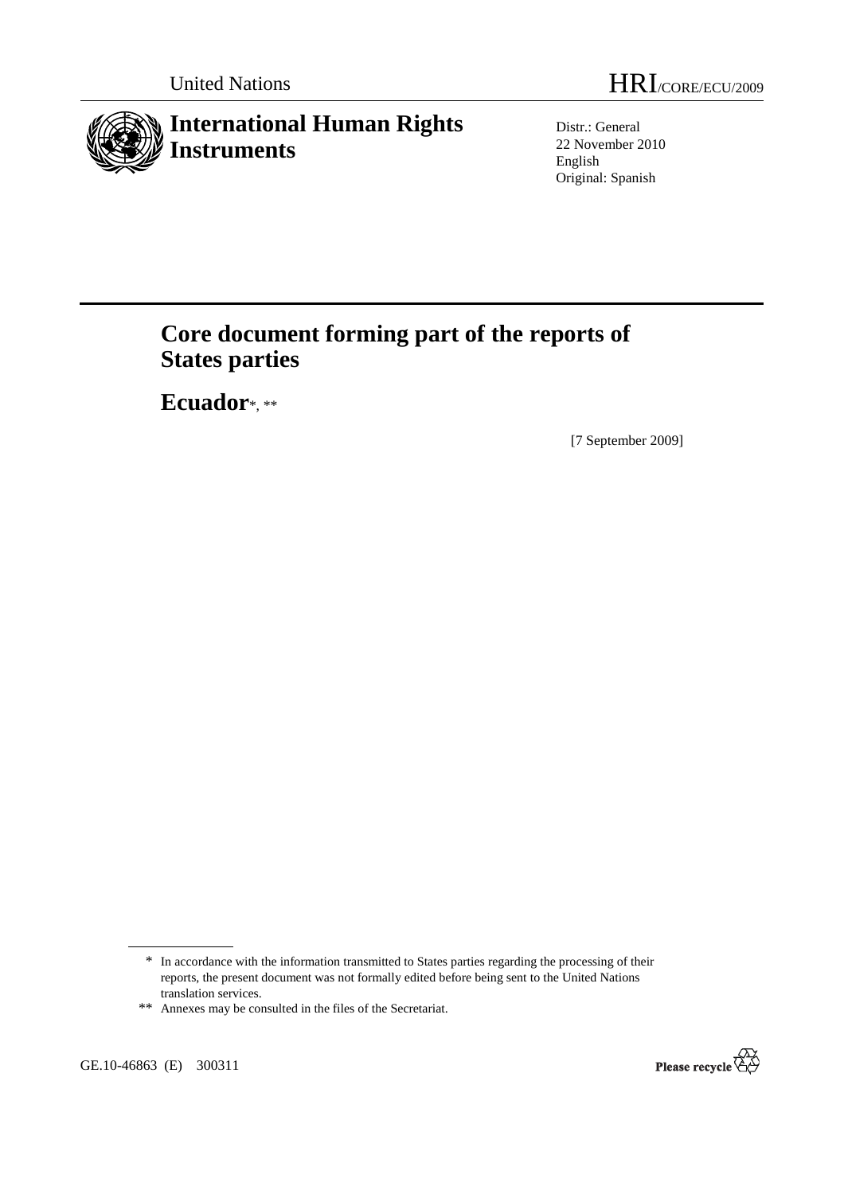United Nations

HRI/CORE/ECU/2009

# International Human Rights Instruments

Distr.: General
22 November 2010
English
Original: Spanish

# Core document forming part of the reports of States parties

## Ecuador*, **

[7 September 2009]

---

\* In accordance with the information transmitted to States parties regarding the processing of their reports, the present document was not formally edited before being sent to the United Nations translation services.

\*\* Annexes may be consulted in the files of the Secretariat.

GE.10-46863 (E) 300311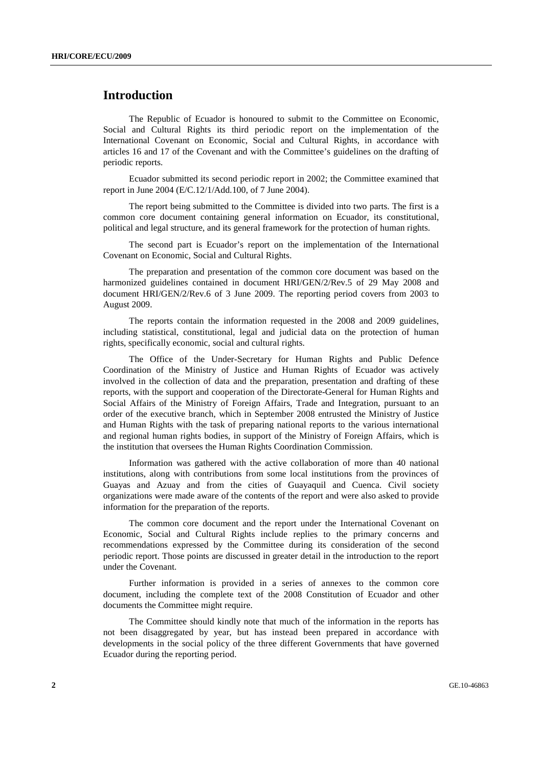# Introduction

The Republic of Ecuador is honoured to submit to the Committee on Economic, Social and Cultural Rights its third periodic report on the implementation of the International Covenant on Economic, Social and Cultural Rights, in accordance with articles 16 and 17 of the Covenant and with the Committee's guidelines on the drafting of periodic reports.

Ecuador submitted its second periodic report in 2002; the Committee examined that report in June 2004 (E/C.12/1/Add.100, of 7 June 2004).

The report being submitted to the Committee is divided into two parts. The first is a common core document containing general information on Ecuador, its constitutional, political and legal structure, and its general framework for the protection of human rights.

The second part is Ecuador's report on the implementation of the International Covenant on Economic, Social and Cultural Rights.

The preparation and presentation of the common core document was based on the harmonized guidelines contained in document HRI/GEN/2/Rev.5 of 29 May 2008 and document HRI/GEN/2/Rev.6 of 3 June 2009. The reporting period covers from 2003 to August 2009.

The reports contain the information requested in the 2008 and 2009 guidelines, including statistical, constitutional, legal and judicial data on the protection of human rights, specifically economic, social and cultural rights.

The Office of the Under-Secretary for Human Rights and Public Defence Coordination of the Ministry of Justice and Human Rights of Ecuador was actively involved in the collection of data and the preparation, presentation and drafting of these reports, with the support and cooperation of the Directorate-General for Human Rights and Social Affairs of the Ministry of Foreign Affairs, Trade and Integration, pursuant to an order of the executive branch, which in September 2008 entrusted the Ministry of Justice and Human Rights with the task of preparing national reports to the various international and regional human rights bodies, in support of the Ministry of Foreign Affairs, which is the institution that oversees the Human Rights Coordination Commission.

Information was gathered with the active collaboration of more than 40 national institutions, along with contributions from some local institutions from the provinces of Guayas and Azuay and from the cities of Guayaquil and Cuenca. Civil society organizations were made aware of the contents of the report and were also asked to provide information for the preparation of the reports.

The common core document and the report under the International Covenant on Economic, Social and Cultural Rights include replies to the primary concerns and recommendations expressed by the Committee during its consideration of the second periodic report. Those points are discussed in greater detail in the introduction to the report under the Covenant.

Further information is provided in a series of annexes to the common core document, including the complete text of the 2008 Constitution of Ecuador and other documents the Committee might require.

The Committee should kindly note that much of the information in the reports has not been disaggregated by year, but has instead been prepared in accordance with developments in the social policy of the three different Governments that have governed Ecuador during the reporting period.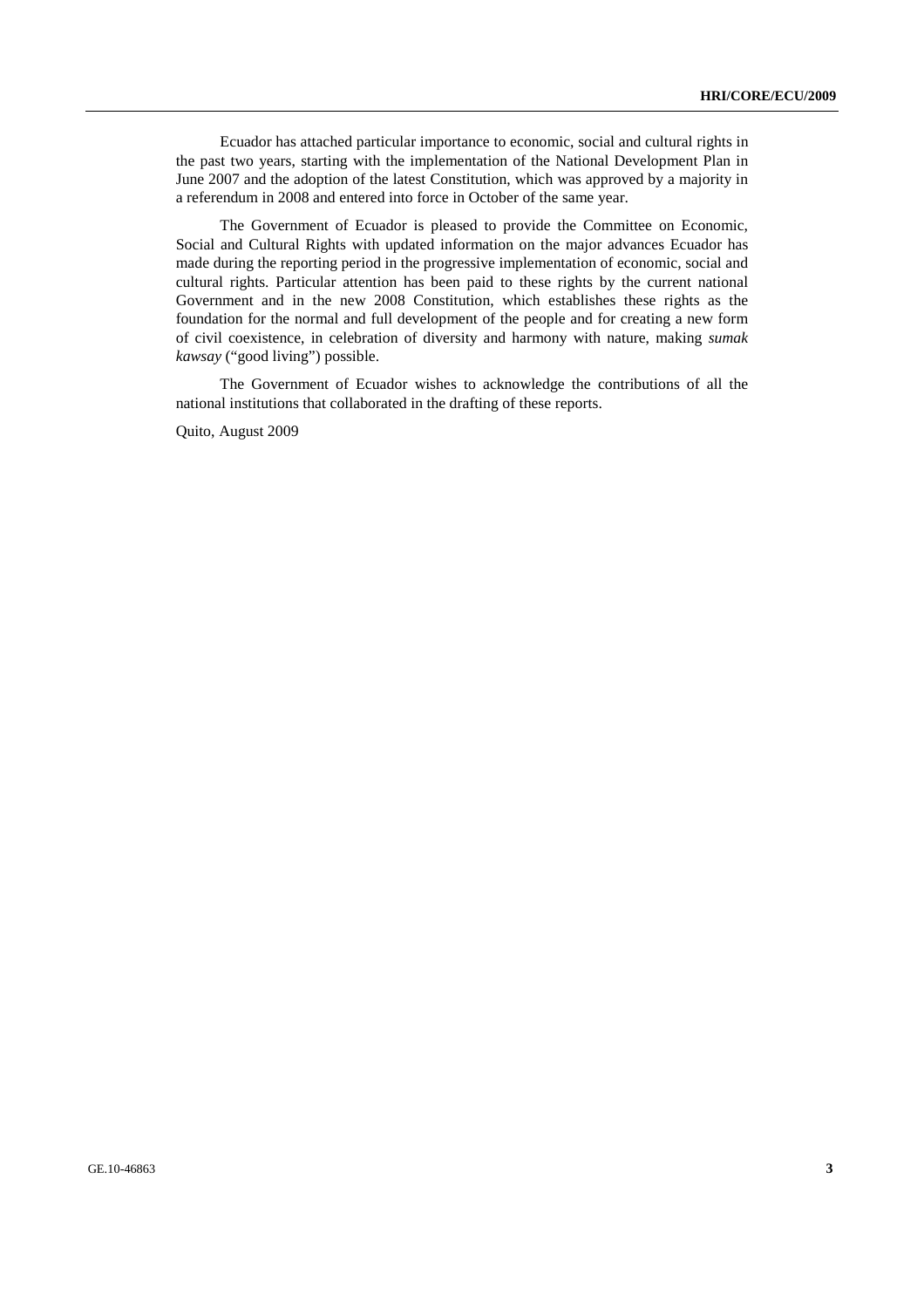Ecuador has attached particular importance to economic, social and cultural rights in the past two years, starting with the implementation of the National Development Plan in June 2007 and the adoption of the latest Constitution, which was approved by a majority in a referendum in 2008 and entered into force in October of the same year.

The Government of Ecuador is pleased to provide the Committee on Economic, Social and Cultural Rights with updated information on the major advances Ecuador has made during the reporting period in the progressive implementation of economic, social and cultural rights. Particular attention has been paid to these rights by the current national Government and in the new 2008 Constitution, which establishes these rights as the foundation for the normal and full development of the people and for creating a new form of civil coexistence, in celebration of diversity and harmony with nature, making *sumak kawsay* ("good living") possible.

The Government of Ecuador wishes to acknowledge the contributions of all the national institutions that collaborated in the drafting of these reports.

Quito, August 2009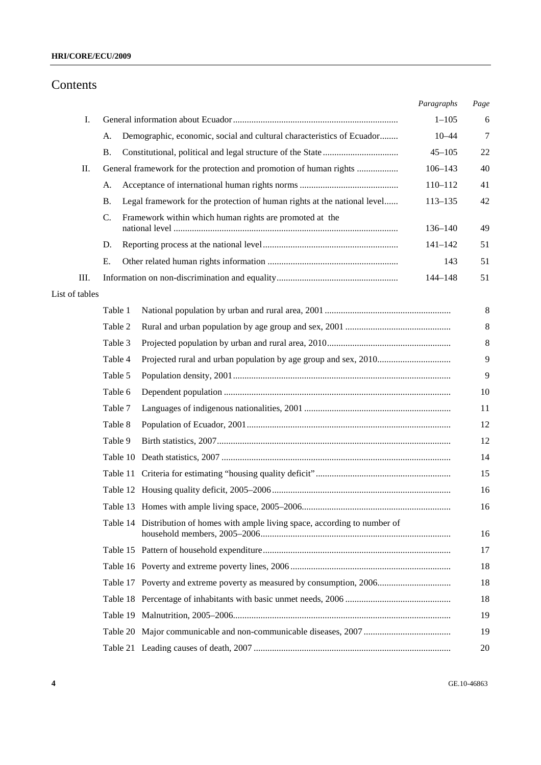# Contents

| | | | *Paragraphs* | *Page* |
|---|---|---|---|---|
| I. | | General information about Ecuador | 1–105 | 6 |
| | A. | Demographic, economic, social and cultural characteristics of Ecuador | 10–44 | 7 |
| | B. | Constitutional, political and legal structure of the State | 45–105 | 22 |
| II. | | General framework for the protection and promotion of human rights | 106–143 | 40 |
| | A. | Acceptance of international human rights norms | 110–112 | 41 |
| | B. | Legal framework for the protection of human rights at the national level | 113–135 | 42 |
| | C. | Framework within which human rights are promoted at the national level | 136–140 | 49 |
| | D. | Reporting process at the national level | 141–142 | 51 |
| | E. | Other related human rights information | 143 | 51 |
| III. | | Information on non-discrimination and equality | 144–148 | 51 |

List of tables

| | | *Page* |
|---|---|---|
| Table 1 | National population by urban and rural area, 2001 | 8 |
| Table 2 | Rural and urban population by age group and sex, 2001 | 8 |
| Table 3 | Projected population by urban and rural area, 2010 | 8 |
| Table 4 | Projected rural and urban population by age group and sex, 2010 | 9 |
| Table 5 | Population density, 2001 | 9 |
| Table 6 | Dependent population | 10 |
| Table 7 | Languages of indigenous nationalities, 2001 | 11 |
| Table 8 | Population of Ecuador, 2001 | 12 |
| Table 9 | Birth statistics, 2007 | 12 |
| Table 10 | Death statistics, 2007 | 14 |
| Table 11 | Criteria for estimating "housing quality deficit" | 15 |
| Table 12 | Housing quality deficit, 2005–2006 | 16 |
| Table 13 | Homes with ample living space, 2005–2006 | 16 |
| Table 14 | Distribution of homes with ample living space, according to number of household members, 2005–2006 | 16 |
| Table 15 | Pattern of household expenditure | 17 |
| Table 16 | Poverty and extreme poverty lines, 2006 | 18 |
| Table 17 | Poverty and extreme poverty as measured by consumption, 2006 | 18 |
| Table 18 | Percentage of inhabitants with basic unmet needs, 2006 | 18 |
| Table 19 | Malnutrition, 2005–2006 | 19 |
| Table 20 | Major communicable and non-communicable diseases, 2007 | 19 |
| Table 21 | Leading causes of death, 2007 | 20 |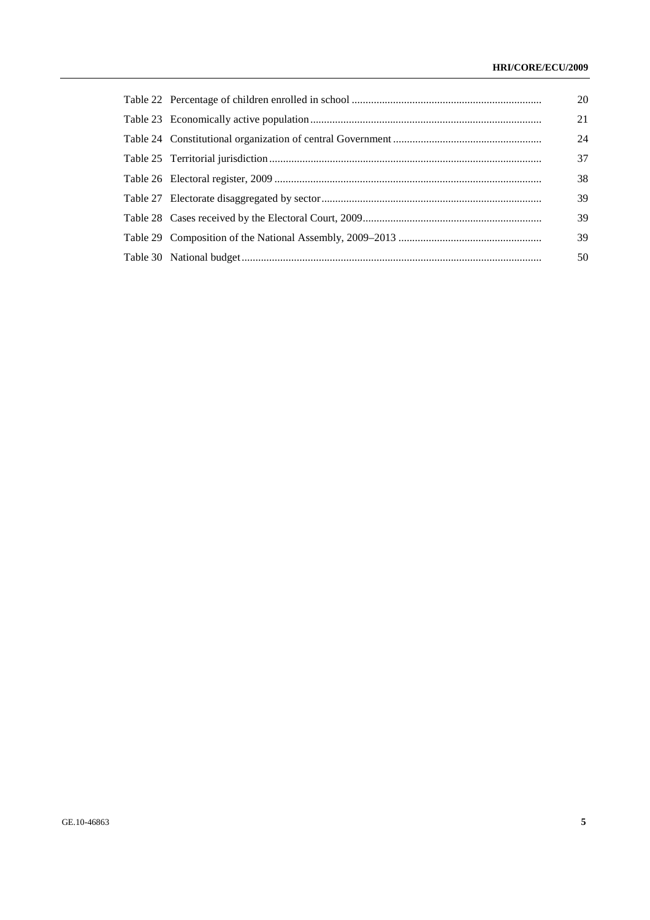| | |
|---|---|
| Table 22 Percentage of children enrolled in school | 20 |
| Table 23 Economically active population | 21 |
| Table 24 Constitutional organization of central Government | 24 |
| Table 25 Territorial jurisdiction | 37 |
| Table 26 Electoral register, 2009 | 38 |
| Table 27 Electorate disaggregated by sector | 39 |
| Table 28 Cases received by the Electoral Court, 2009 | 39 |
| Table 29 Composition of the National Assembly, 2009–2013 | 39 |
| Table 30 National budget | 50 |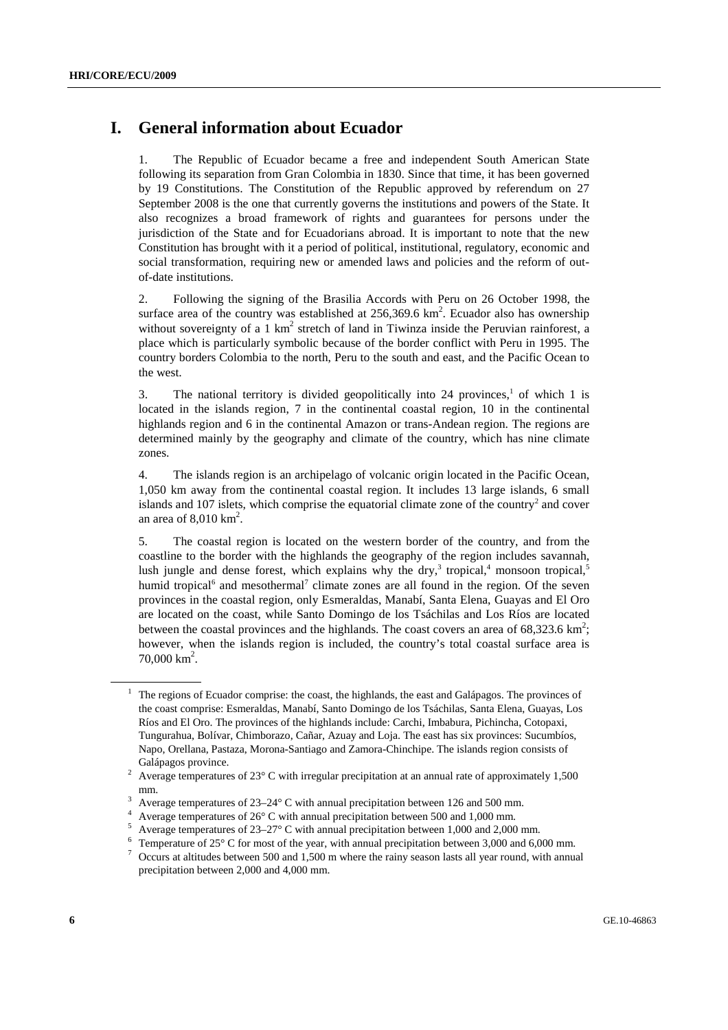# I. General information about Ecuador

1. The Republic of Ecuador became a free and independent South American State following its separation from Gran Colombia in 1830. Since that time, it has been governed by 19 Constitutions. The Constitution of the Republic approved by referendum on 27 September 2008 is the one that currently governs the institutions and powers of the State. It also recognizes a broad framework of rights and guarantees for persons under the jurisdiction of the State and for Ecuadorians abroad. It is important to note that the new Constitution has brought with it a period of political, institutional, regulatory, economic and social transformation, requiring new or amended laws and policies and the reform of out-of-date institutions.

2. Following the signing of the Brasilia Accords with Peru on 26 October 1998, the surface area of the country was established at 256,369.6 km$^2$. Ecuador also has ownership without sovereignty of a 1 km$^2$ stretch of land in Tiwinza inside the Peruvian rainforest, a place which is particularly symbolic because of the border conflict with Peru in 1995. The country borders Colombia to the north, Peru to the south and east, and the Pacific Ocean to the west.

3. The national territory is divided geopolitically into 24 provinces,[1] of which 1 is located in the islands region, 7 in the continental coastal region, 10 in the continental highlands region and 6 in the continental Amazon or trans-Andean region. The regions are determined mainly by the geography and climate of the country, which has nine climate zones.

4. The islands region is an archipelago of volcanic origin located in the Pacific Ocean, 1,050 km away from the continental coastal region. It includes 13 large islands, 6 small islands and 107 islets, which comprise the equatorial climate zone of the country[2] and cover an area of 8,010 km$^2$.

5. The coastal region is located on the western border of the country, and from the coastline to the border with the highlands the geography of the region includes savannah, lush jungle and dense forest, which explains why the dry,[3] tropical,[4] monsoon tropical,[5] humid tropical[6] and mesothermal[7] climate zones are all found in the region. Of the seven provinces in the coastal region, only Esmeraldas, Manabí, Santa Elena, Guayas and El Oro are located on the coast, while Santo Domingo de los Tsáchilas and Los Ríos are located between the coastal provinces and the highlands. The coast covers an area of 68,323.6 km$^2$; however, when the islands region is included, the country's total coastal surface area is 70,000 km$^2$.

---

[1] The regions of Ecuador comprise: the coast, the highlands, the east and Galápagos. The provinces of the coast comprise: Esmeraldas, Manabí, Santo Domingo de los Tsáchilas, Santa Elena, Guayas, Los Ríos and El Oro. The provinces of the highlands include: Carchi, Imbabura, Pichincha, Cotopaxi, Tungurahua, Bolívar, Chimborazo, Cañar, Azuay and Loja. The east has six provinces: Sucumbíos, Napo, Orellana, Pastaza, Morona-Santiago and Zamora-Chinchipe. The islands region consists of Galápagos province.

[2] Average temperatures of 23° C with irregular precipitation at an annual rate of approximately 1,500 mm.

[3] Average temperatures of 23–24° C with annual precipitation between 126 and 500 mm.

[4] Average temperatures of 26° C with annual precipitation between 500 and 1,000 mm.

[5] Average temperatures of 23–27° C with annual precipitation between 1,000 and 2,000 mm.

[6] Temperature of 25° C for most of the year, with annual precipitation between 3,000 and 6,000 mm.

[7] Occurs at altitudes between 500 and 1,500 m where the rainy season lasts all year round, with annual precipitation between 2,000 and 4,000 mm.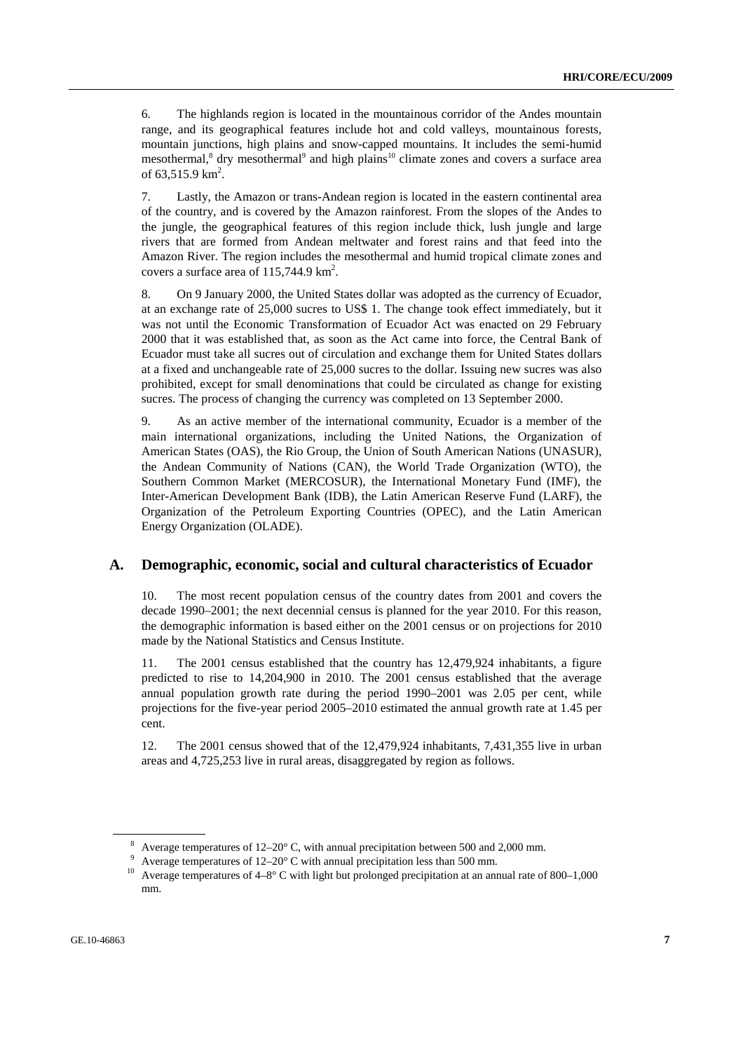6. The highlands region is located in the mountainous corridor of the Andes mountain range, and its geographical features include hot and cold valleys, mountainous forests, mountain junctions, high plains and snow-capped mountains. It includes the semi-humid mesothermal,[8] dry mesothermal[9] and high plains[10] climate zones and covers a surface area of 63,515.9 km$^2$.

7. Lastly, the Amazon or trans-Andean region is located in the eastern continental area of the country, and is covered by the Amazon rainforest. From the slopes of the Andes to the jungle, the geographical features of this region include thick, lush jungle and large rivers that are formed from Andean meltwater and forest rains and that feed into the Amazon River. The region includes the mesothermal and humid tropical climate zones and covers a surface area of 115,744.9 km$^2$.

8. On 9 January 2000, the United States dollar was adopted as the currency of Ecuador, at an exchange rate of 25,000 sucres to US$ 1. The change took effect immediately, but it was not until the Economic Transformation of Ecuador Act was enacted on 29 February 2000 that it was established that, as soon as the Act came into force, the Central Bank of Ecuador must take all sucres out of circulation and exchange them for United States dollars at a fixed and unchangeable rate of 25,000 sucres to the dollar. Issuing new sucres was also prohibited, except for small denominations that could be circulated as change for existing sucres. The process of changing the currency was completed on 13 September 2000.

9. As an active member of the international community, Ecuador is a member of the main international organizations, including the United Nations, the Organization of American States (OAS), the Rio Group, the Union of South American Nations (UNASUR), the Andean Community of Nations (CAN), the World Trade Organization (WTO), the Southern Common Market (MERCOSUR), the International Monetary Fund (IMF), the Inter-American Development Bank (IDB), the Latin American Reserve Fund (LARF), the Organization of the Petroleum Exporting Countries (OPEC), and the Latin American Energy Organization (OLADE).

## A. Demographic, economic, social and cultural characteristics of Ecuador

10. The most recent population census of the country dates from 2001 and covers the decade 1990–2001; the next decennial census is planned for the year 2010. For this reason, the demographic information is based either on the 2001 census or on projections for 2010 made by the National Statistics and Census Institute.

11. The 2001 census established that the country has 12,479,924 inhabitants, a figure predicted to rise to 14,204,900 in 2010. The 2001 census established that the average annual population growth rate during the period 1990–2001 was 2.05 per cent, while projections for the five-year period 2005–2010 estimated the annual growth rate at 1.45 per cent.

12. The 2001 census showed that of the 12,479,924 inhabitants, 7,431,355 live in urban areas and 4,725,253 live in rural areas, disaggregated by region as follows.

---

[8] Average temperatures of 12–20° C, with annual precipitation between 500 and 2,000 mm.

[9] Average temperatures of 12–20° C with annual precipitation less than 500 mm.

[10] Average temperatures of 4–8° C with light but prolonged precipitation at an annual rate of 800–1,000 mm.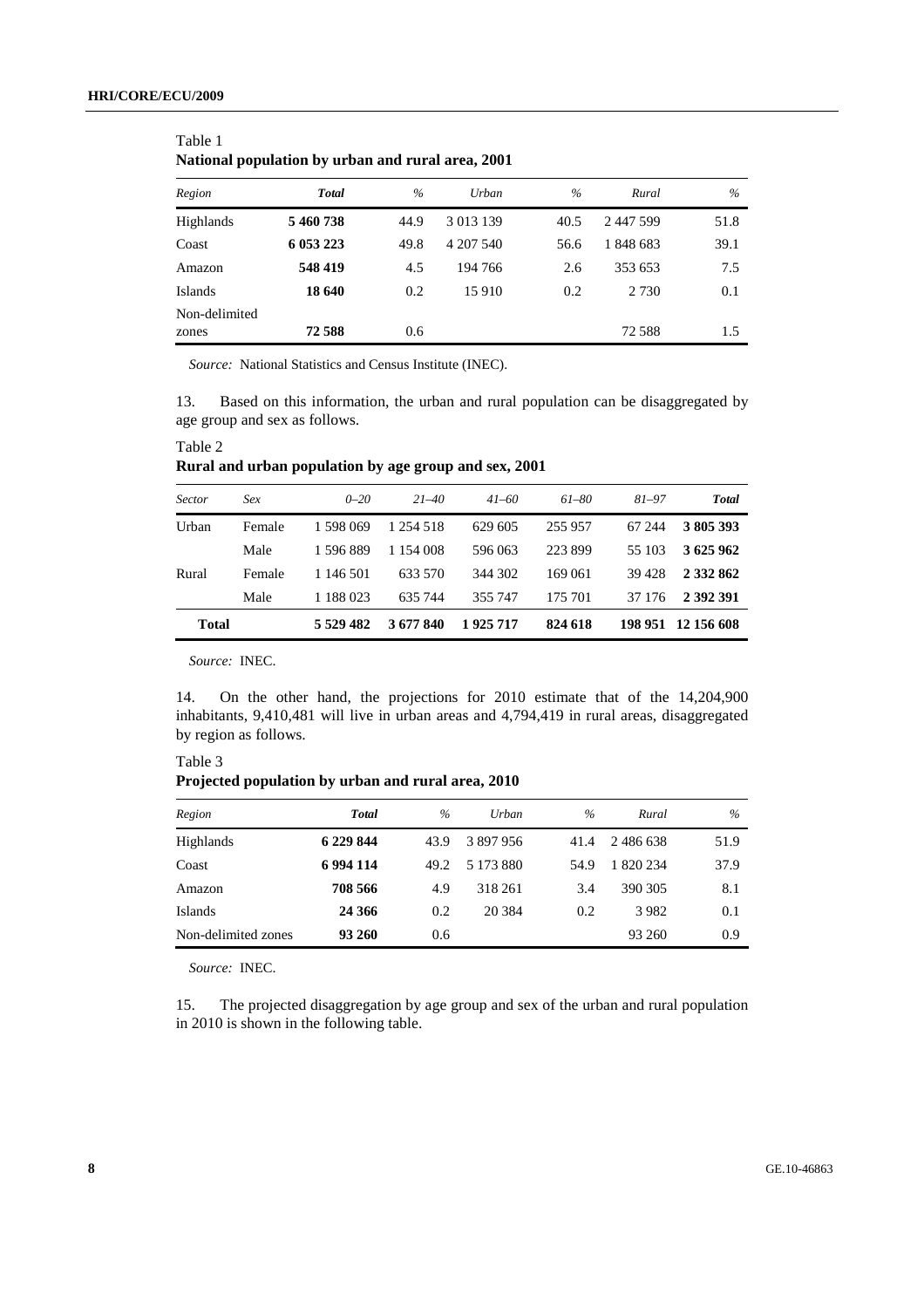Table 1
**National population by urban and rural area, 2001**

| *Region* | ***Total*** | *%* | *Urban* | *%* | *Rural* | *%* |
|---|---|---|---|---|---|---|
| Highlands | **5 460 738** | 44.9 | 3 013 139 | 40.5 | 2 447 599 | 51.8 |
| Coast | **6 053 223** | 49.8 | 4 207 540 | 56.6 | 1 848 683 | 39.1 |
| Amazon | **548 419** | 4.5 | 194 766 | 2.6 | 353 653 | 7.5 |
| Islands | **18 640** | 0.2 | 15 910 | 0.2 | 2 730 | 0.1 |
| Non-delimited zones | **72 588** | 0.6 | | | 72 588 | 1.5 |

*Source:* National Statistics and Census Institute (INEC).

13. Based on this information, the urban and rural population can be disaggregated by age group and sex as follows.

Table 2
**Rural and urban population by age group and sex, 2001**

| *Sector* | *Sex* | *0–20* | *21–40* | *41–60* | *61–80* | *81–97* | ***Total*** |
|---|---|---|---|---|---|---|---|
| Urban | Female | 1 598 069 | 1 254 518 | 629 605 | 255 957 | 67 244 | **3 805 393** |
| | Male | 1 596 889 | 1 154 008 | 596 063 | 223 899 | 55 103 | **3 625 962** |
| Rural | Female | 1 146 501 | 633 570 | 344 302 | 169 061 | 39 428 | **2 332 862** |
| | Male | 1 188 023 | 635 744 | 355 747 | 175 701 | 37 176 | **2 392 391** |
| **Total** | | **5 529 482** | **3 677 840** | **1 925 717** | **824 618** | **198 951** | **12 156 608** |

*Source:* INEC.

14. On the other hand, the projections for 2010 estimate that of the 14,204,900 inhabitants, 9,410,481 will live in urban areas and 4,794,419 in rural areas, disaggregated by region as follows.

Table 3
**Projected population by urban and rural area, 2010**

| *Region* | ***Total*** | *%* | *Urban* | *%* | *Rural* | *%* |
|---|---|---|---|---|---|---|
| Highlands | **6 229 844** | 43.9 | 3 897 956 | 41.4 | 2 486 638 | 51.9 |
| Coast | **6 994 114** | 49.2 | 5 173 880 | 54.9 | 1 820 234 | 37.9 |
| Amazon | **708 566** | 4.9 | 318 261 | 3.4 | 390 305 | 8.1 |
| Islands | **24 366** | 0.2 | 20 384 | 0.2 | 3 982 | 0.1 |
| Non-delimited zones | **93 260** | 0.6 | | | 93 260 | 0.9 |

*Source:* INEC.

15. The projected disaggregation by age group and sex of the urban and rural population in 2010 is shown in the following table.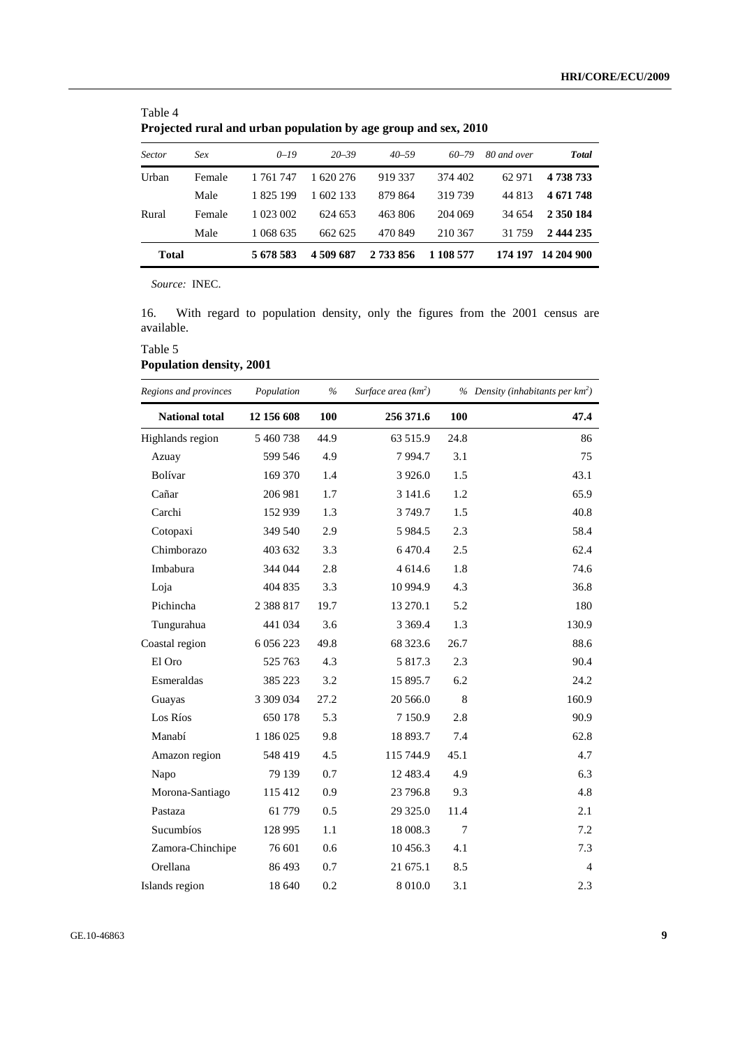Table 4
**Projected rural and urban population by age group and sex, 2010**

| *Sector* | *Sex* | *0–19* | *20–39* | *40–59* | *60–79* | *80 and over* | ***Total*** |
|---|---|---|---|---|---|---|---|
| Urban | Female | 1 761 747 | 1 620 276 | 919 337 | 374 402 | 62 971 | **4 738 733** |
| | Male | 1 825 199 | 1 602 133 | 879 864 | 319 739 | 44 813 | **4 671 748** |
| Rural | Female | 1 023 002 | 624 653 | 463 806 | 204 069 | 34 654 | **2 350 184** |
| | Male | 1 068 635 | 662 625 | 470 849 | 210 367 | 31 759 | **2 444 235** |
| **Total** | | **5 678 583** | **4 509 687** | **2 733 856** | **1 108 577** | **174 197** | **14 204 900** |

*Source:* INEC.

16. With regard to population density, only the figures from the 2001 census are available.

Table 5
**Population density, 2001**

| *Regions and provinces* | *Population* | *%* | *Surface area (km²)* | *%* | *Density (inhabitants per km²)* |
|---|---|---|---|---|---|
| **National total** | **12 156 608** | **100** | **256 371.6** | **100** | **47.4** |
| Highlands region | 5 460 738 | 44.9 | 63 515.9 | 24.8 | 86 |
| Azuay | 599 546 | 4.9 | 7 994.7 | 3.1 | 75 |
| Bolívar | 169 370 | 1.4 | 3 926.0 | 1.5 | 43.1 |
| Cañar | 206 981 | 1.7 | 3 141.6 | 1.2 | 65.9 |
| Carchi | 152 939 | 1.3 | 3 749.7 | 1.5 | 40.8 |
| Cotopaxi | 349 540 | 2.9 | 5 984.5 | 2.3 | 58.4 |
| Chimborazo | 403 632 | 3.3 | 6 470.4 | 2.5 | 62.4 |
| Imbabura | 344 044 | 2.8 | 4 614.6 | 1.8 | 74.6 |
| Loja | 404 835 | 3.3 | 10 994.9 | 4.3 | 36.8 |
| Pichincha | 2 388 817 | 19.7 | 13 270.1 | 5.2 | 180 |
| Tungurahua | 441 034 | 3.6 | 3 369.4 | 1.3 | 130.9 |
| Coastal region | 6 056 223 | 49.8 | 68 323.6 | 26.7 | 88.6 |
| El Oro | 525 763 | 4.3 | 5 817.3 | 2.3 | 90.4 |
| Esmeraldas | 385 223 | 3.2 | 15 895.7 | 6.2 | 24.2 |
| Guayas | 3 309 034 | 27.2 | 20 566.0 | 8 | 160.9 |
| Los Ríos | 650 178 | 5.3 | 7 150.9 | 2.8 | 90.9 |
| Manabí | 1 186 025 | 9.8 | 18 893.7 | 7.4 | 62.8 |
| Amazon region | 548 419 | 4.5 | 115 744.9 | 45.1 | 4.7 |
| Napo | 79 139 | 0.7 | 12 483.4 | 4.9 | 6.3 |
| Morona-Santiago | 115 412 | 0.9 | 23 796.8 | 9.3 | 4.8 |
| Pastaza | 61 779 | 0.5 | 29 325.0 | 11.4 | 2.1 |
| Sucumbíos | 128 995 | 1.1 | 18 008.3 | 7 | 7.2 |
| Zamora-Chinchipe | 76 601 | 0.6 | 10 456.3 | 4.1 | 7.3 |
| Orellana | 86 493 | 0.7 | 21 675.1 | 8.5 | 4 |
| Islands region | 18 640 | 0.2 | 8 010.0 | 3.1 | 2.3 |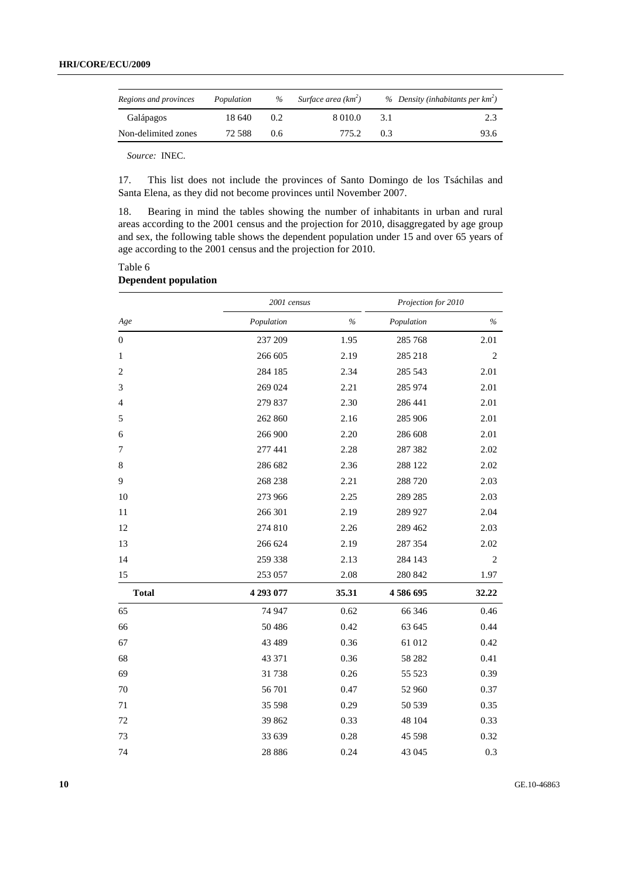| *Regions and provinces* | *Population* | *%* | *Surface area ($km^2$)* | *%* | *Density (inhabitants per $km^2$)* |
|---|---|---|---|---|---|
| Galápagos | 18 640 | 0.2 | 8 010.0 | 3.1 | 2.3 |
| Non-delimited zones | 72 588 | 0.6 | 775.2 | 0.3 | 93.6 |

*Source:* INEC.

17. This list does not include the provinces of Santo Domingo de los Tsáchilas and Santa Elena, as they did not become provinces until November 2007.

18. Bearing in mind the tables showing the number of inhabitants in urban and rural areas according to the 2001 census and the projection for 2010, disaggregated by age group and sex, the following table shows the dependent population under 15 and over 65 years of age according to the 2001 census and the projection for 2010.

Table 6
**Dependent population**

| | *2001 census* | | *Projection for 2010* | |
|---|---|---|---|---|
| *Age* | *Population* | *%* | *Population* | *%* |
| 0 | 237 209 | 1.95 | 285 768 | 2.01 |
| 1 | 266 605 | 2.19 | 285 218 | 2 |
| 2 | 284 185 | 2.34 | 285 543 | 2.01 |
| 3 | 269 024 | 2.21 | 285 974 | 2.01 |
| 4 | 279 837 | 2.30 | 286 441 | 2.01 |
| 5 | 262 860 | 2.16 | 285 906 | 2.01 |
| 6 | 266 900 | 2.20 | 286 608 | 2.01 |
| 7 | 277 441 | 2.28 | 287 382 | 2.02 |
| 8 | 286 682 | 2.36 | 288 122 | 2.02 |
| 9 | 268 238 | 2.21 | 288 720 | 2.03 |
| 10 | 273 966 | 2.25 | 289 285 | 2.03 |
| 11 | 266 301 | 2.19 | 289 927 | 2.04 |
| 12 | 274 810 | 2.26 | 289 462 | 2.03 |
| 13 | 266 624 | 2.19 | 287 354 | 2.02 |
| 14 | 259 338 | 2.13 | 284 143 | 2 |
| 15 | 253 057 | 2.08 | 280 842 | 1.97 |
| **Total** | **4 293 077** | **35.31** | **4 586 695** | **32.22** |
| 65 | 74 947 | 0.62 | 66 346 | 0.46 |
| 66 | 50 486 | 0.42 | 63 645 | 0.44 |
| 67 | 43 489 | 0.36 | 61 012 | 0.42 |
| 68 | 43 371 | 0.36 | 58 282 | 0.41 |
| 69 | 31 738 | 0.26 | 55 523 | 0.39 |
| 70 | 56 701 | 0.47 | 52 960 | 0.37 |
| 71 | 35 598 | 0.29 | 50 539 | 0.35 |
| 72 | 39 862 | 0.33 | 48 104 | 0.33 |
| 73 | 33 639 | 0.28 | 45 598 | 0.32 |
| 74 | 28 886 | 0.24 | 43 045 | 0.3 |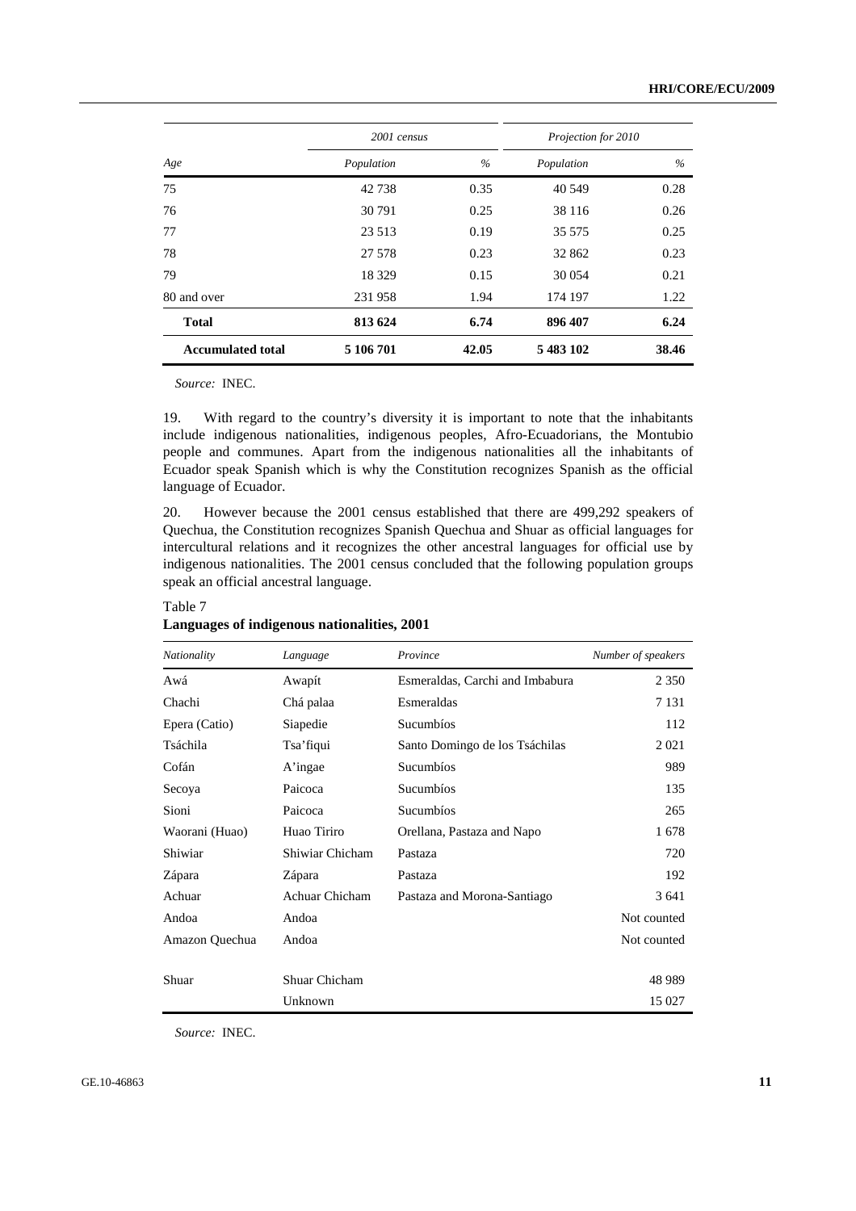| Age | 2001 census | | Projection for 2010 | |
|---|---|---|---|---|
| | Population | % | Population | % |
| 75 | 42 738 | 0.35 | 40 549 | 0.28 |
| 76 | 30 791 | 0.25 | 38 116 | 0.26 |
| 77 | 23 513 | 0.19 | 35 575 | 0.25 |
| 78 | 27 578 | 0.23 | 32 862 | 0.23 |
| 79 | 18 329 | 0.15 | 30 054 | 0.21 |
| 80 and over | 231 958 | 1.94 | 174 197 | 1.22 |
| **Total** | **813 624** | **6.74** | **896 407** | **6.24** |
| **Accumulated total** | **5 106 701** | **42.05** | **5 483 102** | **38.46** |

*Source:* INEC.

19. With regard to the country's diversity it is important to note that the inhabitants include indigenous nationalities, indigenous peoples, Afro-Ecuadorians, the Montubio people and communes. Apart from the indigenous nationalities all the inhabitants of Ecuador speak Spanish which is why the Constitution recognizes Spanish as the official language of Ecuador.

20. However because the 2001 census established that there are 499,292 speakers of Quechua, the Constitution recognizes Spanish Quechua and Shuar as official languages for intercultural relations and it recognizes the other ancestral languages for official use by indigenous nationalities. The 2001 census concluded that the following population groups speak an official ancestral language.

Table 7
**Languages of indigenous nationalities, 2001**

| Nationality | Language | Province | Number of speakers |
|---|---|---|---|
| Awá | Awapít | Esmeraldas, Carchi and Imbabura | 2 350 |
| Chachi | Chá palaa | Esmeraldas | 7 131 |
| Epera (Catio) | Siapedie | Sucumbíos | 112 |
| Tsáchila | Tsa'fiqui | Santo Domingo de los Tsáchilas | 2 021 |
| Cofán | A'ingae | Sucumbíos | 989 |
| Secoya | Paicoca | Sucumbíos | 135 |
| Sioni | Paicoca | Sucumbíos | 265 |
| Waorani (Huao) | Huao Tiriro | Orellana, Pastaza and Napo | 1 678 |
| Shiwiar | Shiwiar Chicham | Pastaza | 720 |
| Zápara | Zápara | Pastaza | 192 |
| Achuar | Achuar Chicham | Pastaza and Morona-Santiago | 3 641 |
| Andoa | Andoa | | Not counted |
| Amazon Quechua | Andoa | | Not counted |
| Shuar | Shuar Chicham | | 48 989 |
| | Unknown | | 15 027 |

*Source:* INEC.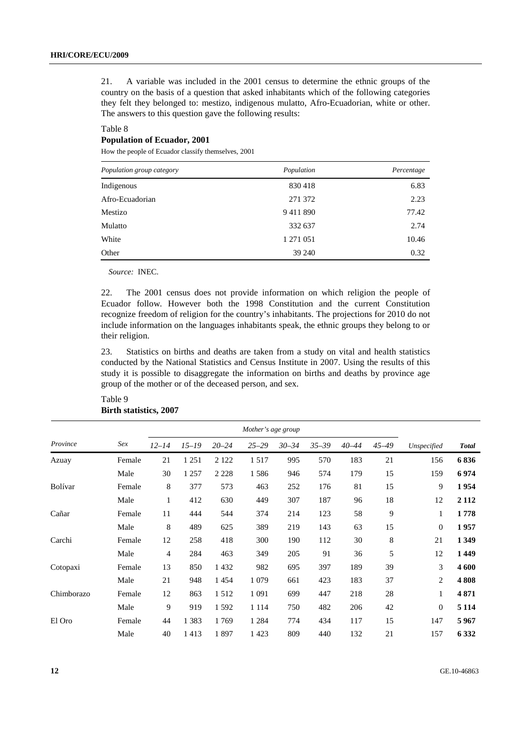21. A variable was included in the 2001 census to determine the ethnic groups of the country on the basis of a question that asked inhabitants which of the following categories they felt they belonged to: mestizo, indigenous mulatto, Afro-Ecuadorian, white or other. The answers to this question gave the following results:

Table 8
**Population of Ecuador, 2001**

How the people of Ecuador classify themselves, 2001

| *Population group category* | *Population* | *Percentage* |
|---|---|---|
| Indigenous | 830 418 | 6.83 |
| Afro-Ecuadorian | 271 372 | 2.23 |
| Mestizo | 9 411 890 | 77.42 |
| Mulatto | 332 637 | 2.74 |
| White | 1 271 051 | 10.46 |
| Other | 39 240 | 0.32 |

*Source:* INEC.

22. The 2001 census does not provide information on which religion the people of Ecuador follow. However both the 1998 Constitution and the current Constitution recognize freedom of religion for the country's inhabitants. The projections for 2010 do not include information on the languages inhabitants speak, the ethnic groups they belong to or their religion.

23. Statistics on births and deaths are taken from a study on vital and health statistics conducted by the National Statistics and Census Institute in 2007. Using the results of this study it is possible to disaggregate the information on births and deaths by province age group of the mother or of the deceased person, and sex.

Table 9
**Birth statistics, 2007**

| | | *Mother's age group* | | | | | | | | | |
|---|---|---|---|---|---|---|---|---|---|---|---|
| *Province* | *Sex* | *12–14* | *15–19* | *20–24* | *25–29* | *30–34* | *35–39* | *40–44* | *45–49* | *Unspecified* | ***Total*** |
| Azuay | Female | 21 | 1 251 | 2 122 | 1 517 | 995 | 570 | 183 | 21 | 156 | **6 836** |
| | Male | 30 | 1 257 | 2 228 | 1 586 | 946 | 574 | 179 | 15 | 159 | **6 974** |
| Bolívar | Female | 8 | 377 | 573 | 463 | 252 | 176 | 81 | 15 | 9 | **1 954** |
| | Male | 1 | 412 | 630 | 449 | 307 | 187 | 96 | 18 | 12 | **2 112** |
| Cañar | Female | 11 | 444 | 544 | 374 | 214 | 123 | 58 | 9 | 1 | **1 778** |
| | Male | 8 | 489 | 625 | 389 | 219 | 143 | 63 | 15 | 0 | **1 957** |
| Carchi | Female | 12 | 258 | 418 | 300 | 190 | 112 | 30 | 8 | 21 | **1 349** |
| | Male | 4 | 284 | 463 | 349 | 205 | 91 | 36 | 5 | 12 | **1 449** |
| Cotopaxi | Female | 13 | 850 | 1 432 | 982 | 695 | 397 | 189 | 39 | 3 | **4 600** |
| | Male | 21 | 948 | 1 454 | 1 079 | 661 | 423 | 183 | 37 | 2 | **4 808** |
| Chimborazo | Female | 12 | 863 | 1 512 | 1 091 | 699 | 447 | 218 | 28 | 1 | **4 871** |
| | Male | 9 | 919 | 1 592 | 1 114 | 750 | 482 | 206 | 42 | 0 | **5 114** |
| El Oro | Female | 44 | 1 383 | 1 769 | 1 284 | 774 | 434 | 117 | 15 | 147 | **5 967** |
| | Male | 40 | 1 413 | 1 897 | 1 423 | 809 | 440 | 132 | 21 | 157 | **6 332** |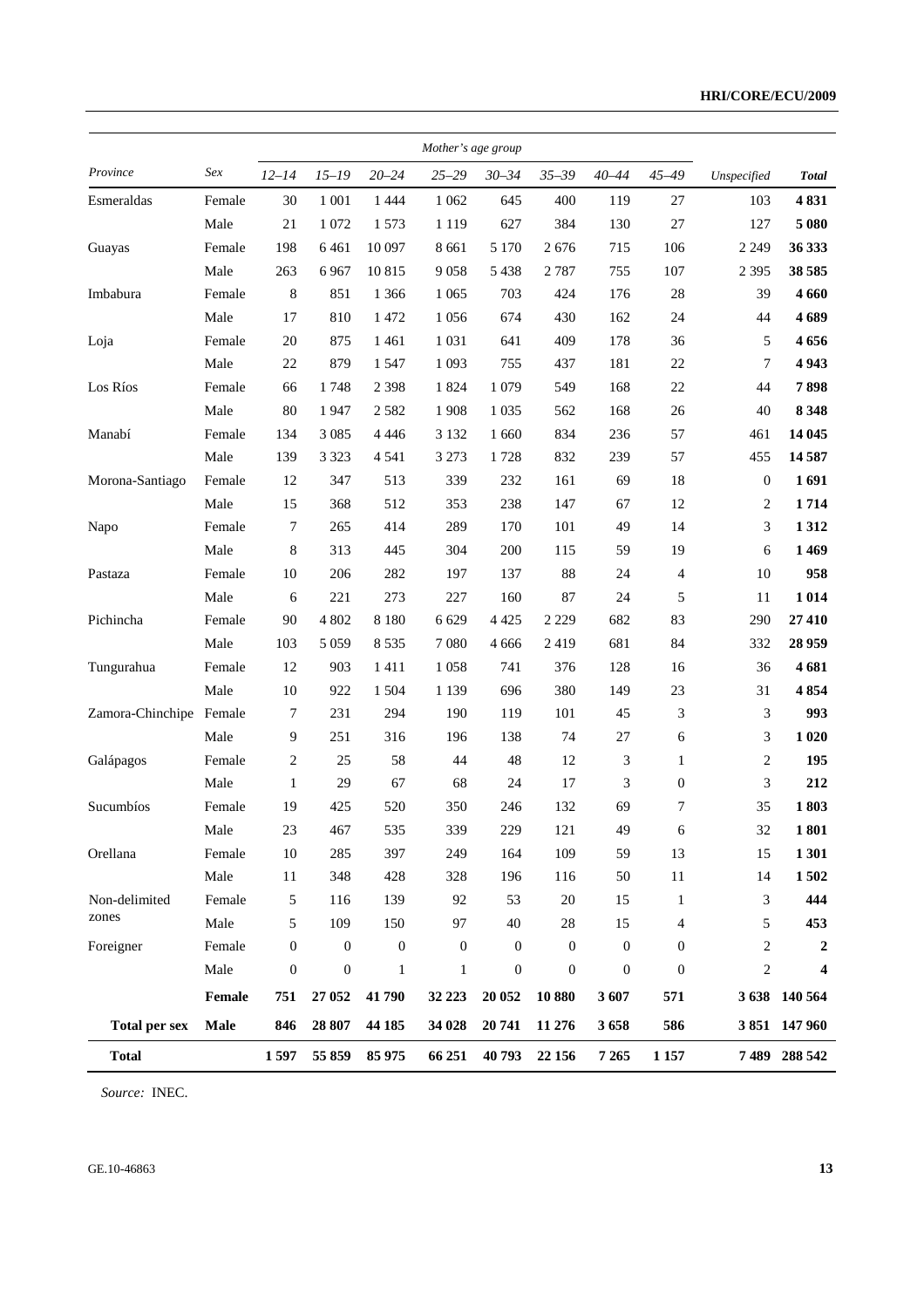| Province | Sex | Mother's age group | | | | | | | | | |
|---|---|---|---|---|---|---|---|---|---|---|---|
| | | *12–14* | *15–19* | *20–24* | *25–29* | *30–34* | *35–39* | *40–44* | *45–49* | *Unspecified* | ***Total*** |
| Esmeraldas | Female | 30 | 1 001 | 1 444 | 1 062 | 645 | 400 | 119 | 27 | 103 | **4 831** |
| | Male | 21 | 1 072 | 1 573 | 1 119 | 627 | 384 | 130 | 27 | 127 | **5 080** |
| Guayas | Female | 198 | 6 461 | 10 097 | 8 661 | 5 170 | 2 676 | 715 | 106 | 2 249 | **36 333** |
| | Male | 263 | 6 967 | 10 815 | 9 058 | 5 438 | 2 787 | 755 | 107 | 2 395 | **38 585** |
| Imbabura | Female | 8 | 851 | 1 366 | 1 065 | 703 | 424 | 176 | 28 | 39 | **4 660** |
| | Male | 17 | 810 | 1 472 | 1 056 | 674 | 430 | 162 | 24 | 44 | **4 689** |
| Loja | Female | 20 | 875 | 1 461 | 1 031 | 641 | 409 | 178 | 36 | 5 | **4 656** |
| | Male | 22 | 879 | 1 547 | 1 093 | 755 | 437 | 181 | 22 | 7 | **4 943** |
| Los Ríos | Female | 66 | 1 748 | 2 398 | 1 824 | 1 079 | 549 | 168 | 22 | 44 | **7 898** |
| | Male | 80 | 1 947 | 2 582 | 1 908 | 1 035 | 562 | 168 | 26 | 40 | **8 348** |
| Manabí | Female | 134 | 3 085 | 4 446 | 3 132 | 1 660 | 834 | 236 | 57 | 461 | **14 045** |
| | Male | 139 | 3 323 | 4 541 | 3 273 | 1 728 | 832 | 239 | 57 | 455 | **14 587** |
| Morona-Santiago | Female | 12 | 347 | 513 | 339 | 232 | 161 | 69 | 18 | 0 | **1 691** |
| | Male | 15 | 368 | 512 | 353 | 238 | 147 | 67 | 12 | 2 | **1 714** |
| Napo | Female | 7 | 265 | 414 | 289 | 170 | 101 | 49 | 14 | 3 | **1 312** |
| | Male | 8 | 313 | 445 | 304 | 200 | 115 | 59 | 19 | 6 | **1 469** |
| Pastaza | Female | 10 | 206 | 282 | 197 | 137 | 88 | 24 | 4 | 10 | **958** |
| | Male | 6 | 221 | 273 | 227 | 160 | 87 | 24 | 5 | 11 | **1 014** |
| Pichincha | Female | 90 | 4 802 | 8 180 | 6 629 | 4 425 | 2 229 | 682 | 83 | 290 | **27 410** |
| | Male | 103 | 5 059 | 8 535 | 7 080 | 4 666 | 2 419 | 681 | 84 | 332 | **28 959** |
| Tungurahua | Female | 12 | 903 | 1 411 | 1 058 | 741 | 376 | 128 | 16 | 36 | **4 681** |
| | Male | 10 | 922 | 1 504 | 1 139 | 696 | 380 | 149 | 23 | 31 | **4 854** |
| Zamora-Chinchipe | Female | 7 | 231 | 294 | 190 | 119 | 101 | 45 | 3 | 3 | **993** |
| | Male | 9 | 251 | 316 | 196 | 138 | 74 | 27 | 6 | 3 | **1 020** |
| Galápagos | Female | 2 | 25 | 58 | 44 | 48 | 12 | 3 | 1 | 2 | **195** |
| | Male | 1 | 29 | 67 | 68 | 24 | 17 | 3 | 0 | 3 | **212** |
| Sucumbíos | Female | 19 | 425 | 520 | 350 | 246 | 132 | 69 | 7 | 35 | **1 803** |
| | Male | 23 | 467 | 535 | 339 | 229 | 121 | 49 | 6 | 32 | **1 801** |
| Orellana | Female | 10 | 285 | 397 | 249 | 164 | 109 | 59 | 13 | 15 | **1 301** |
| | Male | 11 | 348 | 428 | 328 | 196 | 116 | 50 | 11 | 14 | **1 502** |
| Non-delimited zones | Female | 5 | 116 | 139 | 92 | 53 | 20 | 15 | 1 | 3 | **444** |
| | Male | 5 | 109 | 150 | 97 | 40 | 28 | 15 | 4 | 5 | **453** |
| Foreigner | Female | 0 | 0 | 0 | 0 | 0 | 0 | 0 | 0 | 2 | **2** |
| | Male | 0 | 0 | 1 | 1 | 0 | 0 | 0 | 0 | 2 | **4** |
| **Total per sex** | **Female** | **751** | **27 052** | **41 790** | **32 223** | **20 052** | **10 880** | **3 607** | **571** | **3 638** | **140 564** |
| | **Male** | **846** | **28 807** | **44 185** | **34 028** | **20 741** | **11 276** | **3 658** | **586** | **3 851** | **147 960** |
| **Total** | | **1 597** | **55 859** | **85 975** | **66 251** | **40 793** | **22 156** | **7 265** | **1 157** | **7 489** | **288 542** |

*Source:* INEC.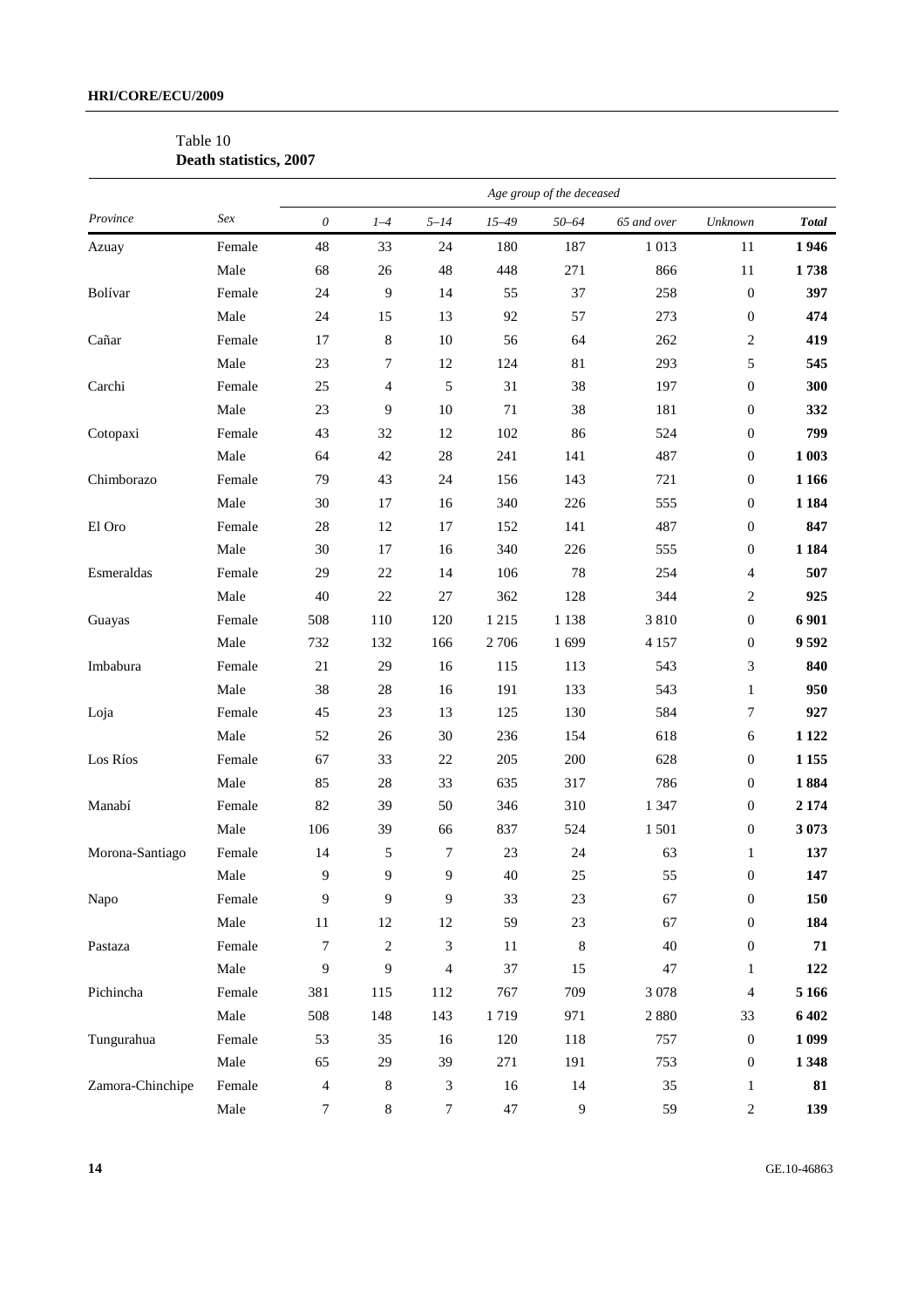Table 10
**Death statistics, 2007**

| *Province* | *Sex* | *Age group of the deceased* | | | | | | | |
|---|---|---|---|---|---|---|---|---|---|
| | | *0* | *1–4* | *5–14* | *15–49* | *50–64* | *65 and over* | *Unknown* | ***Total*** |
| Azuay | Female | 48 | 33 | 24 | 180 | 187 | 1 013 | 11 | **1 946** |
| | Male | 68 | 26 | 48 | 448 | 271 | 866 | 11 | **1 738** |
| Bolívar | Female | 24 | 9 | 14 | 55 | 37 | 258 | 0 | **397** |
| | Male | 24 | 15 | 13 | 92 | 57 | 273 | 0 | **474** |
| Cañar | Female | 17 | 8 | 10 | 56 | 64 | 262 | 2 | **419** |
| | Male | 23 | 7 | 12 | 124 | 81 | 293 | 5 | **545** |
| Carchi | Female | 25 | 4 | 5 | 31 | 38 | 197 | 0 | **300** |
| | Male | 23 | 9 | 10 | 71 | 38 | 181 | 0 | **332** |
| Cotopaxi | Female | 43 | 32 | 12 | 102 | 86 | 524 | 0 | **799** |
| | Male | 64 | 42 | 28 | 241 | 141 | 487 | 0 | **1 003** |
| Chimborazo | Female | 79 | 43 | 24 | 156 | 143 | 721 | 0 | **1 166** |
| | Male | 30 | 17 | 16 | 340 | 226 | 555 | 0 | **1 184** |
| El Oro | Female | 28 | 12 | 17 | 152 | 141 | 487 | 0 | **847** |
| | Male | 30 | 17 | 16 | 340 | 226 | 555 | 0 | **1 184** |
| Esmeraldas | Female | 29 | 22 | 14 | 106 | 78 | 254 | 4 | **507** |
| | Male | 40 | 22 | 27 | 362 | 128 | 344 | 2 | **925** |
| Guayas | Female | 508 | 110 | 120 | 1 215 | 1 138 | 3 810 | 0 | **6 901** |
| | Male | 732 | 132 | 166 | 2 706 | 1 699 | 4 157 | 0 | **9 592** |
| Imbabura | Female | 21 | 29 | 16 | 115 | 113 | 543 | 3 | **840** |
| | Male | 38 | 28 | 16 | 191 | 133 | 543 | 1 | **950** |
| Loja | Female | 45 | 23 | 13 | 125 | 130 | 584 | 7 | **927** |
| | Male | 52 | 26 | 30 | 236 | 154 | 618 | 6 | **1 122** |
| Los Ríos | Female | 67 | 33 | 22 | 205 | 200 | 628 | 0 | **1 155** |
| | Male | 85 | 28 | 33 | 635 | 317 | 786 | 0 | **1 884** |
| Manabí | Female | 82 | 39 | 50 | 346 | 310 | 1 347 | 0 | **2 174** |
| | Male | 106 | 39 | 66 | 837 | 524 | 1 501 | 0 | **3 073** |
| Morona-Santiago | Female | 14 | 5 | 7 | 23 | 24 | 63 | 1 | **137** |
| | Male | 9 | 9 | 9 | 40 | 25 | 55 | 0 | **147** |
| Napo | Female | 9 | 9 | 9 | 33 | 23 | 67 | 0 | **150** |
| | Male | 11 | 12 | 12 | 59 | 23 | 67 | 0 | **184** |
| Pastaza | Female | 7 | 2 | 3 | 11 | 8 | 40 | 0 | **71** |
| | Male | 9 | 9 | 4 | 37 | 15 | 47 | 1 | **122** |
| Pichincha | Female | 381 | 115 | 112 | 767 | 709 | 3 078 | 4 | **5 166** |
| | Male | 508 | 148 | 143 | 1 719 | 971 | 2 880 | 33 | **6 402** |
| Tungurahua | Female | 53 | 35 | 16 | 120 | 118 | 757 | 0 | **1 099** |
| | Male | 65 | 29 | 39 | 271 | 191 | 753 | 0 | **1 348** |
| Zamora-Chinchipe | Female | 4 | 8 | 3 | 16 | 14 | 35 | 1 | **81** |
| | Male | 7 | 8 | 7 | 47 | 9 | 59 | 2 | **139** |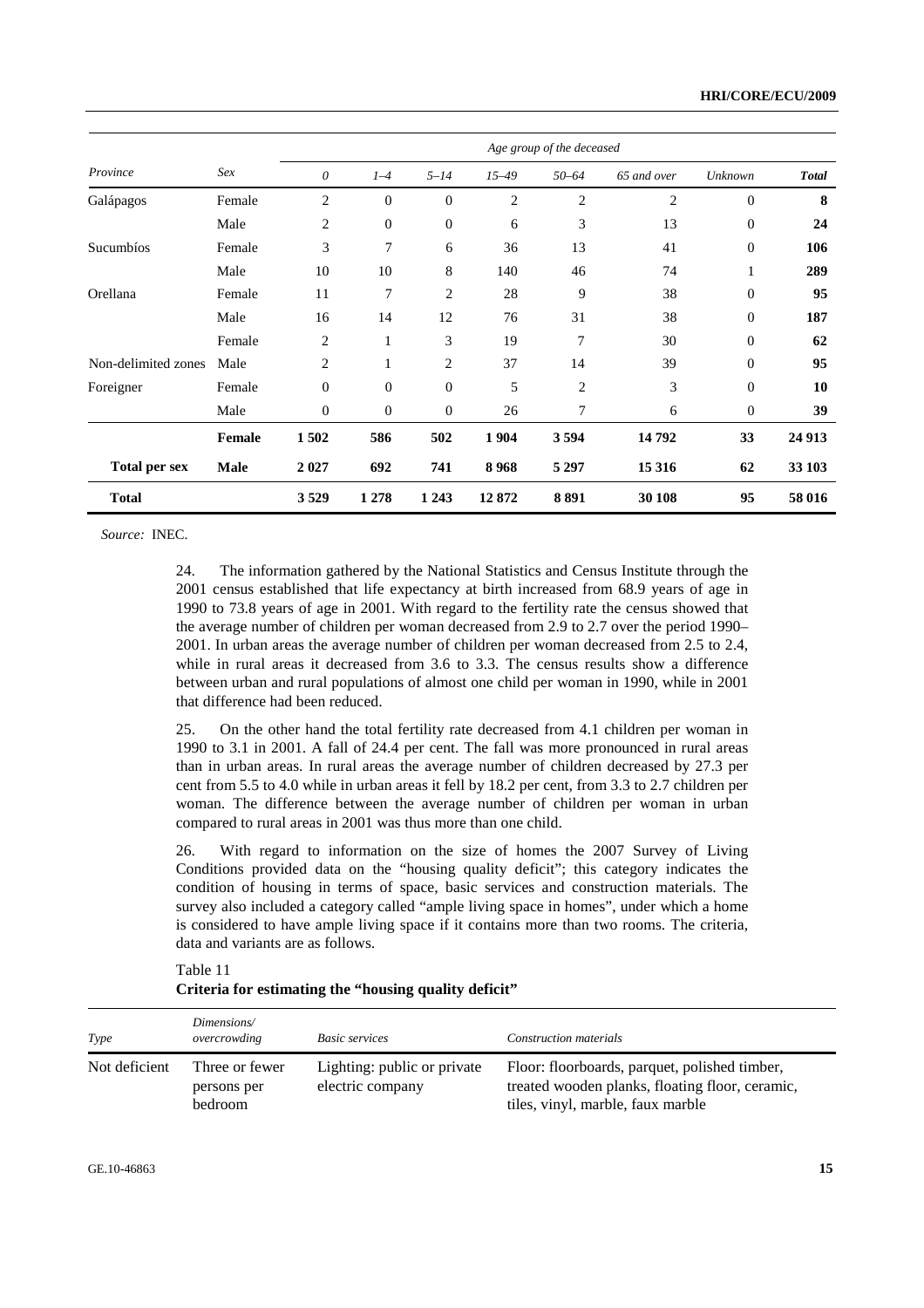| Province | Sex | Age group of the deceased | | | | | | | |
|---|---|---|---|---|---|---|---|---|---|
| | | *0* | *1–4* | *5–14* | *15–49* | *50–64* | *65 and over* | *Unknown* | ***Total*** |
| Galápagos | Female | 2 | 0 | 0 | 2 | 2 | 2 | 0 | **8** |
| | Male | 2 | 0 | 0 | 6 | 3 | 13 | 0 | **24** |
| Sucumbíos | Female | 3 | 7 | 6 | 36 | 13 | 41 | 0 | **106** |
| | Male | 10 | 10 | 8 | 140 | 46 | 74 | 1 | **289** |
| Orellana | Female | 11 | 7 | 2 | 28 | 9 | 38 | 0 | **95** |
| | Male | 16 | 14 | 12 | 76 | 31 | 38 | 0 | **187** |
| | Female | 2 | 1 | 3 | 19 | 7 | 30 | 0 | **62** |
| Non-delimited zones | Male | 2 | 1 | 2 | 37 | 14 | 39 | 0 | **95** |
| Foreigner | Female | 0 | 0 | 0 | 5 | 2 | 3 | 0 | **10** |
| | Male | 0 | 0 | 0 | 26 | 7 | 6 | 0 | **39** |
| | **Female** | **1 502** | **586** | **502** | **1 904** | **3 594** | **14 792** | **33** | **24 913** |
| **Total per sex** | **Male** | **2 027** | **692** | **741** | **8 968** | **5 297** | **15 316** | **62** | **33 103** |
| **Total** | | **3 529** | **1 278** | **1 243** | **12 872** | **8 891** | **30 108** | **95** | **58 016** |

*Source:* INEC.

24. The information gathered by the National Statistics and Census Institute through the 2001 census established that life expectancy at birth increased from 68.9 years of age in 1990 to 73.8 years of age in 2001. With regard to the fertility rate the census showed that the average number of children per woman decreased from 2.9 to 2.7 over the period 1990–2001. In urban areas the average number of children per woman decreased from 2.5 to 2.4, while in rural areas it decreased from 3.6 to 3.3. The census results show a difference between urban and rural populations of almost one child per woman in 1990, while in 2001 that difference had been reduced.

25. On the other hand the total fertility rate decreased from 4.1 children per woman in 1990 to 3.1 in 2001. A fall of 24.4 per cent. The fall was more pronounced in rural areas than in urban areas. In rural areas the average number of children decreased by 27.3 per cent from 5.5 to 4.0 while in urban areas it fell by 18.2 per cent, from 3.3 to 2.7 children per woman. The difference between the average number of children per woman in urban compared to rural areas in 2001 was thus more than one child.

26. With regard to information on the size of homes the 2007 Survey of Living Conditions provided data on the "housing quality deficit"; this category indicates the condition of housing in terms of space, basic services and construction materials. The survey also included a category called "ample living space in homes", under which a home is considered to have ample living space if it contains more than two rooms. The criteria, data and variants are as follows.

Table 11
**Criteria for estimating the "housing quality deficit"**

| *Type* | *Dimensions/ overcrowding* | *Basic services* | *Construction materials* |
|---|---|---|---|
| Not deficient | Three or fewer persons per bedroom | Lighting: public or private electric company | Floor: floorboards, parquet, polished timber, treated wooden planks, floating floor, ceramic, tiles, vinyl, marble, faux marble |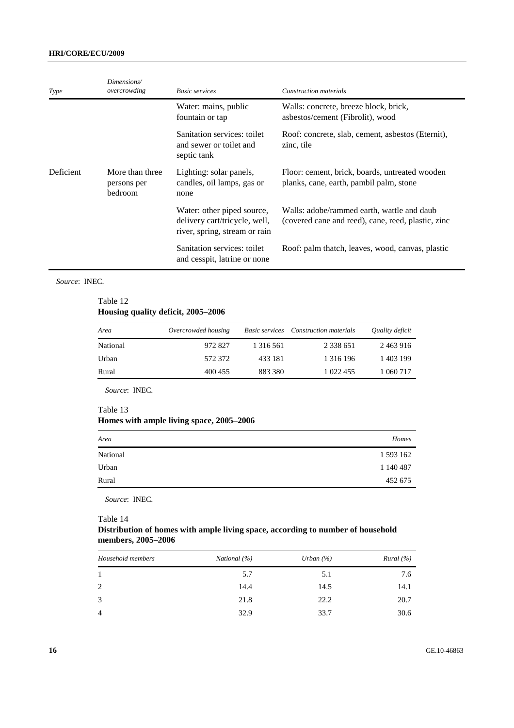| Type | Dimensions/ overcrowding | Basic services | Construction materials |
|---|---|---|---|
| | | Water: mains, public fountain or tap | Walls: concrete, breeze block, brick, asbestos/cement (Fibrolit), wood |
| | | Sanitation services: toilet and sewer or toilet and septic tank | Roof: concrete, slab, cement, asbestos (Eternit), zinc, tile |
| Deficient | More than three persons per bedroom | Lighting: solar panels, candles, oil lamps, gas or none | Floor: cement, brick, boards, untreated wooden planks, cane, earth, pambil palm, stone |
| | | Water: other piped source, delivery cart/tricycle, well, river, spring, stream or rain | Walls: adobe/rammed earth, wattle and daub (covered cane and reed), cane, reed, plastic, zinc |
| | | Sanitation services: toilet and cesspit, latrine or none | Roof: palm thatch, leaves, wood, canvas, plastic |

*Source*: INEC.

Table 12
**Housing quality deficit, 2005–2006**

| Area | Overcrowded housing | Basic services | Construction materials | Quality deficit |
|---|---|---|---|---|
| National | 972 827 | 1 316 561 | 2 338 651 | 2 463 916 |
| Urban | 572 372 | 433 181 | 1 316 196 | 1 403 199 |
| Rural | 400 455 | 883 380 | 1 022 455 | 1 060 717 |

*Source*: INEC.

Table 13
**Homes with ample living space, 2005–2006**

| Area | Homes |
|---|---|
| National | 1 593 162 |
| Urban | 1 140 487 |
| Rural | 452 675 |

*Source*: INEC.

Table 14
**Distribution of homes with ample living space, according to number of household members, 2005–2006**

| Household members | National (%) | Urban (%) | Rural (%) |
|---|---|---|---|
| 1 | 5.7 | 5.1 | 7.6 |
| 2 | 14.4 | 14.5 | 14.1 |
| 3 | 21.8 | 22.2 | 20.7 |
| 4 | 32.9 | 33.7 | 30.6 |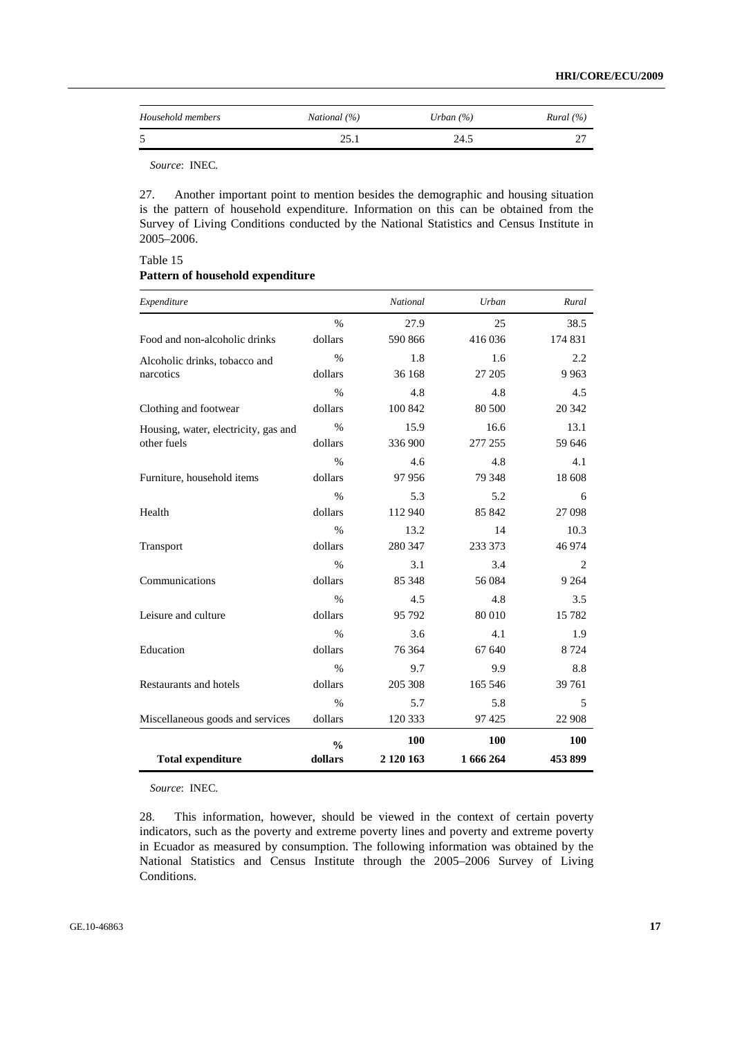| Household members | National (%) | Urban (%) | Rural (%) |
|---|---|---|---|
| 5 | 25.1 | 24.5 | 27 |

*Source*: INEC.

27. Another important point to mention besides the demographic and housing situation is the pattern of household expenditure. Information on this can be obtained from the Survey of Living Conditions conducted by the National Statistics and Census Institute in 2005–2006.

Table 15
**Pattern of household expenditure**

| Expenditure | | National | Urban | Rural |
|---|---|---|---|---|
| Food and non-alcoholic drinks | % | 27.9 | 25 | 38.5 |
| | dollars | 590 866 | 416 036 | 174 831 |
| Alcoholic drinks, tobacco and narcotics | % | 1.8 | 1.6 | 2.2 |
| | dollars | 36 168 | 27 205 | 9 963 |
| Clothing and footwear | % | 4.8 | 4.8 | 4.5 |
| | dollars | 100 842 | 80 500 | 20 342 |
| Housing, water, electricity, gas and other fuels | % | 15.9 | 16.6 | 13.1 |
| | dollars | 336 900 | 277 255 | 59 646 |
| Furniture, household items | % | 4.6 | 4.8 | 4.1 |
| | dollars | 97 956 | 79 348 | 18 608 |
| Health | % | 5.3 | 5.2 | 6 |
| | dollars | 112 940 | 85 842 | 27 098 |
| Transport | % | 13.2 | 14 | 10.3 |
| | dollars | 280 347 | 233 373 | 46 974 |
| Communications | % | 3.1 | 3.4 | 2 |
| | dollars | 85 348 | 56 084 | 9 264 |
| Leisure and culture | % | 4.5 | 4.8 | 3.5 |
| | dollars | 95 792 | 80 010 | 15 782 |
| Education | % | 3.6 | 4.1 | 1.9 |
| | dollars | 76 364 | 67 640 | 8 724 |
| Restaurants and hotels | % | 9.7 | 9.9 | 8.8 |
| | dollars | 205 308 | 165 546 | 39 761 |
| Miscellaneous goods and services | % | 5.7 | 5.8 | 5 |
| | dollars | 120 333 | 97 425 | 22 908 |
| **Total expenditure** | **%** | **100** | **100** | **100** |
| | **dollars** | **2 120 163** | **1 666 264** | **453 899** |

*Source*: INEC.

28. This information, however, should be viewed in the context of certain poverty indicators, such as the poverty and extreme poverty lines and poverty and extreme poverty in Ecuador as measured by consumption. The following information was obtained by the National Statistics and Census Institute through the 2005–2006 Survey of Living Conditions.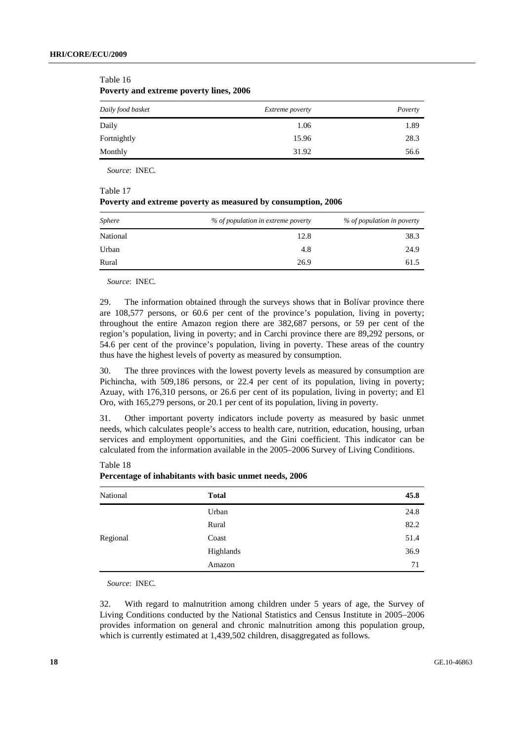Table 16
**Poverty and extreme poverty lines, 2006**

| *Daily food basket* | *Extreme poverty* | *Poverty* |
|---|---|---|
| Daily | 1.06 | 1.89 |
| Fortnightly | 15.96 | 28.3 |
| Monthly | 31.92 | 56.6 |

*Source*: INEC.

Table 17
**Poverty and extreme poverty as measured by consumption, 2006**

| *Sphere* | *% of population in extreme poverty* | *% of population in poverty* |
|---|---|---|
| National | 12.8 | 38.3 |
| Urban | 4.8 | 24.9 |
| Rural | 26.9 | 61.5 |

*Source*: INEC.

29. The information obtained through the surveys shows that in Bolívar province there are 108,577 persons, or 60.6 per cent of the province's population, living in poverty; throughout the entire Amazon region there are 382,687 persons, or 59 per cent of the region's population, living in poverty; and in Carchi province there are 89,292 persons, or 54.6 per cent of the province's population, living in poverty. These areas of the country thus have the highest levels of poverty as measured by consumption.

30. The three provinces with the lowest poverty levels as measured by consumption are Pichincha, with 509,186 persons, or 22.4 per cent of its population, living in poverty; Azuay, with 176,310 persons, or 26.6 per cent of its population, living in poverty; and El Oro, with 165,279 persons, or 20.1 per cent of its population, living in poverty.

31. Other important poverty indicators include poverty as measured by basic unmet needs, which calculates people's access to health care, nutrition, education, housing, urban services and employment opportunities, and the Gini coefficient. This indicator can be calculated from the information available in the 2005–2006 Survey of Living Conditions.

Table 18
**Percentage of inhabitants with basic unmet needs, 2006**

| National | **Total** | **45.8** |
|---|---|---|
| | Urban | 24.8 |
| | Rural | 82.2 |
| Regional | Coast | 51.4 |
| | Highlands | 36.9 |
| | Amazon | 71 |

*Source*: INEC.

32. With regard to malnutrition among children under 5 years of age, the Survey of Living Conditions conducted by the National Statistics and Census Institute in 2005–2006 provides information on general and chronic malnutrition among this population group, which is currently estimated at 1,439,502 children, disaggregated as follows.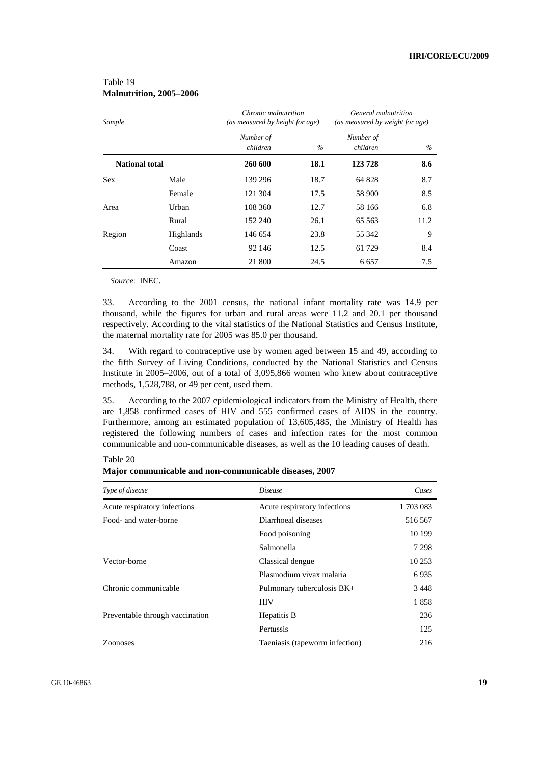Table 19
**Malnutrition, 2005–2006**

| *Sample* | | *Chronic malnutrition (as measured by height for age)* | | *General malnutrition (as measured by weight for age)* | |
|---|---|---|---|---|---|
| | | *Number of children* | *%* | *Number of children* | *%* |
| **National total** | | **260 600** | **18.1** | **123 728** | **8.6** |
| Sex | Male | 139 296 | 18.7 | 64 828 | 8.7 |
| | Female | 121 304 | 17.5 | 58 900 | 8.5 |
| Area | Urban | 108 360 | 12.7 | 58 166 | 6.8 |
| | Rural | 152 240 | 26.1 | 65 563 | 11.2 |
| Region | Highlands | 146 654 | 23.8 | 55 342 | 9 |
| | Coast | 92 146 | 12.5 | 61 729 | 8.4 |
| | Amazon | 21 800 | 24.5 | 6 657 | 7.5 |

*Source*: INEC.

33. According to the 2001 census, the national infant mortality rate was 14.9 per thousand, while the figures for urban and rural areas were 11.2 and 20.1 per thousand respectively. According to the vital statistics of the National Statistics and Census Institute, the maternal mortality rate for 2005 was 85.0 per thousand.

34. With regard to contraceptive use by women aged between 15 and 49, according to the fifth Survey of Living Conditions, conducted by the National Statistics and Census Institute in 2005–2006, out of a total of 3,095,866 women who knew about contraceptive methods, 1,528,788, or 49 per cent, used them.

35. According to the 2007 epidemiological indicators from the Ministry of Health, there are 1,858 confirmed cases of HIV and 555 confirmed cases of AIDS in the country. Furthermore, among an estimated population of 13,605,485, the Ministry of Health has registered the following numbers of cases and infection rates for the most common communicable and non-communicable diseases, as well as the 10 leading causes of death.

Table 20
**Major communicable and non-communicable diseases, 2007**

| *Type of disease* | *Disease* | *Cases* |
|---|---|---|
| Acute respiratory infections | Acute respiratory infections | 1 703 083 |
| Food- and water-borne | Diarrhoeal diseases | 516 567 |
| | Food poisoning | 10 199 |
| | Salmonella | 7 298 |
| Vector-borne | Classical dengue | 10 253 |
| | Plasmodium vivax malaria | 6 935 |
| Chronic communicable | Pulmonary tuberculosis BK+ | 3 448 |
| | HIV | 1 858 |
| Preventable through vaccination | Hepatitis B | 236 |
| | Pertussis | 125 |
| Zoonoses | Taeniasis (tapeworm infection) | 216 |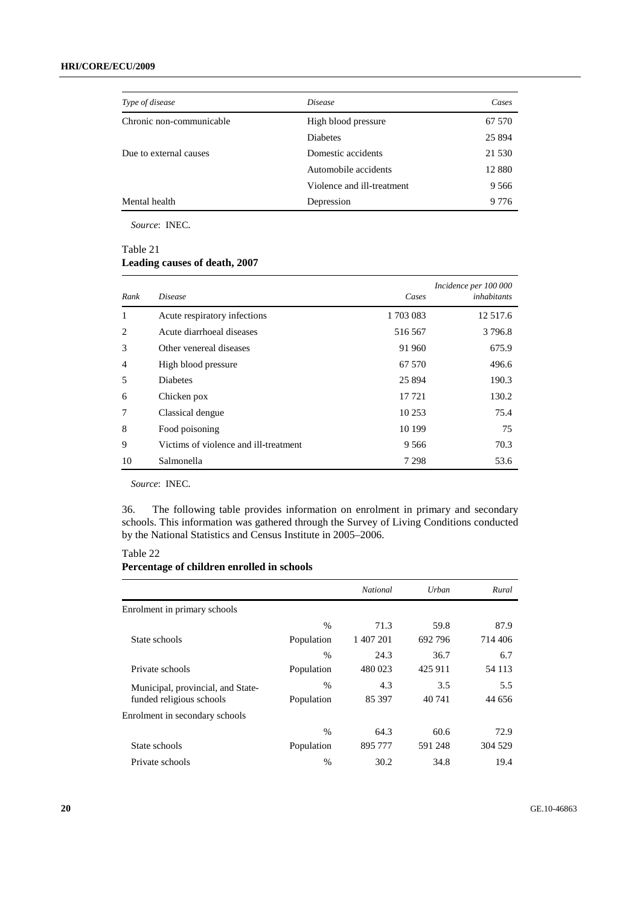| *Type of disease* | *Disease* | *Cases* |
|---|---|---|
| Chronic non-communicable | High blood pressure | 67 570 |
| | Diabetes | 25 894 |
| Due to external causes | Domestic accidents | 21 530 |
| | Automobile accidents | 12 880 |
| | Violence and ill-treatment | 9 566 |
| Mental health | Depression | 9 776 |

*Source*: INEC.

Table 21

**Leading causes of death, 2007**

| *Rank* | *Disease* | *Cases* | *Incidence per 100 000 inhabitants* |
|---|---|---|---|
| 1 | Acute respiratory infections | 1 703 083 | 12 517.6 |
| 2 | Acute diarrhoeal diseases | 516 567 | 3 796.8 |
| 3 | Other venereal diseases | 91 960 | 675.9 |
| 4 | High blood pressure | 67 570 | 496.6 |
| 5 | Diabetes | 25 894 | 190.3 |
| 6 | Chicken pox | 17 721 | 130.2 |
| 7 | Classical dengue | 10 253 | 75.4 |
| 8 | Food poisoning | 10 199 | 75 |
| 9 | Victims of violence and ill-treatment | 9 566 | 70.3 |
| 10 | Salmonella | 7 298 | 53.6 |

*Source*: INEC.

36. The following table provides information on enrolment in primary and secondary schools. This information was gathered through the Survey of Living Conditions conducted by the National Statistics and Census Institute in 2005–2006.

Table 22

**Percentage of children enrolled in schools**

| | | *National* | *Urban* | *Rural* |
|---|---|---|---|---|
| Enrolment in primary schools | | | | |
| State schools | % | 71.3 | 59.8 | 87.9 |
| | Population | 1 407 201 | 692 796 | 714 406 |
| Private schools | % | 24.3 | 36.7 | 6.7 |
| | Population | 480 023 | 425 911 | 54 113 |
| Municipal, provincial, and State-funded religious schools | % | 4.3 | 3.5 | 5.5 |
| | Population | 85 397 | 40 741 | 44 656 |
| Enrolment in secondary schools | | | | |
| State schools | % | 64.3 | 60.6 | 72.9 |
| | Population | 895 777 | 591 248 | 304 529 |
| Private schools | % | 30.2 | 34.8 | 19.4 |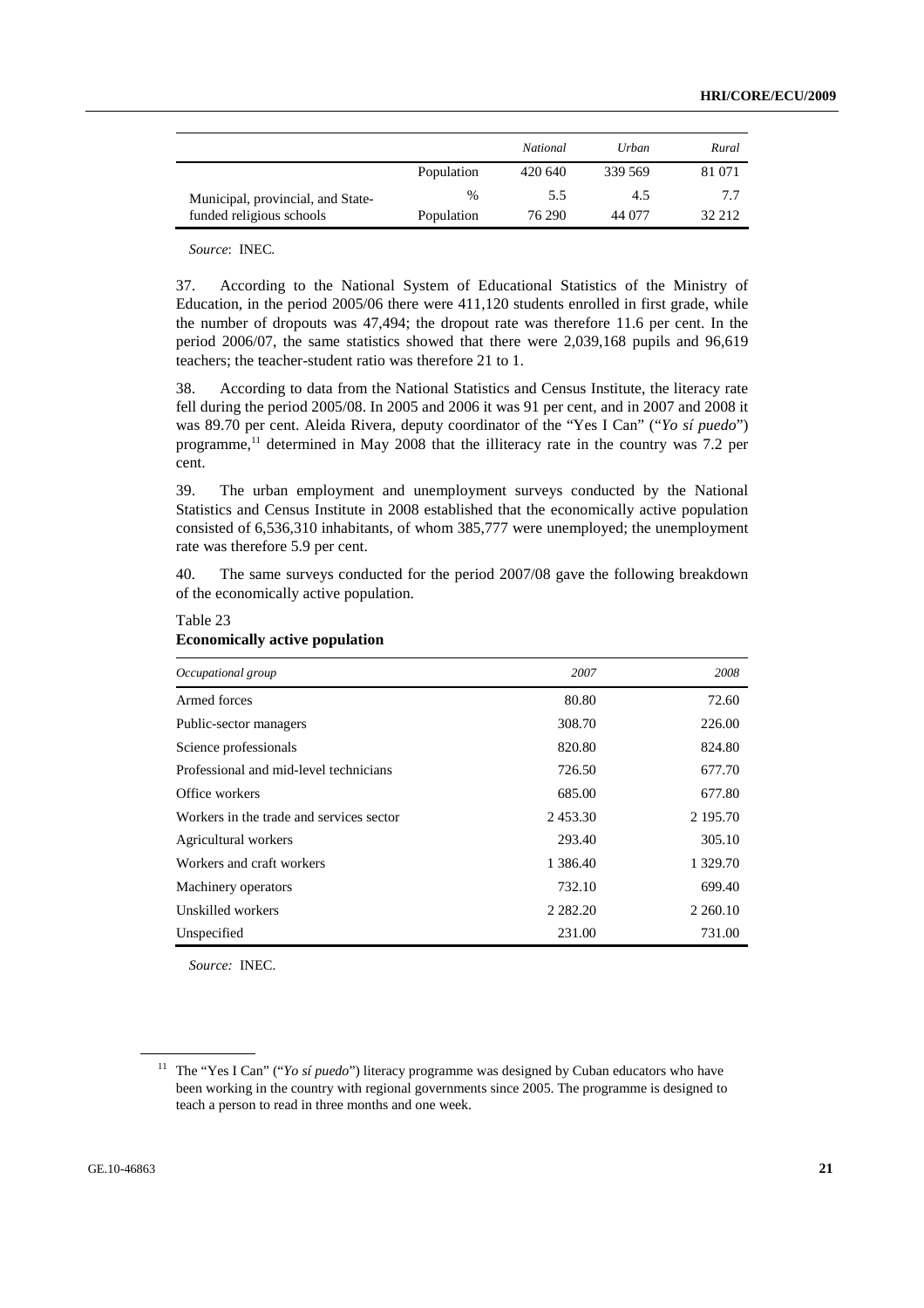| | | *National* | *Urban* | *Rural* |
|---|---|---|---|---|
| | Population | 420 640 | 339 569 | 81 071 |
| Municipal, provincial, and State-funded religious schools | % | 5.5 | 4.5 | 7.7 |
| | Population | 76 290 | 44 077 | 32 212 |

*Source*: INEC.

37. According to the National System of Educational Statistics of the Ministry of Education, in the period 2005/06 there were 411,120 students enrolled in first grade, while the number of dropouts was 47,494; the dropout rate was therefore 11.6 per cent. In the period 2006/07, the same statistics showed that there were 2,039,168 pupils and 96,619 teachers; the teacher-student ratio was therefore 21 to 1.

38. According to data from the National Statistics and Census Institute, the literacy rate fell during the period 2005/08. In 2005 and 2006 it was 91 per cent, and in 2007 and 2008 it was 89.70 per cent. Aleida Rivera, deputy coordinator of the "Yes I Can" ("*Yo sí puedo*") programme,[11] determined in May 2008 that the illiteracy rate in the country was 7.2 per cent.

39. The urban employment and unemployment surveys conducted by the National Statistics and Census Institute in 2008 established that the economically active population consisted of 6,536,310 inhabitants, of whom 385,777 were unemployed; the unemployment rate was therefore 5.9 per cent.

40. The same surveys conducted for the period 2007/08 gave the following breakdown of the economically active population.

Table 23
**Economically active population**

| *Occupational group* | *2007* | *2008* |
|---|---|---|
| Armed forces | 80.80 | 72.60 |
| Public-sector managers | 308.70 | 226.00 |
| Science professionals | 820.80 | 824.80 |
| Professional and mid-level technicians | 726.50 | 677.70 |
| Office workers | 685.00 | 677.80 |
| Workers in the trade and services sector | 2 453.30 | 2 195.70 |
| Agricultural workers | 293.40 | 305.10 |
| Workers and craft workers | 1 386.40 | 1 329.70 |
| Machinery operators | 732.10 | 699.40 |
| Unskilled workers | 2 282.20 | 2 260.10 |
| Unspecified | 231.00 | 731.00 |

*Source:* INEC.

[11] The "Yes I Can" ("*Yo sí puedo*") literacy programme was designed by Cuban educators who have been working in the country with regional governments since 2005. The programme is designed to teach a person to read in three months and one week.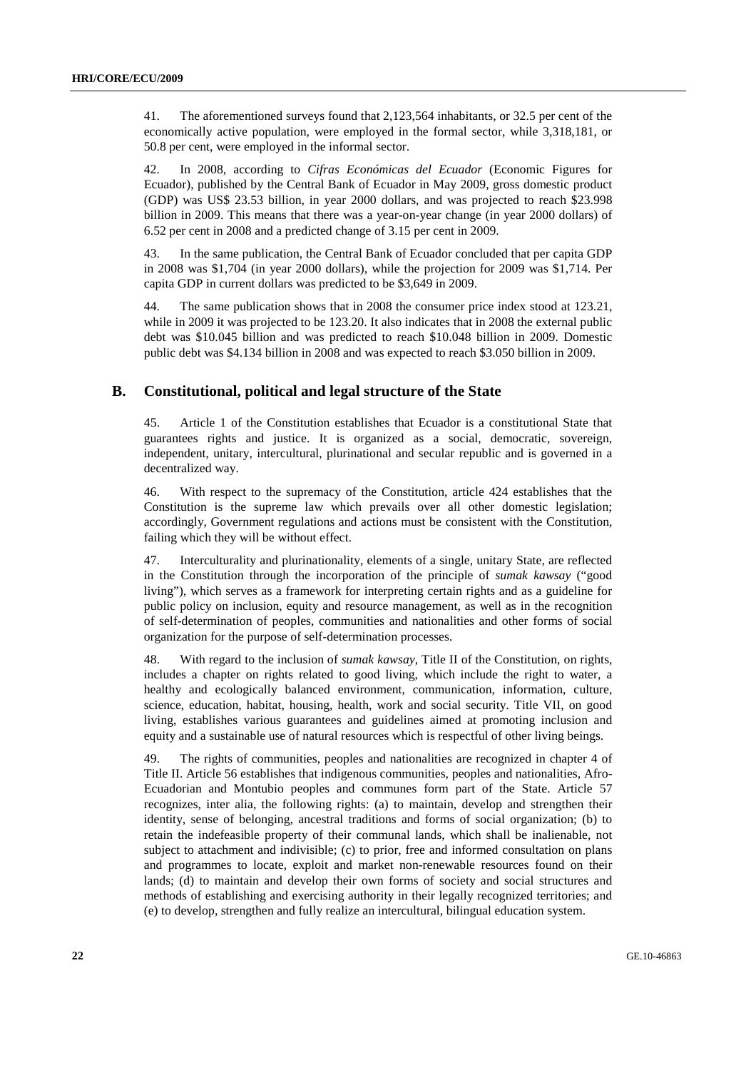41. The aforementioned surveys found that 2,123,564 inhabitants, or 32.5 per cent of the economically active population, were employed in the formal sector, while 3,318,181, or 50.8 per cent, were employed in the informal sector.

42. In 2008, according to *Cifras Económicas del Ecuador* (Economic Figures for Ecuador), published by the Central Bank of Ecuador in May 2009, gross domestic product (GDP) was US$ 23.53 billion, in year 2000 dollars, and was projected to reach $23.998 billion in 2009. This means that there was a year-on-year change (in year 2000 dollars) of 6.52 per cent in 2008 and a predicted change of 3.15 per cent in 2009.

43. In the same publication, the Central Bank of Ecuador concluded that per capita GDP in 2008 was $1,704 (in year 2000 dollars), while the projection for 2009 was $1,714. Per capita GDP in current dollars was predicted to be $3,649 in 2009.

44. The same publication shows that in 2008 the consumer price index stood at 123.21, while in 2009 it was projected to be 123.20. It also indicates that in 2008 the external public debt was $10.045 billion and was predicted to reach $10.048 billion in 2009. Domestic public debt was $4.134 billion in 2008 and was expected to reach $3.050 billion in 2009.

## B. Constitutional, political and legal structure of the State

45. Article 1 of the Constitution establishes that Ecuador is a constitutional State that guarantees rights and justice. It is organized as a social, democratic, sovereign, independent, unitary, intercultural, plurinational and secular republic and is governed in a decentralized way.

46. With respect to the supremacy of the Constitution, article 424 establishes that the Constitution is the supreme law which prevails over all other domestic legislation; accordingly, Government regulations and actions must be consistent with the Constitution, failing which they will be without effect.

47. Interculturality and plurinationality, elements of a single, unitary State, are reflected in the Constitution through the incorporation of the principle of *sumak kawsay* ("good living"), which serves as a framework for interpreting certain rights and as a guideline for public policy on inclusion, equity and resource management, as well as in the recognition of self-determination of peoples, communities and nationalities and other forms of social organization for the purpose of self-determination processes.

48. With regard to the inclusion of *sumak kawsay*, Title II of the Constitution, on rights, includes a chapter on rights related to good living, which include the right to water, a healthy and ecologically balanced environment, communication, information, culture, science, education, habitat, housing, health, work and social security. Title VII, on good living, establishes various guarantees and guidelines aimed at promoting inclusion and equity and a sustainable use of natural resources which is respectful of other living beings.

49. The rights of communities, peoples and nationalities are recognized in chapter 4 of Title II. Article 56 establishes that indigenous communities, peoples and nationalities, Afro-Ecuadorian and Montubio peoples and communes form part of the State. Article 57 recognizes, inter alia, the following rights: (a) to maintain, develop and strengthen their identity, sense of belonging, ancestral traditions and forms of social organization; (b) to retain the indefeasible property of their communal lands, which shall be inalienable, not subject to attachment and indivisible; (c) to prior, free and informed consultation on plans and programmes to locate, exploit and market non-renewable resources found on their lands; (d) to maintain and develop their own forms of society and social structures and methods of establishing and exercising authority in their legally recognized territories; and (e) to develop, strengthen and fully realize an intercultural, bilingual education system.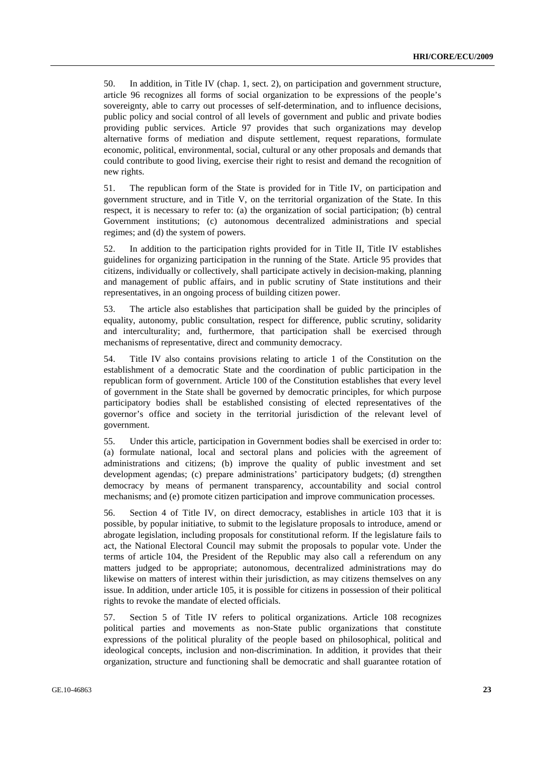50. In addition, in Title IV (chap. 1, sect. 2), on participation and government structure, article 96 recognizes all forms of social organization to be expressions of the people's sovereignty, able to carry out processes of self-determination, and to influence decisions, public policy and social control of all levels of government and public and private bodies providing public services. Article 97 provides that such organizations may develop alternative forms of mediation and dispute settlement, request reparations, formulate economic, political, environmental, social, cultural or any other proposals and demands that could contribute to good living, exercise their right to resist and demand the recognition of new rights.

51. The republican form of the State is provided for in Title IV, on participation and government structure, and in Title V, on the territorial organization of the State. In this respect, it is necessary to refer to: (a) the organization of social participation; (b) central Government institutions; (c) autonomous decentralized administrations and special regimes; and (d) the system of powers.

52. In addition to the participation rights provided for in Title II, Title IV establishes guidelines for organizing participation in the running of the State. Article 95 provides that citizens, individually or collectively, shall participate actively in decision-making, planning and management of public affairs, and in public scrutiny of State institutions and their representatives, in an ongoing process of building citizen power.

53. The article also establishes that participation shall be guided by the principles of equality, autonomy, public consultation, respect for difference, public scrutiny, solidarity and interculturality; and, furthermore, that participation shall be exercised through mechanisms of representative, direct and community democracy.

54. Title IV also contains provisions relating to article 1 of the Constitution on the establishment of a democratic State and the coordination of public participation in the republican form of government. Article 100 of the Constitution establishes that every level of government in the State shall be governed by democratic principles, for which purpose participatory bodies shall be established consisting of elected representatives of the governor's office and society in the territorial jurisdiction of the relevant level of government.

55. Under this article, participation in Government bodies shall be exercised in order to: (a) formulate national, local and sectoral plans and policies with the agreement of administrations and citizens; (b) improve the quality of public investment and set development agendas; (c) prepare administrations' participatory budgets; (d) strengthen democracy by means of permanent transparency, accountability and social control mechanisms; and (e) promote citizen participation and improve communication processes.

56. Section 4 of Title IV, on direct democracy, establishes in article 103 that it is possible, by popular initiative, to submit to the legislature proposals to introduce, amend or abrogate legislation, including proposals for constitutional reform. If the legislature fails to act, the National Electoral Council may submit the proposals to popular vote. Under the terms of article 104, the President of the Republic may also call a referendum on any matters judged to be appropriate; autonomous, decentralized administrations may do likewise on matters of interest within their jurisdiction, as may citizens themselves on any issue. In addition, under article 105, it is possible for citizens in possession of their political rights to revoke the mandate of elected officials.

57. Section 5 of Title IV refers to political organizations. Article 108 recognizes political parties and movements as non-State public organizations that constitute expressions of the political plurality of the people based on philosophical, political and ideological concepts, inclusion and non-discrimination. In addition, it provides that their organization, structure and functioning shall be democratic and shall guarantee rotation of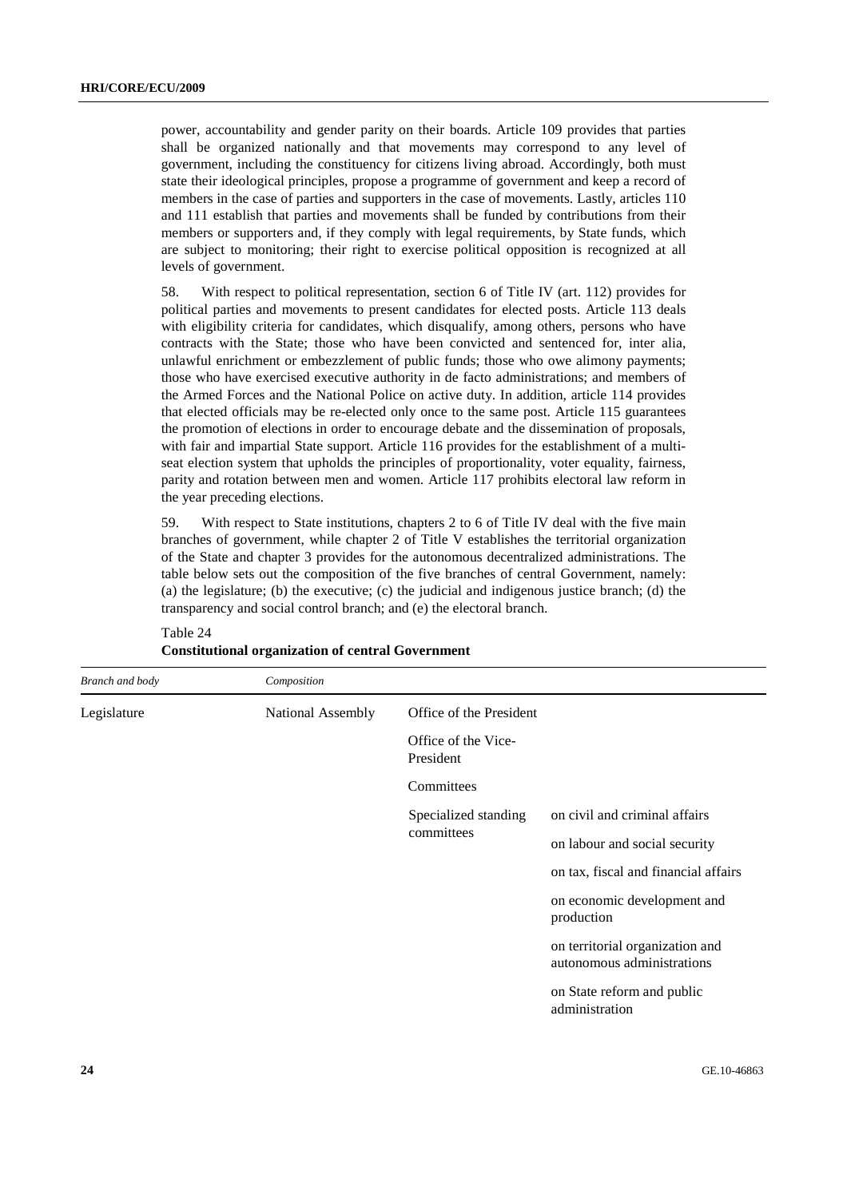power, accountability and gender parity on their boards. Article 109 provides that parties shall be organized nationally and that movements may correspond to any level of government, including the constituency for citizens living abroad. Accordingly, both must state their ideological principles, propose a programme of government and keep a record of members in the case of parties and supporters in the case of movements. Lastly, articles 110 and 111 establish that parties and movements shall be funded by contributions from their members or supporters and, if they comply with legal requirements, by State funds, which are subject to monitoring; their right to exercise political opposition is recognized at all levels of government.

58. With respect to political representation, section 6 of Title IV (art. 112) provides for political parties and movements to present candidates for elected posts. Article 113 deals with eligibility criteria for candidates, which disqualify, among others, persons who have contracts with the State; those who have been convicted and sentenced for, inter alia, unlawful enrichment or embezzlement of public funds; those who owe alimony payments; those who have exercised executive authority in de facto administrations; and members of the Armed Forces and the National Police on active duty. In addition, article 114 provides that elected officials may be re-elected only once to the same post. Article 115 guarantees the promotion of elections in order to encourage debate and the dissemination of proposals, with fair and impartial State support. Article 116 provides for the establishment of a multi-seat election system that upholds the principles of proportionality, voter equality, fairness, parity and rotation between men and women. Article 117 prohibits electoral law reform in the year preceding elections.

59. With respect to State institutions, chapters 2 to 6 of Title IV deal with the five main branches of government, while chapter 2 of Title V establishes the territorial organization of the State and chapter 3 provides for the autonomous decentralized administrations. The table below sets out the composition of the five branches of central Government, namely: (a) the legislature; (b) the executive; (c) the judicial and indigenous justice branch; (d) the transparency and social control branch; and (e) the electoral branch.

Table 24
**Constitutional organization of central Government**

| *Branch and body* | *Composition* | | |
|---|---|---|---|
| Legislature | National Assembly | Office of the President | |
| | | Office of the Vice-President | |
| | | Committees | |
| | | Specialized standing committees | on civil and criminal affairs |
| | | | on labour and social security |
| | | | on tax, fiscal and financial affairs |
| | | | on economic development and production |
| | | | on territorial organization and autonomous administrations |
| | | | on State reform and public administration |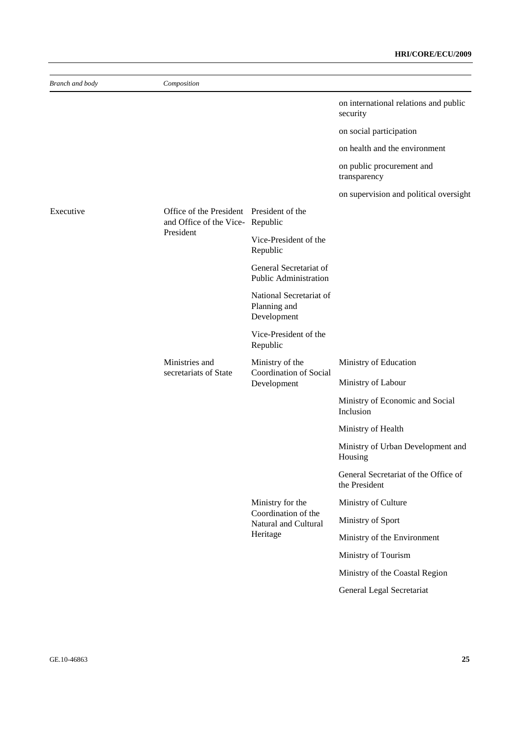| *Branch and body* | *Composition* | | |
|---|---|---|---|
| | | | on international relations and public security |
| | | | on social participation |
| | | | on health and the environment |
| | | | on public procurement and transparency |
| | | | on supervision and political oversight |
| Executive | Office of the President and Office of the Vice-President | President of the Republic | |
| | | Vice-President of the Republic | |
| | | General Secretariat of Public Administration | |
| | | National Secretariat of Planning and Development | |
| | | Vice-President of the Republic | |
| | Ministries and secretariats of State | Ministry of the Coordination of Social Development | Ministry of Education |
| | | | Ministry of Labour |
| | | | Ministry of Economic and Social Inclusion |
| | | | Ministry of Health |
| | | | Ministry of Urban Development and Housing |
| | | | General Secretariat of the Office of the President |
| | | Ministry for the Coordination of the Natural and Cultural Heritage | Ministry of Culture |
| | | | Ministry of Sport |
| | | | Ministry of the Environment |
| | | | Ministry of Tourism |
| | | | Ministry of the Coastal Region |
| | | | General Legal Secretariat |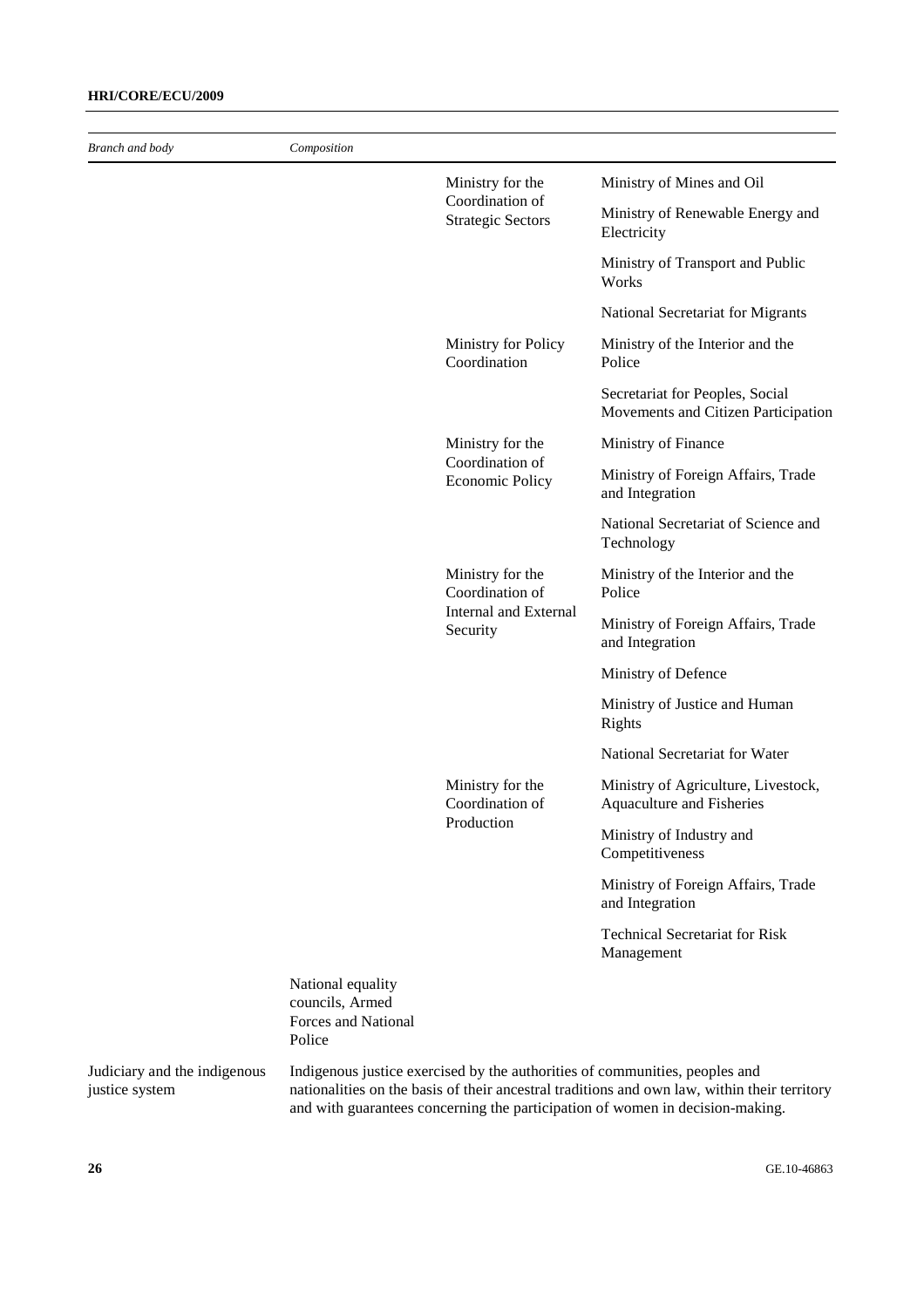| Branch and body | Composition | | |
|---|---|---|---|
| | | Ministry for the Coordination of Strategic Sectors | Ministry of Mines and Oil |
| | | | Ministry of Renewable Energy and Electricity |
| | | | Ministry of Transport and Public Works |
| | | | National Secretariat for Migrants |
| | | Ministry for Policy Coordination | Ministry of the Interior and the Police |
| | | | Secretariat for Peoples, Social Movements and Citizen Participation |
| | | Ministry for the Coordination of Economic Policy | Ministry of Finance |
| | | | Ministry of Foreign Affairs, Trade and Integration |
| | | | National Secretariat of Science and Technology |
| | | Ministry for the Coordination of Internal and External Security | Ministry of the Interior and the Police |
| | | | Ministry of Foreign Affairs, Trade and Integration |
| | | | Ministry of Defence |
| | | | Ministry of Justice and Human Rights |
| | | | National Secretariat for Water |
| | | Ministry for the Coordination of Production | Ministry of Agriculture, Livestock, Aquaculture and Fisheries |
| | | | Ministry of Industry and Competitiveness |
| | | | Ministry of Foreign Affairs, Trade and Integration |
| | | | Technical Secretariat for Risk Management |
| | National equality councils, Armed Forces and National Police | | |
| Judiciary and the indigenous justice system | Indigenous justice exercised by the authorities of communities, peoples and nationalities on the basis of their ancestral traditions and own law, within their territory and with guarantees concerning the participation of women in decision-making. | | |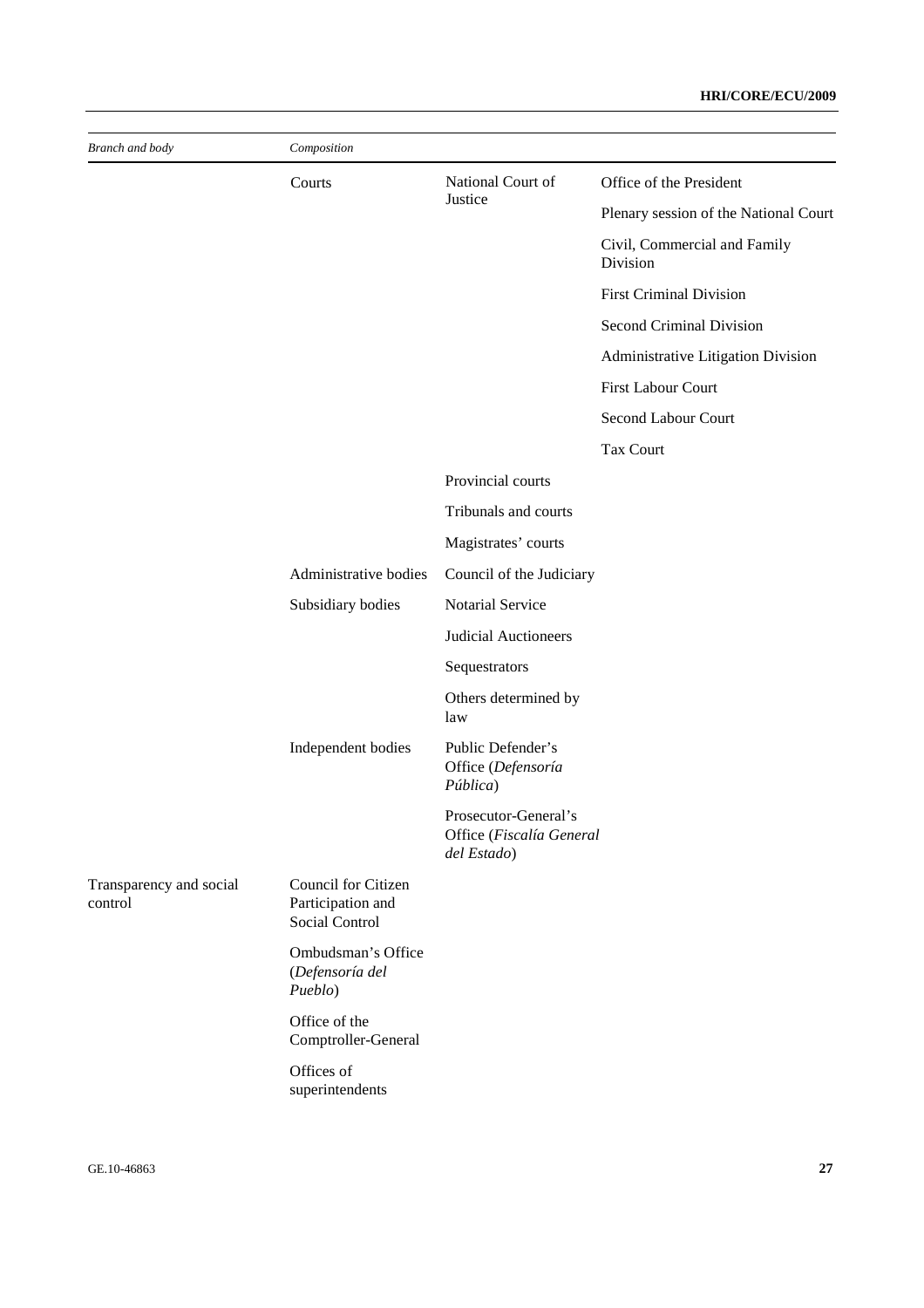| Branch and body | Composition | | |
|---|---|---|---|
| | Courts | National Court of Justice | Office of the President |
| | | | Plenary session of the National Court |
| | | | Civil, Commercial and Family Division |
| | | | First Criminal Division |
| | | | Second Criminal Division |
| | | | Administrative Litigation Division |
| | | | First Labour Court |
| | | | Second Labour Court |
| | | | Tax Court |
| | | Provincial courts | |
| | | Tribunals and courts | |
| | | Magistrates' courts | |
| | Administrative bodies | Council of the Judiciary | |
| | Subsidiary bodies | Notarial Service | |
| | | Judicial Auctioneers | |
| | | Sequestrators | |
| | | Others determined by law | |
| | Independent bodies | Public Defender's Office (*Defensoría Pública*) | |
| | | Prosecutor-General's Office (*Fiscalía General del Estado*) | |
| Transparency and social control | Council for Citizen Participation and Social Control | | |
| | Ombudsman's Office (*Defensoría del Pueblo*) | | |
| | Office of the Comptroller-General | | |
| | Offices of superintendents | | |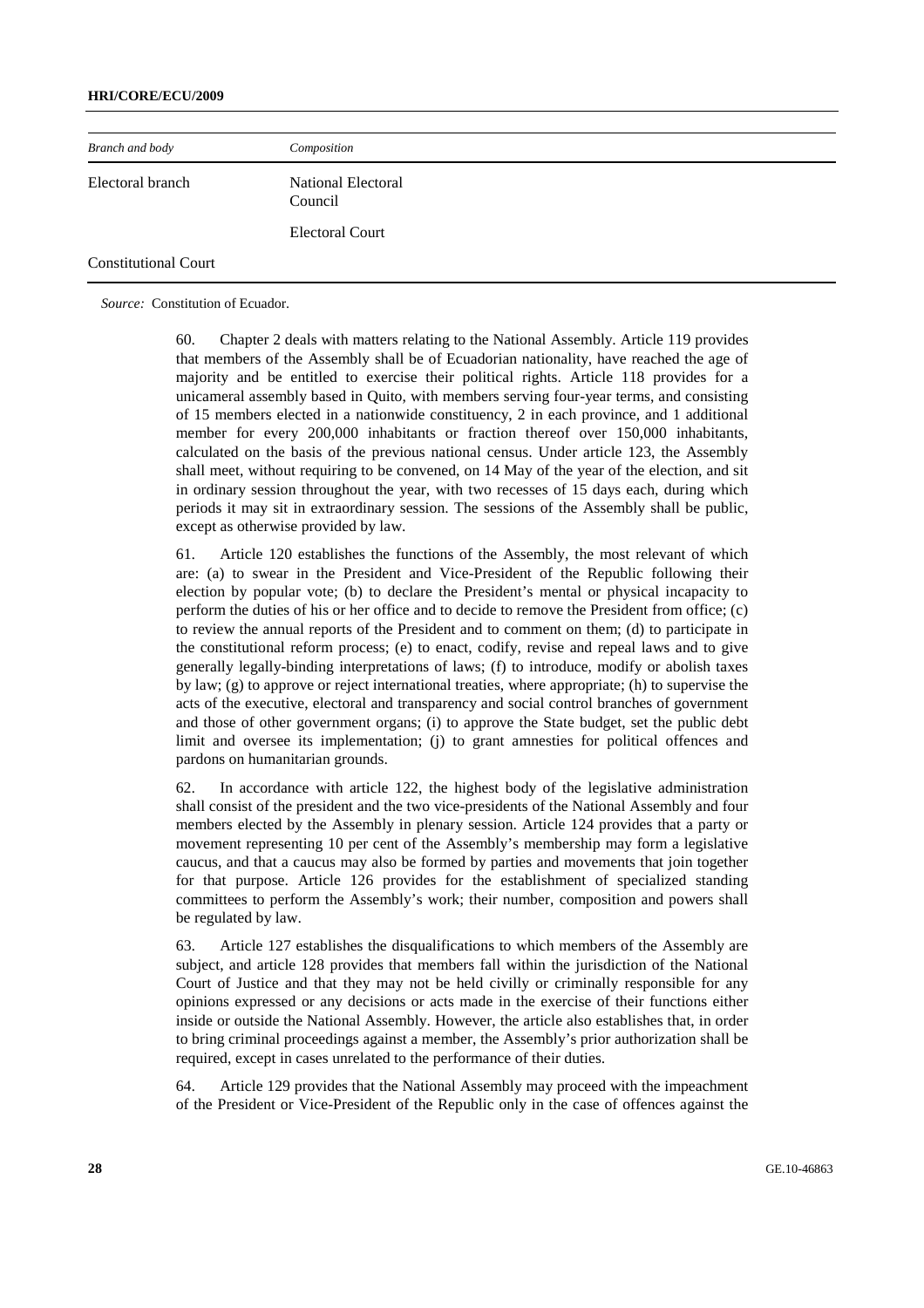| *Branch and body* | *Composition* |
| --- | --- |
| Electoral branch | National Electoral Council |
| | Electoral Court |
| Constitutional Court | |

*Source:* Constitution of Ecuador.

60. Chapter 2 deals with matters relating to the National Assembly. Article 119 provides that members of the Assembly shall be of Ecuadorian nationality, have reached the age of majority and be entitled to exercise their political rights. Article 118 provides for a unicameral assembly based in Quito, with members serving four-year terms, and consisting of 15 members elected in a nationwide constituency, 2 in each province, and 1 additional member for every 200,000 inhabitants or fraction thereof over 150,000 inhabitants, calculated on the basis of the previous national census. Under article 123, the Assembly shall meet, without requiring to be convened, on 14 May of the year of the election, and sit in ordinary session throughout the year, with two recesses of 15 days each, during which periods it may sit in extraordinary session. The sessions of the Assembly shall be public, except as otherwise provided by law.

61. Article 120 establishes the functions of the Assembly, the most relevant of which are: (a) to swear in the President and Vice-President of the Republic following their election by popular vote; (b) to declare the President's mental or physical incapacity to perform the duties of his or her office and to decide to remove the President from office; (c) to review the annual reports of the President and to comment on them; (d) to participate in the constitutional reform process; (e) to enact, codify, revise and repeal laws and to give generally legally-binding interpretations of laws; (f) to introduce, modify or abolish taxes by law; (g) to approve or reject international treaties, where appropriate; (h) to supervise the acts of the executive, electoral and transparency and social control branches of government and those of other government organs; (i) to approve the State budget, set the public debt limit and oversee its implementation; (j) to grant amnesties for political offences and pardons on humanitarian grounds.

62. In accordance with article 122, the highest body of the legislative administration shall consist of the president and the two vice-presidents of the National Assembly and four members elected by the Assembly in plenary session. Article 124 provides that a party or movement representing 10 per cent of the Assembly's membership may form a legislative caucus, and that a caucus may also be formed by parties and movements that join together for that purpose. Article 126 provides for the establishment of specialized standing committees to perform the Assembly's work; their number, composition and powers shall be regulated by law.

63. Article 127 establishes the disqualifications to which members of the Assembly are subject, and article 128 provides that members fall within the jurisdiction of the National Court of Justice and that they may not be held civilly or criminally responsible for any opinions expressed or any decisions or acts made in the exercise of their functions either inside or outside the National Assembly. However, the article also establishes that, in order to bring criminal proceedings against a member, the Assembly's prior authorization shall be required, except in cases unrelated to the performance of their duties.

64. Article 129 provides that the National Assembly may proceed with the impeachment of the President or Vice-President of the Republic only in the case of offences against the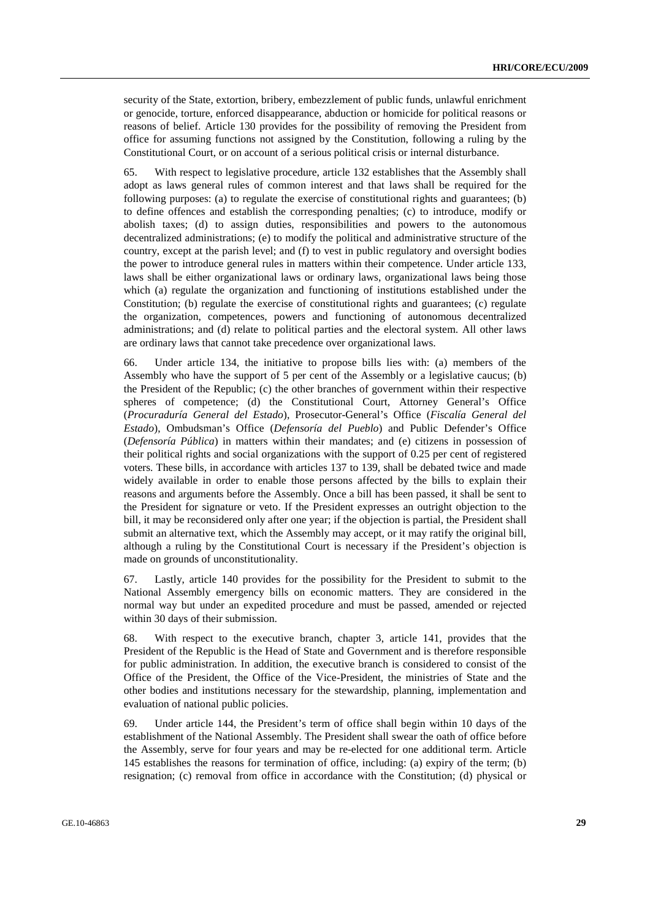security of the State, extortion, bribery, embezzlement of public funds, unlawful enrichment or genocide, torture, enforced disappearance, abduction or homicide for political reasons or reasons of belief. Article 130 provides for the possibility of removing the President from office for assuming functions not assigned by the Constitution, following a ruling by the Constitutional Court, or on account of a serious political crisis or internal disturbance.

65. With respect to legislative procedure, article 132 establishes that the Assembly shall adopt as laws general rules of common interest and that laws shall be required for the following purposes: (a) to regulate the exercise of constitutional rights and guarantees; (b) to define offences and establish the corresponding penalties; (c) to introduce, modify or abolish taxes; (d) to assign duties, responsibilities and powers to the autonomous decentralized administrations; (e) to modify the political and administrative structure of the country, except at the parish level; and (f) to vest in public regulatory and oversight bodies the power to introduce general rules in matters within their competence. Under article 133, laws shall be either organizational laws or ordinary laws, organizational laws being those which (a) regulate the organization and functioning of institutions established under the Constitution; (b) regulate the exercise of constitutional rights and guarantees; (c) regulate the organization, competences, powers and functioning of autonomous decentralized administrations; and (d) relate to political parties and the electoral system. All other laws are ordinary laws that cannot take precedence over organizational laws.

66. Under article 134, the initiative to propose bills lies with: (a) members of the Assembly who have the support of 5 per cent of the Assembly or a legislative caucus; (b) the President of the Republic; (c) the other branches of government within their respective spheres of competence; (d) the Constitutional Court, Attorney General's Office (*Procuraduría General del Estado*), Prosecutor-General's Office (*Fiscalía General del Estado*), Ombudsman's Office (*Defensoría del Pueblo*) and Public Defender's Office (*Defensoría Pública*) in matters within their mandates; and (e) citizens in possession of their political rights and social organizations with the support of 0.25 per cent of registered voters. These bills, in accordance with articles 137 to 139, shall be debated twice and made widely available in order to enable those persons affected by the bills to explain their reasons and arguments before the Assembly. Once a bill has been passed, it shall be sent to the President for signature or veto. If the President expresses an outright objection to the bill, it may be reconsidered only after one year; if the objection is partial, the President shall submit an alternative text, which the Assembly may accept, or it may ratify the original bill, although a ruling by the Constitutional Court is necessary if the President's objection is made on grounds of unconstitutionality.

67. Lastly, article 140 provides for the possibility for the President to submit to the National Assembly emergency bills on economic matters. They are considered in the normal way but under an expedited procedure and must be passed, amended or rejected within 30 days of their submission.

68. With respect to the executive branch, chapter 3, article 141, provides that the President of the Republic is the Head of State and Government and is therefore responsible for public administration. In addition, the executive branch is considered to consist of the Office of the President, the Office of the Vice-President, the ministries of State and the other bodies and institutions necessary for the stewardship, planning, implementation and evaluation of national public policies.

69. Under article 144, the President's term of office shall begin within 10 days of the establishment of the National Assembly. The President shall swear the oath of office before the Assembly, serve for four years and may be re-elected for one additional term. Article 145 establishes the reasons for termination of office, including: (a) expiry of the term; (b) resignation; (c) removal from office in accordance with the Constitution; (d) physical or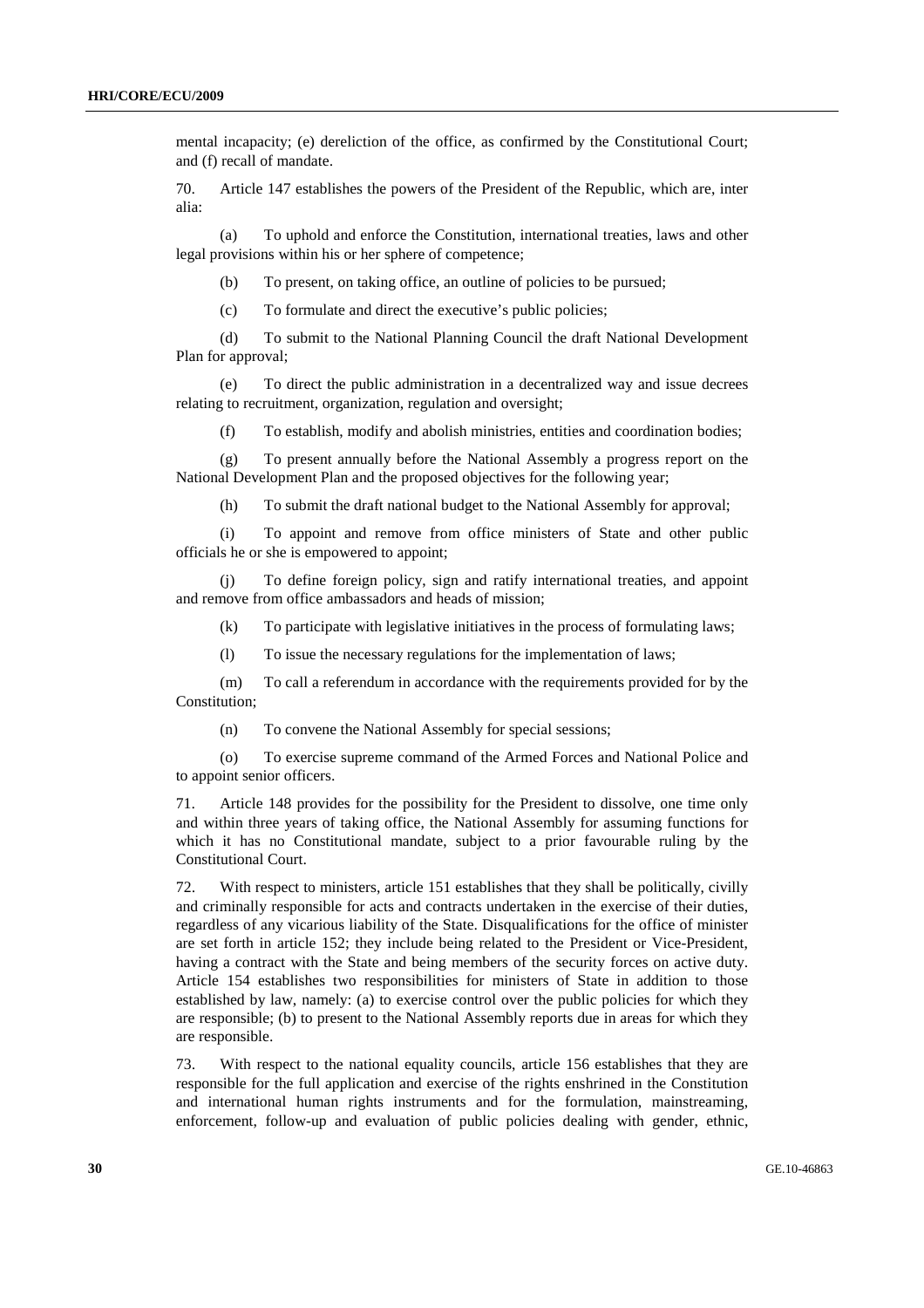mental incapacity; (e) dereliction of the office, as confirmed by the Constitutional Court; and (f) recall of mandate.

70. Article 147 establishes the powers of the President of the Republic, which are, inter alia:

(a) To uphold and enforce the Constitution, international treaties, laws and other legal provisions within his or her sphere of competence;

(b) To present, on taking office, an outline of policies to be pursued;

(c) To formulate and direct the executive's public policies;

(d) To submit to the National Planning Council the draft National Development Plan for approval;

(e) To direct the public administration in a decentralized way and issue decrees relating to recruitment, organization, regulation and oversight;

(f) To establish, modify and abolish ministries, entities and coordination bodies;

(g) To present annually before the National Assembly a progress report on the National Development Plan and the proposed objectives for the following year;

(h) To submit the draft national budget to the National Assembly for approval;

(i) To appoint and remove from office ministers of State and other public officials he or she is empowered to appoint;

(j) To define foreign policy, sign and ratify international treaties, and appoint and remove from office ambassadors and heads of mission;

(k) To participate with legislative initiatives in the process of formulating laws;

(l) To issue the necessary regulations for the implementation of laws;

(m) To call a referendum in accordance with the requirements provided for by the Constitution;

(n) To convene the National Assembly for special sessions;

(o) To exercise supreme command of the Armed Forces and National Police and to appoint senior officers.

71. Article 148 provides for the possibility for the President to dissolve, one time only and within three years of taking office, the National Assembly for assuming functions for which it has no Constitutional mandate, subject to a prior favourable ruling by the Constitutional Court.

72. With respect to ministers, article 151 establishes that they shall be politically, civilly and criminally responsible for acts and contracts undertaken in the exercise of their duties, regardless of any vicarious liability of the State. Disqualifications for the office of minister are set forth in article 152; they include being related to the President or Vice-President, having a contract with the State and being members of the security forces on active duty. Article 154 establishes two responsibilities for ministers of State in addition to those established by law, namely: (a) to exercise control over the public policies for which they are responsible; (b) to present to the National Assembly reports due in areas for which they are responsible.

73. With respect to the national equality councils, article 156 establishes that they are responsible for the full application and exercise of the rights enshrined in the Constitution and international human rights instruments and for the formulation, mainstreaming, enforcement, follow-up and evaluation of public policies dealing with gender, ethnic,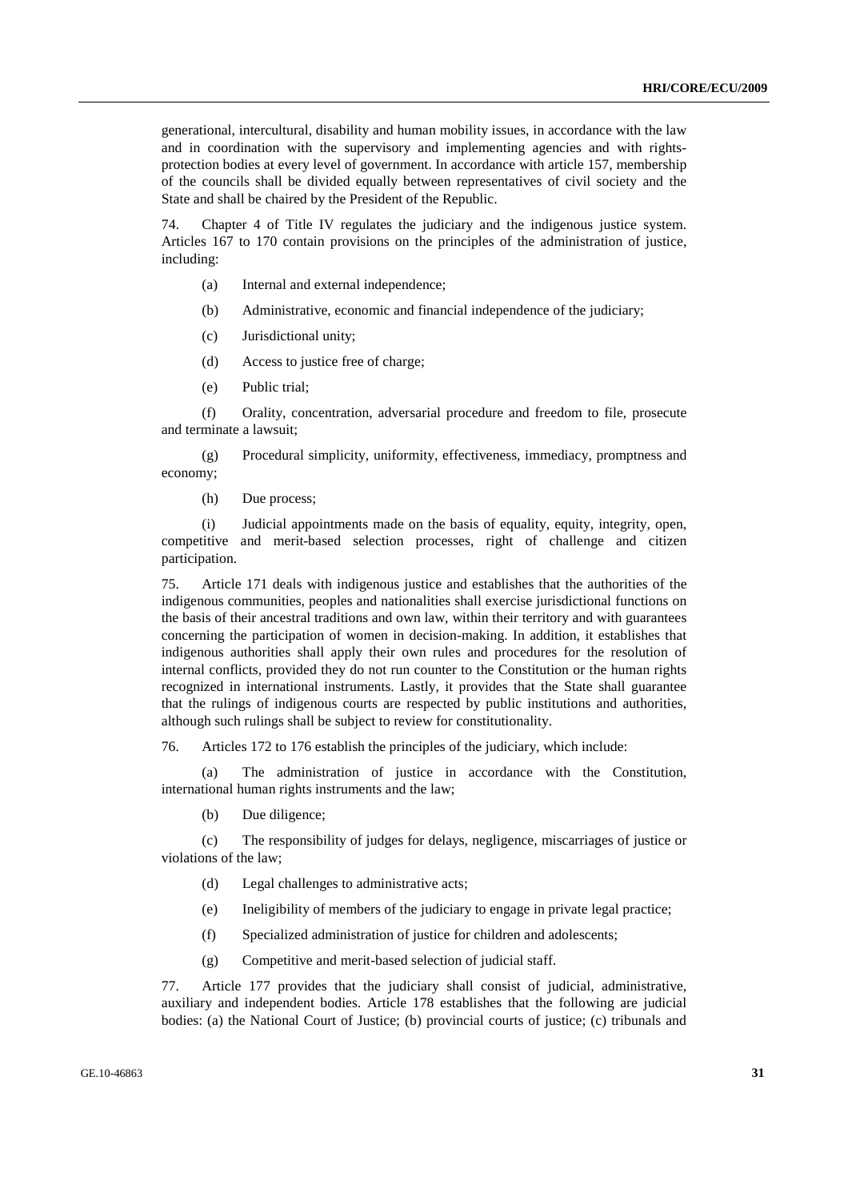generational, intercultural, disability and human mobility issues, in accordance with the law and in coordination with the supervisory and implementing agencies and with rights-protection bodies at every level of government. In accordance with article 157, membership of the councils shall be divided equally between representatives of civil society and the State and shall be chaired by the President of the Republic.

74. Chapter 4 of Title IV regulates the judiciary and the indigenous justice system. Articles 167 to 170 contain provisions on the principles of the administration of justice, including:

(a) Internal and external independence;

(b) Administrative, economic and financial independence of the judiciary;

(c) Jurisdictional unity;

(d) Access to justice free of charge;

(e) Public trial;

(f) Orality, concentration, adversarial procedure and freedom to file, prosecute and terminate a lawsuit;

(g) Procedural simplicity, uniformity, effectiveness, immediacy, promptness and economy;

(h) Due process;

(i) Judicial appointments made on the basis of equality, equity, integrity, open, competitive and merit-based selection processes, right of challenge and citizen participation.

75. Article 171 deals with indigenous justice and establishes that the authorities of the indigenous communities, peoples and nationalities shall exercise jurisdictional functions on the basis of their ancestral traditions and own law, within their territory and with guarantees concerning the participation of women in decision-making. In addition, it establishes that indigenous authorities shall apply their own rules and procedures for the resolution of internal conflicts, provided they do not run counter to the Constitution or the human rights recognized in international instruments. Lastly, it provides that the State shall guarantee that the rulings of indigenous courts are respected by public institutions and authorities, although such rulings shall be subject to review for constitutionality.

76. Articles 172 to 176 establish the principles of the judiciary, which include:

(a) The administration of justice in accordance with the Constitution, international human rights instruments and the law;

(b) Due diligence;

(c) The responsibility of judges for delays, negligence, miscarriages of justice or violations of the law;

(d) Legal challenges to administrative acts;

(e) Ineligibility of members of the judiciary to engage in private legal practice;

(f) Specialized administration of justice for children and adolescents;

(g) Competitive and merit-based selection of judicial staff.

77. Article 177 provides that the judiciary shall consist of judicial, administrative, auxiliary and independent bodies. Article 178 establishes that the following are judicial bodies: (a) the National Court of Justice; (b) provincial courts of justice; (c) tribunals and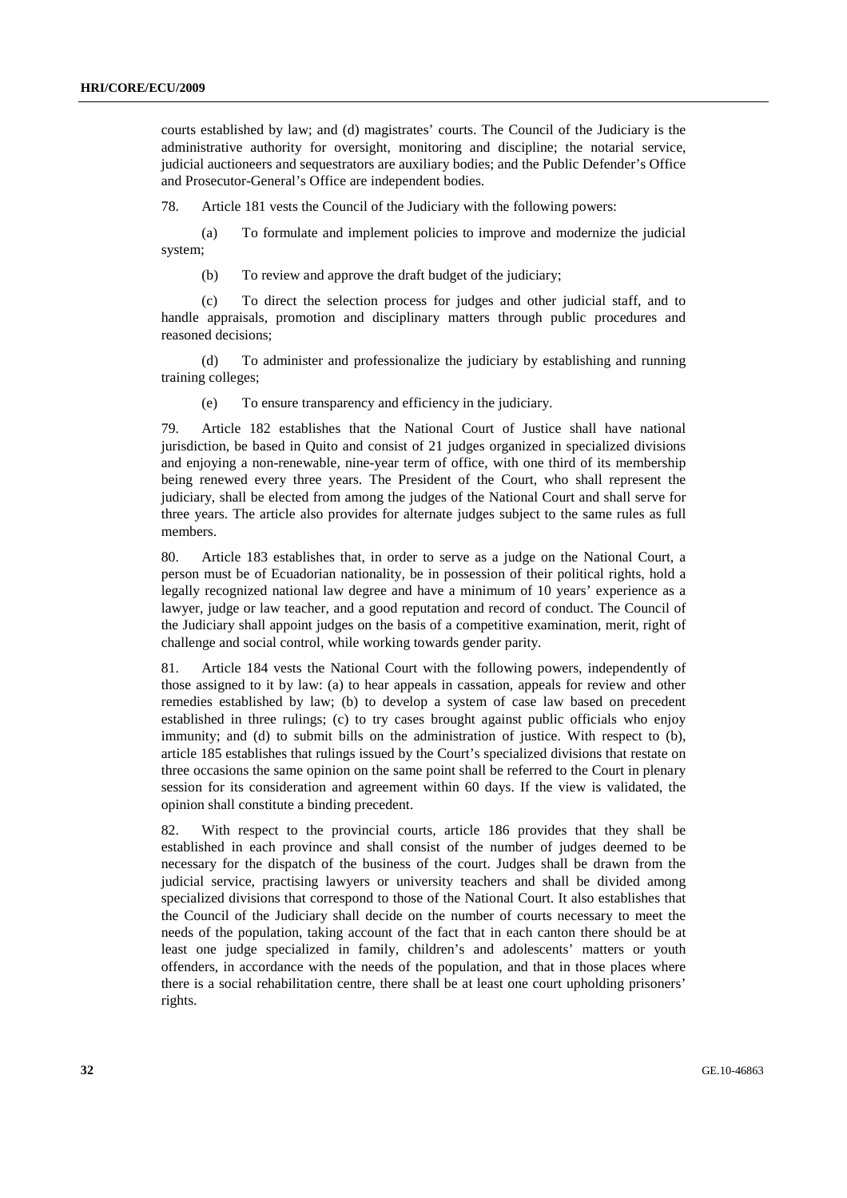courts established by law; and (d) magistrates' courts. The Council of the Judiciary is the administrative authority for oversight, monitoring and discipline; the notarial service, judicial auctioneers and sequestrators are auxiliary bodies; and the Public Defender's Office and Prosecutor-General's Office are independent bodies.

78. Article 181 vests the Council of the Judiciary with the following powers:

(a) To formulate and implement policies to improve and modernize the judicial system;

(b) To review and approve the draft budget of the judiciary;

(c) To direct the selection process for judges and other judicial staff, and to handle appraisals, promotion and disciplinary matters through public procedures and reasoned decisions;

(d) To administer and professionalize the judiciary by establishing and running training colleges;

(e) To ensure transparency and efficiency in the judiciary.

79. Article 182 establishes that the National Court of Justice shall have national jurisdiction, be based in Quito and consist of 21 judges organized in specialized divisions and enjoying a non-renewable, nine-year term of office, with one third of its membership being renewed every three years. The President of the Court, who shall represent the judiciary, shall be elected from among the judges of the National Court and shall serve for three years. The article also provides for alternate judges subject to the same rules as full members.

80. Article 183 establishes that, in order to serve as a judge on the National Court, a person must be of Ecuadorian nationality, be in possession of their political rights, hold a legally recognized national law degree and have a minimum of 10 years' experience as a lawyer, judge or law teacher, and a good reputation and record of conduct. The Council of the Judiciary shall appoint judges on the basis of a competitive examination, merit, right of challenge and social control, while working towards gender parity.

81. Article 184 vests the National Court with the following powers, independently of those assigned to it by law: (a) to hear appeals in cassation, appeals for review and other remedies established by law; (b) to develop a system of case law based on precedent established in three rulings; (c) to try cases brought against public officials who enjoy immunity; and (d) to submit bills on the administration of justice. With respect to (b), article 185 establishes that rulings issued by the Court's specialized divisions that restate on three occasions the same opinion on the same point shall be referred to the Court in plenary session for its consideration and agreement within 60 days. If the view is validated, the opinion shall constitute a binding precedent.

82. With respect to the provincial courts, article 186 provides that they shall be established in each province and shall consist of the number of judges deemed to be necessary for the dispatch of the business of the court. Judges shall be drawn from the judicial service, practising lawyers or university teachers and shall be divided among specialized divisions that correspond to those of the National Court. It also establishes that the Council of the Judiciary shall decide on the number of courts necessary to meet the needs of the population, taking account of the fact that in each canton there should be at least one judge specialized in family, children's and adolescents' matters or youth offenders, in accordance with the needs of the population, and that in those places where there is a social rehabilitation centre, there shall be at least one court upholding prisoners' rights.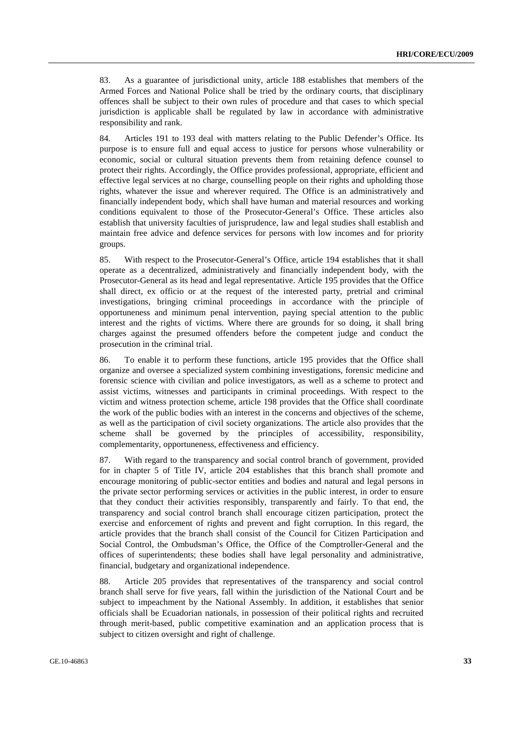83. As a guarantee of jurisdictional unity, article 188 establishes that members of the Armed Forces and National Police shall be tried by the ordinary courts, that disciplinary offences shall be subject to their own rules of procedure and that cases to which special jurisdiction is applicable shall be regulated by law in accordance with administrative responsibility and rank.

84. Articles 191 to 193 deal with matters relating to the Public Defender's Office. Its purpose is to ensure full and equal access to justice for persons whose vulnerability or economic, social or cultural situation prevents them from retaining defence counsel to protect their rights. Accordingly, the Office provides professional, appropriate, efficient and effective legal services at no charge, counselling people on their rights and upholding those rights, whatever the issue and wherever required. The Office is an administratively and financially independent body, which shall have human and material resources and working conditions equivalent to those of the Prosecutor-General's Office. These articles also establish that university faculties of jurisprudence, law and legal studies shall establish and maintain free advice and defence services for persons with low incomes and for priority groups.

85. With respect to the Prosecutor-General's Office, article 194 establishes that it shall operate as a decentralized, administratively and financially independent body, with the Prosecutor-General as its head and legal representative. Article 195 provides that the Office shall direct, ex officio or at the request of the interested party, pretrial and criminal investigations, bringing criminal proceedings in accordance with the principle of opportuneness and minimum penal intervention, paying special attention to the public interest and the rights of victims. Where there are grounds for so doing, it shall bring charges against the presumed offenders before the competent judge and conduct the prosecution in the criminal trial.

86. To enable it to perform these functions, article 195 provides that the Office shall organize and oversee a specialized system combining investigations, forensic medicine and forensic science with civilian and police investigators, as well as a scheme to protect and assist victims, witnesses and participants in criminal proceedings. With respect to the victim and witness protection scheme, article 198 provides that the Office shall coordinate the work of the public bodies with an interest in the concerns and objectives of the scheme, as well as the participation of civil society organizations. The article also provides that the scheme shall be governed by the principles of accessibility, responsibility, complementarity, opportuneness, effectiveness and efficiency.

87. With regard to the transparency and social control branch of government, provided for in chapter 5 of Title IV, article 204 establishes that this branch shall promote and encourage monitoring of public-sector entities and bodies and natural and legal persons in the private sector performing services or activities in the public interest, in order to ensure that they conduct their activities responsibly, transparently and fairly. To that end, the transparency and social control branch shall encourage citizen participation, protect the exercise and enforcement of rights and prevent and fight corruption. In this regard, the article provides that the branch shall consist of the Council for Citizen Participation and Social Control, the Ombudsman's Office, the Office of the Comptroller-General and the offices of superintendents; these bodies shall have legal personality and administrative, financial, budgetary and organizational independence.

88. Article 205 provides that representatives of the transparency and social control branch shall serve for five years, fall within the jurisdiction of the National Court and be subject to impeachment by the National Assembly. In addition, it establishes that senior officials shall be Ecuadorian nationals, in possession of their political rights and recruited through merit-based, public competitive examination and an application process that is subject to citizen oversight and right of challenge.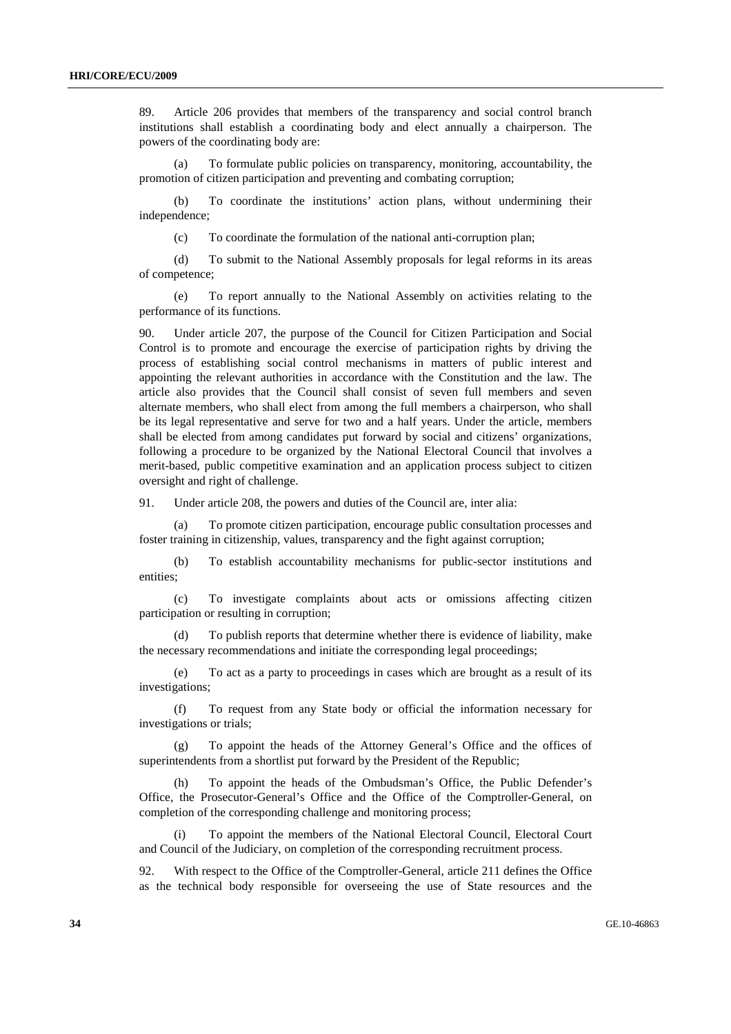89. Article 206 provides that members of the transparency and social control branch institutions shall establish a coordinating body and elect annually a chairperson. The powers of the coordinating body are:

(a) To formulate public policies on transparency, monitoring, accountability, the promotion of citizen participation and preventing and combating corruption;

(b) To coordinate the institutions' action plans, without undermining their independence;

(c) To coordinate the formulation of the national anti-corruption plan;

(d) To submit to the National Assembly proposals for legal reforms in its areas of competence;

(e) To report annually to the National Assembly on activities relating to the performance of its functions.

90. Under article 207, the purpose of the Council for Citizen Participation and Social Control is to promote and encourage the exercise of participation rights by driving the process of establishing social control mechanisms in matters of public interest and appointing the relevant authorities in accordance with the Constitution and the law. The article also provides that the Council shall consist of seven full members and seven alternate members, who shall elect from among the full members a chairperson, who shall be its legal representative and serve for two and a half years. Under the article, members shall be elected from among candidates put forward by social and citizens' organizations, following a procedure to be organized by the National Electoral Council that involves a merit-based, public competitive examination and an application process subject to citizen oversight and right of challenge.

91. Under article 208, the powers and duties of the Council are, inter alia:

(a) To promote citizen participation, encourage public consultation processes and foster training in citizenship, values, transparency and the fight against corruption;

(b) To establish accountability mechanisms for public-sector institutions and entities;

(c) To investigate complaints about acts or omissions affecting citizen participation or resulting in corruption;

(d) To publish reports that determine whether there is evidence of liability, make the necessary recommendations and initiate the corresponding legal proceedings;

(e) To act as a party to proceedings in cases which are brought as a result of its investigations;

(f) To request from any State body or official the information necessary for investigations or trials;

(g) To appoint the heads of the Attorney General's Office and the offices of superintendents from a shortlist put forward by the President of the Republic;

(h) To appoint the heads of the Ombudsman's Office, the Public Defender's Office, the Prosecutor-General's Office and the Office of the Comptroller-General, on completion of the corresponding challenge and monitoring process;

(i) To appoint the members of the National Electoral Council, Electoral Court and Council of the Judiciary, on completion of the corresponding recruitment process.

92. With respect to the Office of the Comptroller-General, article 211 defines the Office as the technical body responsible for overseeing the use of State resources and the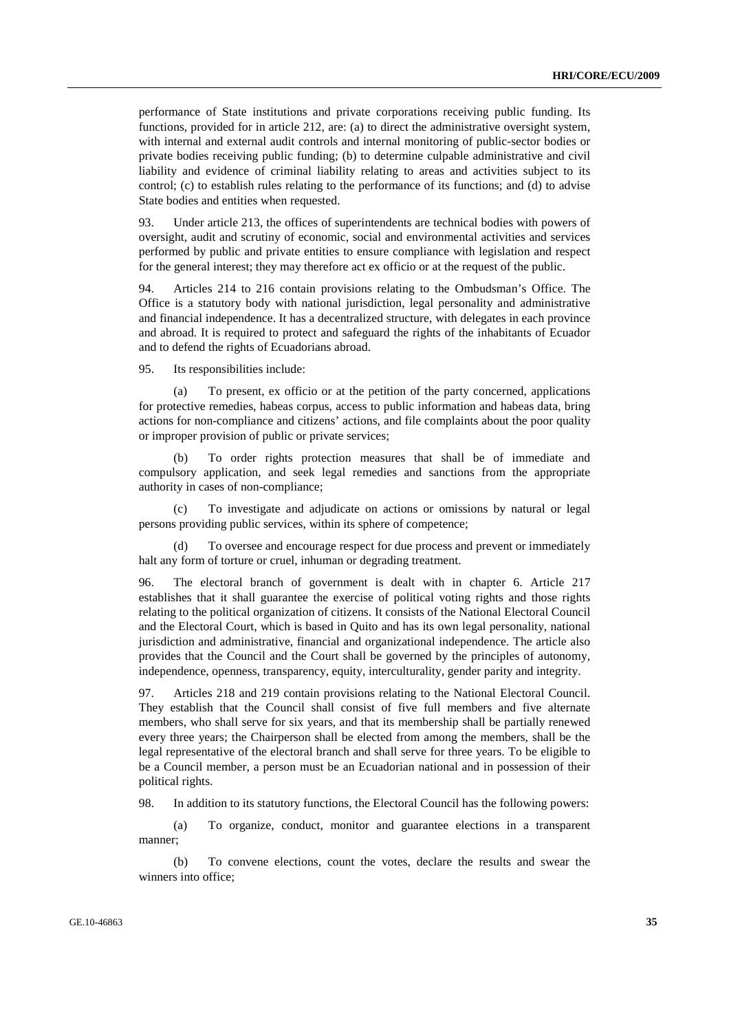performance of State institutions and private corporations receiving public funding. Its functions, provided for in article 212, are: (a) to direct the administrative oversight system, with internal and external audit controls and internal monitoring of public-sector bodies or private bodies receiving public funding; (b) to determine culpable administrative and civil liability and evidence of criminal liability relating to areas and activities subject to its control; (c) to establish rules relating to the performance of its functions; and (d) to advise State bodies and entities when requested.

93. Under article 213, the offices of superintendents are technical bodies with powers of oversight, audit and scrutiny of economic, social and environmental activities and services performed by public and private entities to ensure compliance with legislation and respect for the general interest; they may therefore act ex officio or at the request of the public.

94. Articles 214 to 216 contain provisions relating to the Ombudsman's Office. The Office is a statutory body with national jurisdiction, legal personality and administrative and financial independence. It has a decentralized structure, with delegates in each province and abroad. It is required to protect and safeguard the rights of the inhabitants of Ecuador and to defend the rights of Ecuadorians abroad.

95. Its responsibilities include:

(a) To present, ex officio or at the petition of the party concerned, applications for protective remedies, habeas corpus, access to public information and habeas data, bring actions for non-compliance and citizens' actions, and file complaints about the poor quality or improper provision of public or private services;

(b) To order rights protection measures that shall be of immediate and compulsory application, and seek legal remedies and sanctions from the appropriate authority in cases of non-compliance;

(c) To investigate and adjudicate on actions or omissions by natural or legal persons providing public services, within its sphere of competence;

(d) To oversee and encourage respect for due process and prevent or immediately halt any form of torture or cruel, inhuman or degrading treatment.

96. The electoral branch of government is dealt with in chapter 6. Article 217 establishes that it shall guarantee the exercise of political voting rights and those rights relating to the political organization of citizens. It consists of the National Electoral Council and the Electoral Court, which is based in Quito and has its own legal personality, national jurisdiction and administrative, financial and organizational independence. The article also provides that the Council and the Court shall be governed by the principles of autonomy, independence, openness, transparency, equity, interculturality, gender parity and integrity.

97. Articles 218 and 219 contain provisions relating to the National Electoral Council. They establish that the Council shall consist of five full members and five alternate members, who shall serve for six years, and that its membership shall be partially renewed every three years; the Chairperson shall be elected from among the members, shall be the legal representative of the electoral branch and shall serve for three years. To be eligible to be a Council member, a person must be an Ecuadorian national and in possession of their political rights.

98. In addition to its statutory functions, the Electoral Council has the following powers:

(a) To organize, conduct, monitor and guarantee elections in a transparent manner;

(b) To convene elections, count the votes, declare the results and swear the winners into office;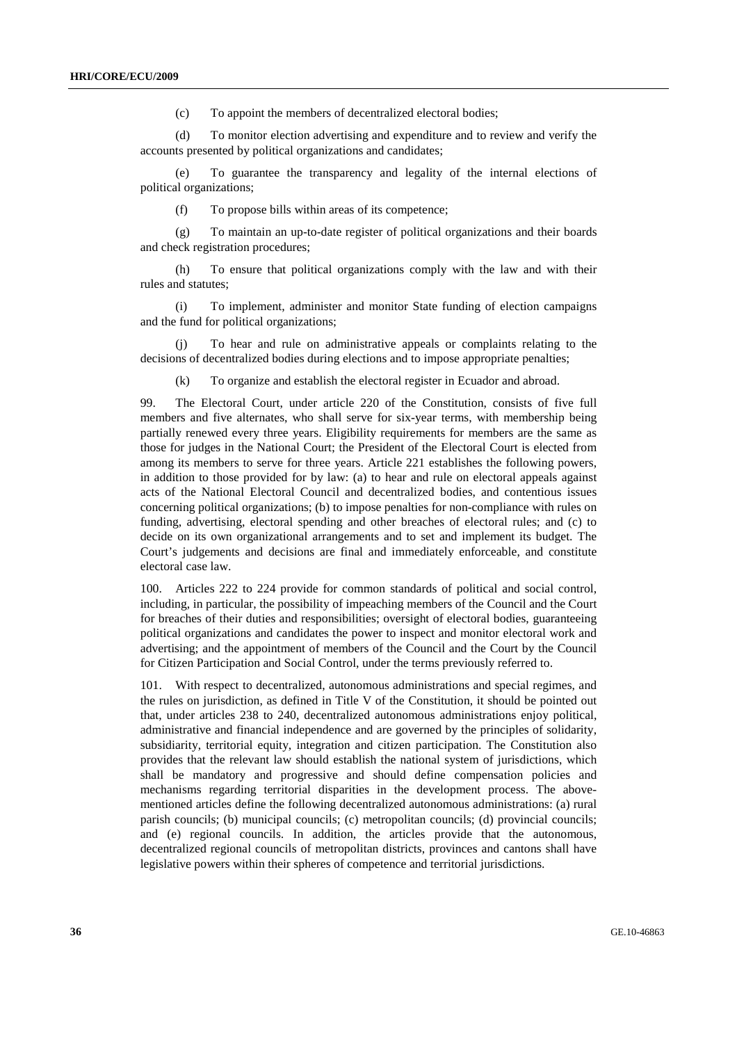(c) To appoint the members of decentralized electoral bodies;

(d) To monitor election advertising and expenditure and to review and verify the accounts presented by political organizations and candidates;

(e) To guarantee the transparency and legality of the internal elections of political organizations;

(f) To propose bills within areas of its competence;

(g) To maintain an up-to-date register of political organizations and their boards and check registration procedures;

(h) To ensure that political organizations comply with the law and with their rules and statutes;

(i) To implement, administer and monitor State funding of election campaigns and the fund for political organizations;

(j) To hear and rule on administrative appeals or complaints relating to the decisions of decentralized bodies during elections and to impose appropriate penalties;

(k) To organize and establish the electoral register in Ecuador and abroad.

99. The Electoral Court, under article 220 of the Constitution, consists of five full members and five alternates, who shall serve for six-year terms, with membership being partially renewed every three years. Eligibility requirements for members are the same as those for judges in the National Court; the President of the Electoral Court is elected from among its members to serve for three years. Article 221 establishes the following powers, in addition to those provided for by law: (a) to hear and rule on electoral appeals against acts of the National Electoral Council and decentralized bodies, and contentious issues concerning political organizations; (b) to impose penalties for non-compliance with rules on funding, advertising, electoral spending and other breaches of electoral rules; and (c) to decide on its own organizational arrangements and to set and implement its budget. The Court's judgements and decisions are final and immediately enforceable, and constitute electoral case law.

100. Articles 222 to 224 provide for common standards of political and social control, including, in particular, the possibility of impeaching members of the Council and the Court for breaches of their duties and responsibilities; oversight of electoral bodies, guaranteeing political organizations and candidates the power to inspect and monitor electoral work and advertising; and the appointment of members of the Council and the Court by the Council for Citizen Participation and Social Control, under the terms previously referred to.

101. With respect to decentralized, autonomous administrations and special regimes, and the rules on jurisdiction, as defined in Title V of the Constitution, it should be pointed out that, under articles 238 to 240, decentralized autonomous administrations enjoy political, administrative and financial independence and are governed by the principles of solidarity, subsidiarity, territorial equity, integration and citizen participation. The Constitution also provides that the relevant law should establish the national system of jurisdictions, which shall be mandatory and progressive and should define compensation policies and mechanisms regarding territorial disparities in the development process. The above-mentioned articles define the following decentralized autonomous administrations: (a) rural parish councils; (b) municipal councils; (c) metropolitan councils; (d) provincial councils; and (e) regional councils. In addition, the articles provide that the autonomous, decentralized regional councils of metropolitan districts, provinces and cantons shall have legislative powers within their spheres of competence and territorial jurisdictions.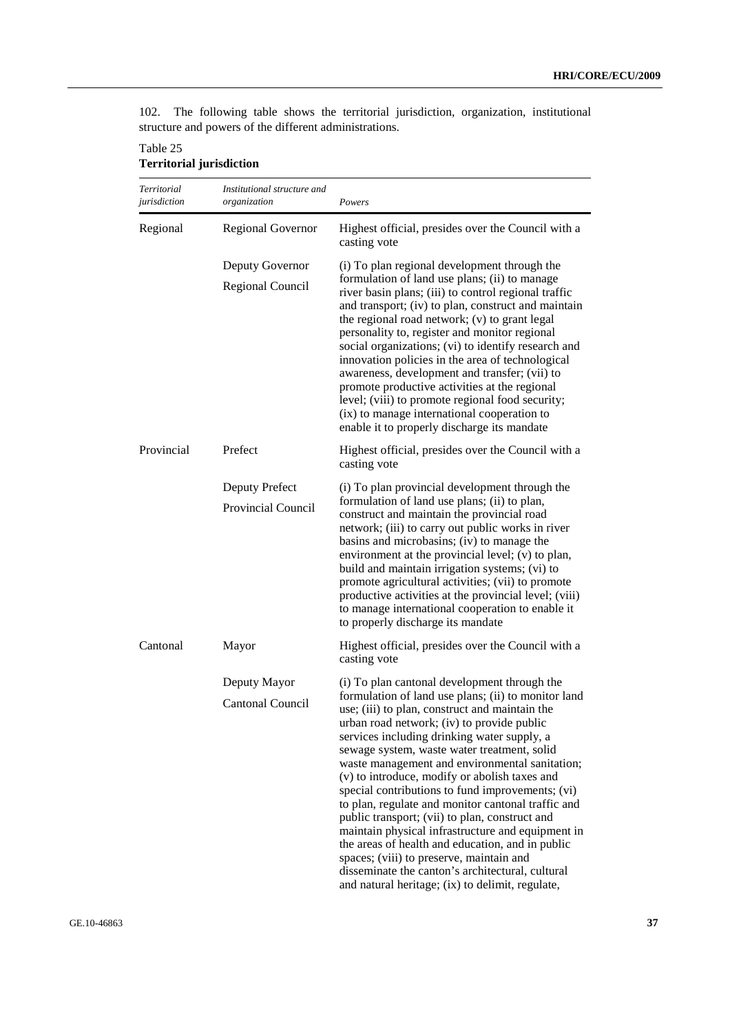102. The following table shows the territorial jurisdiction, organization, institutional structure and powers of the different administrations.

Table 25
**Territorial jurisdiction**

| *Territorial jurisdiction* | *Institutional structure and organization* | *Powers* |
|---|---|---|
| Regional | Regional Governor | Highest official, presides over the Council with a casting vote |
| | Deputy Governor<br>Regional Council | (i) To plan regional development through the formulation of land use plans; (ii) to manage river basin plans; (iii) to control regional traffic and transport; (iv) to plan, construct and maintain the regional road network; (v) to grant legal personality to, register and monitor regional social organizations; (vi) to identify research and innovation policies in the area of technological awareness, development and transfer; (vii) to promote productive activities at the regional level; (viii) to promote regional food security; (ix) to manage international cooperation to enable it to properly discharge its mandate |
| Provincial | Prefect | Highest official, presides over the Council with a casting vote |
| | Deputy Prefect<br>Provincial Council | (i) To plan provincial development through the formulation of land use plans; (ii) to plan, construct and maintain the provincial road network; (iii) to carry out public works in river basins and microbasins; (iv) to manage the environment at the provincial level; (v) to plan, build and maintain irrigation systems; (vi) to promote agricultural activities; (vii) to promote productive activities at the provincial level; (viii) to manage international cooperation to enable it to properly discharge its mandate |
| Cantonal | Mayor | Highest official, presides over the Council with a casting vote |
| | Deputy Mayor<br>Cantonal Council | (i) To plan cantonal development through the formulation of land use plans; (ii) to monitor land use; (iii) to plan, construct and maintain the urban road network; (iv) to provide public services including drinking water supply, a sewage system, waste water treatment, solid waste management and environmental sanitation; (v) to introduce, modify or abolish taxes and special contributions to fund improvements; (vi) to plan, regulate and monitor cantonal traffic and public transport; (vii) to plan, construct and maintain physical infrastructure and equipment in the areas of health and education, and in public spaces; (viii) to preserve, maintain and disseminate the canton's architectural, cultural and natural heritage; (ix) to delimit, regulate, |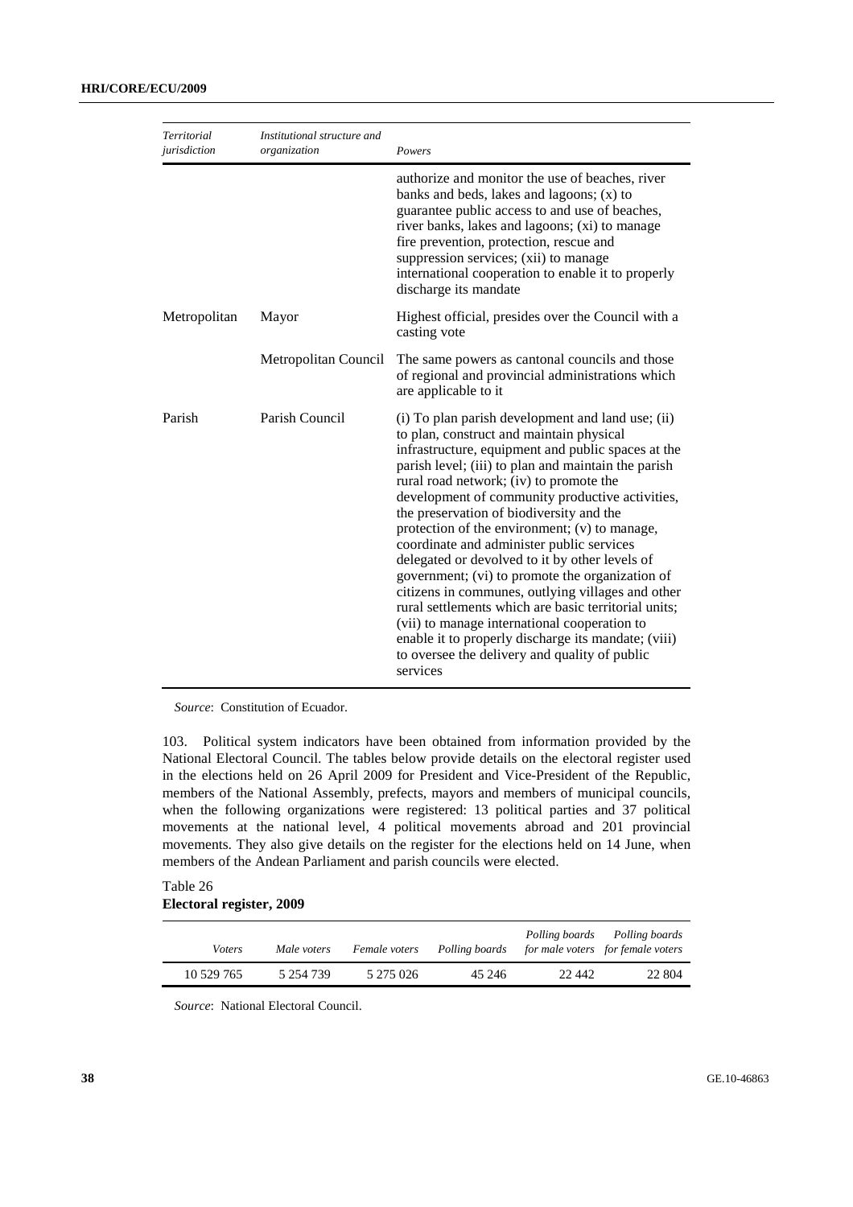| *Territorial jurisdiction* | *Institutional structure and organization* | *Powers* |
|---|---|---|
| | | authorize and monitor the use of beaches, river banks and beds, lakes and lagoons; (x) to guarantee public access to and use of beaches, river banks, lakes and lagoons; (xi) to manage fire prevention, protection, rescue and suppression services; (xii) to manage international cooperation to enable it to properly discharge its mandate |
| Metropolitan | Mayor | Highest official, presides over the Council with a casting vote |
| | Metropolitan Council | The same powers as cantonal councils and those of regional and provincial administrations which are applicable to it |
| Parish | Parish Council | (i) To plan parish development and land use; (ii) to plan, construct and maintain physical infrastructure, equipment and public spaces at the parish level; (iii) to plan and maintain the parish rural road network; (iv) to promote the development of community productive activities, the preservation of biodiversity and the protection of the environment; (v) to manage, coordinate and administer public services delegated or devolved to it by other levels of government; (vi) to promote the organization of citizens in communes, outlying villages and other rural settlements which are basic territorial units; (vii) to manage international cooperation to enable it to properly discharge its mandate; (viii) to oversee the delivery and quality of public services |

*Source*: Constitution of Ecuador.

103. Political system indicators have been obtained from information provided by the National Electoral Council. The tables below provide details on the electoral register used in the elections held on 26 April 2009 for President and Vice-President of the Republic, members of the National Assembly, prefects, mayors and members of municipal councils, when the following organizations were registered: 13 political parties and 37 political movements at the national level, 4 political movements abroad and 201 provincial movements. They also give details on the register for the elections held on 14 June, when members of the Andean Parliament and parish councils were elected.

Table 26
**Electoral register, 2009**

| *Voters* | *Male voters* | *Female voters* | *Polling boards* | *Polling boards for male voters* | *Polling boards for female voters* |
|---|---|---|---|---|---|
| 10 529 765 | 5 254 739 | 5 275 026 | 45 246 | 22 442 | 22 804 |

*Source*: National Electoral Council.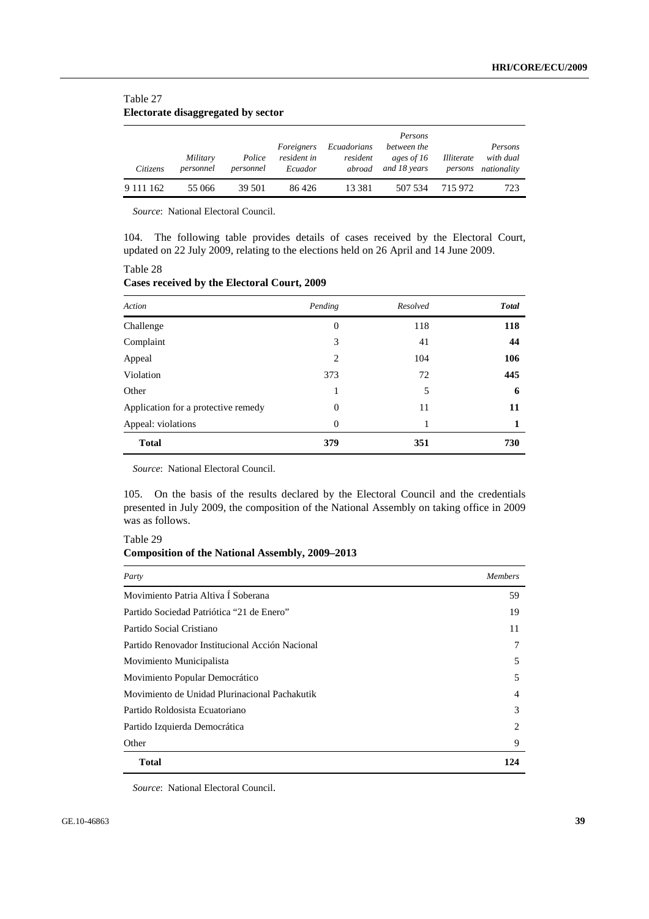Table 27
**Electorate disaggregated by sector**

| *Citizens* | *Military personnel* | *Police personnel* | *Foreigners resident in Ecuador* | *Ecuadorians resident abroad* | *Persons between the ages of 16 and 18 years* | *Illiterate persons* | *Persons with dual nationality* |
|---|---|---|---|---|---|---|---|
| 9 111 162 | 55 066 | 39 501 | 86 426 | 13 381 | 507 534 | 715 972 | 723 |

*Source*: National Electoral Council.

104. The following table provides details of cases received by the Electoral Court, updated on 22 July 2009, relating to the elections held on 26 April and 14 June 2009.

Table 28
**Cases received by the Electoral Court, 2009**

| *Action* | *Pending* | *Resolved* | ***Total*** |
|---|---|---|---|
| Challenge | 0 | 118 | **118** |
| Complaint | 3 | 41 | **44** |
| Appeal | 2 | 104 | **106** |
| Violation | 373 | 72 | **445** |
| Other | 1 | 5 | **6** |
| Application for a protective remedy | 0 | 11 | **11** |
| Appeal: violations | 0 | 1 | **1** |
| **Total** | **379** | **351** | **730** |

*Source*: National Electoral Council.

105. On the basis of the results declared by the Electoral Council and the credentials presented in July 2009, the composition of the National Assembly on taking office in 2009 was as follows.

Table 29
**Composition of the National Assembly, 2009–2013**

| *Party* | *Members* |
|---|---|
| Movimiento Patria Altiva Í Soberana | 59 |
| Partido Sociedad Patriótica "21 de Enero" | 19 |
| Partido Social Cristiano | 11 |
| Partido Renovador Institucional Acción Nacional | 7 |
| Movimiento Municipalista | 5 |
| Movimiento Popular Democrático | 5 |
| Movimiento de Unidad Plurinacional Pachakutik | 4 |
| Partido Roldosista Ecuatoriano | 3 |
| Partido Izquierda Democrática | 2 |
| Other | 9 |
| **Total** | **124** |

*Source*: National Electoral Council.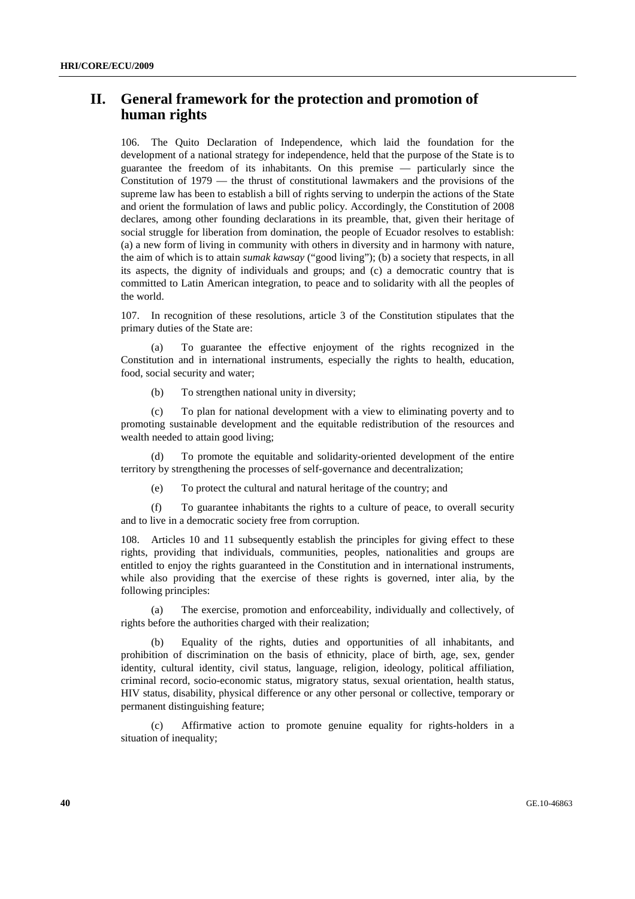# II. General framework for the protection and promotion of human rights

106. The Quito Declaration of Independence, which laid the foundation for the development of a national strategy for independence, held that the purpose of the State is to guarantee the freedom of its inhabitants. On this premise — particularly since the Constitution of 1979 — the thrust of constitutional lawmakers and the provisions of the supreme law has been to establish a bill of rights serving to underpin the actions of the State and orient the formulation of laws and public policy. Accordingly, the Constitution of 2008 declares, among other founding declarations in its preamble, that, given their heritage of social struggle for liberation from domination, the people of Ecuador resolves to establish: (a) a new form of living in community with others in diversity and in harmony with nature, the aim of which is to attain *sumak kawsay* ("good living"); (b) a society that respects, in all its aspects, the dignity of individuals and groups; and (c) a democratic country that is committed to Latin American integration, to peace and to solidarity with all the peoples of the world.

107. In recognition of these resolutions, article 3 of the Constitution stipulates that the primary duties of the State are:

(a) To guarantee the effective enjoyment of the rights recognized in the Constitution and in international instruments, especially the rights to health, education, food, social security and water;

(b) To strengthen national unity in diversity;

(c) To plan for national development with a view to eliminating poverty and to promoting sustainable development and the equitable redistribution of the resources and wealth needed to attain good living;

(d) To promote the equitable and solidarity-oriented development of the entire territory by strengthening the processes of self-governance and decentralization;

(e) To protect the cultural and natural heritage of the country; and

(f) To guarantee inhabitants the rights to a culture of peace, to overall security and to live in a democratic society free from corruption.

108. Articles 10 and 11 subsequently establish the principles for giving effect to these rights, providing that individuals, communities, peoples, nationalities and groups are entitled to enjoy the rights guaranteed in the Constitution and in international instruments, while also providing that the exercise of these rights is governed, inter alia, by the following principles:

(a) The exercise, promotion and enforceability, individually and collectively, of rights before the authorities charged with their realization;

(b) Equality of the rights, duties and opportunities of all inhabitants, and prohibition of discrimination on the basis of ethnicity, place of birth, age, sex, gender identity, cultural identity, civil status, language, religion, ideology, political affiliation, criminal record, socio-economic status, migratory status, sexual orientation, health status, HIV status, disability, physical difference or any other personal or collective, temporary or permanent distinguishing feature;

(c) Affirmative action to promote genuine equality for rights-holders in a situation of inequality;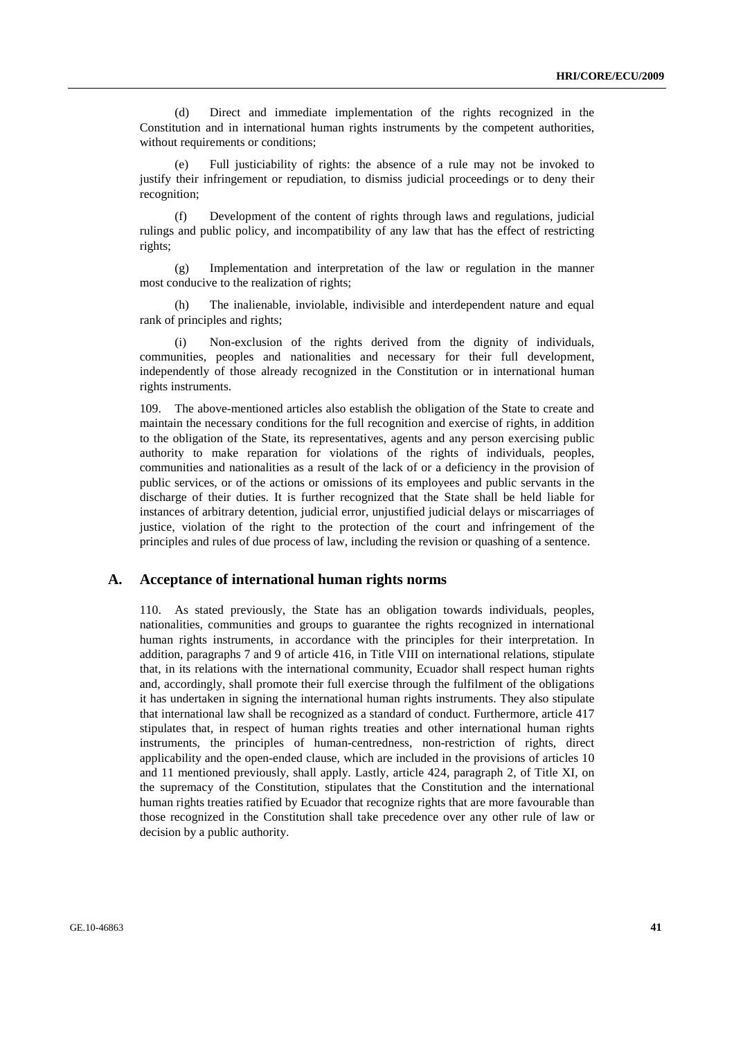(d) Direct and immediate implementation of the rights recognized in the Constitution and in international human rights instruments by the competent authorities, without requirements or conditions;

(e) Full justiciability of rights: the absence of a rule may not be invoked to justify their infringement or repudiation, to dismiss judicial proceedings or to deny their recognition;

(f) Development of the content of rights through laws and regulations, judicial rulings and public policy, and incompatibility of any law that has the effect of restricting rights;

(g) Implementation and interpretation of the law or regulation in the manner most conducive to the realization of rights;

(h) The inalienable, inviolable, indivisible and interdependent nature and equal rank of principles and rights;

(i) Non-exclusion of the rights derived from the dignity of individuals, communities, peoples and nationalities and necessary for their full development, independently of those already recognized in the Constitution or in international human rights instruments.

109. The above-mentioned articles also establish the obligation of the State to create and maintain the necessary conditions for the full recognition and exercise of rights, in addition to the obligation of the State, its representatives, agents and any person exercising public authority to make reparation for violations of the rights of individuals, peoples, communities and nationalities as a result of the lack of or a deficiency in the provision of public services, or of the actions or omissions of its employees and public servants in the discharge of their duties. It is further recognized that the State shall be held liable for instances of arbitrary detention, judicial error, unjustified judicial delays or miscarriages of justice, violation of the right to the protection of the court and infringement of the principles and rules of due process of law, including the revision or quashing of a sentence.

## A. Acceptance of international human rights norms

110. As stated previously, the State has an obligation towards individuals, peoples, nationalities, communities and groups to guarantee the rights recognized in international human rights instruments, in accordance with the principles for their interpretation. In addition, paragraphs 7 and 9 of article 416, in Title VIII on international relations, stipulate that, in its relations with the international community, Ecuador shall respect human rights and, accordingly, shall promote their full exercise through the fulfilment of the obligations it has undertaken in signing the international human rights instruments. They also stipulate that international law shall be recognized as a standard of conduct. Furthermore, article 417 stipulates that, in respect of human rights treaties and other international human rights instruments, the principles of human-centredness, non-restriction of rights, direct applicability and the open-ended clause, which are included in the provisions of articles 10 and 11 mentioned previously, shall apply. Lastly, article 424, paragraph 2, of Title XI, on the supremacy of the Constitution, stipulates that the Constitution and the international human rights treaties ratified by Ecuador that recognize rights that are more favourable than those recognized in the Constitution shall take precedence over any other rule of law or decision by a public authority.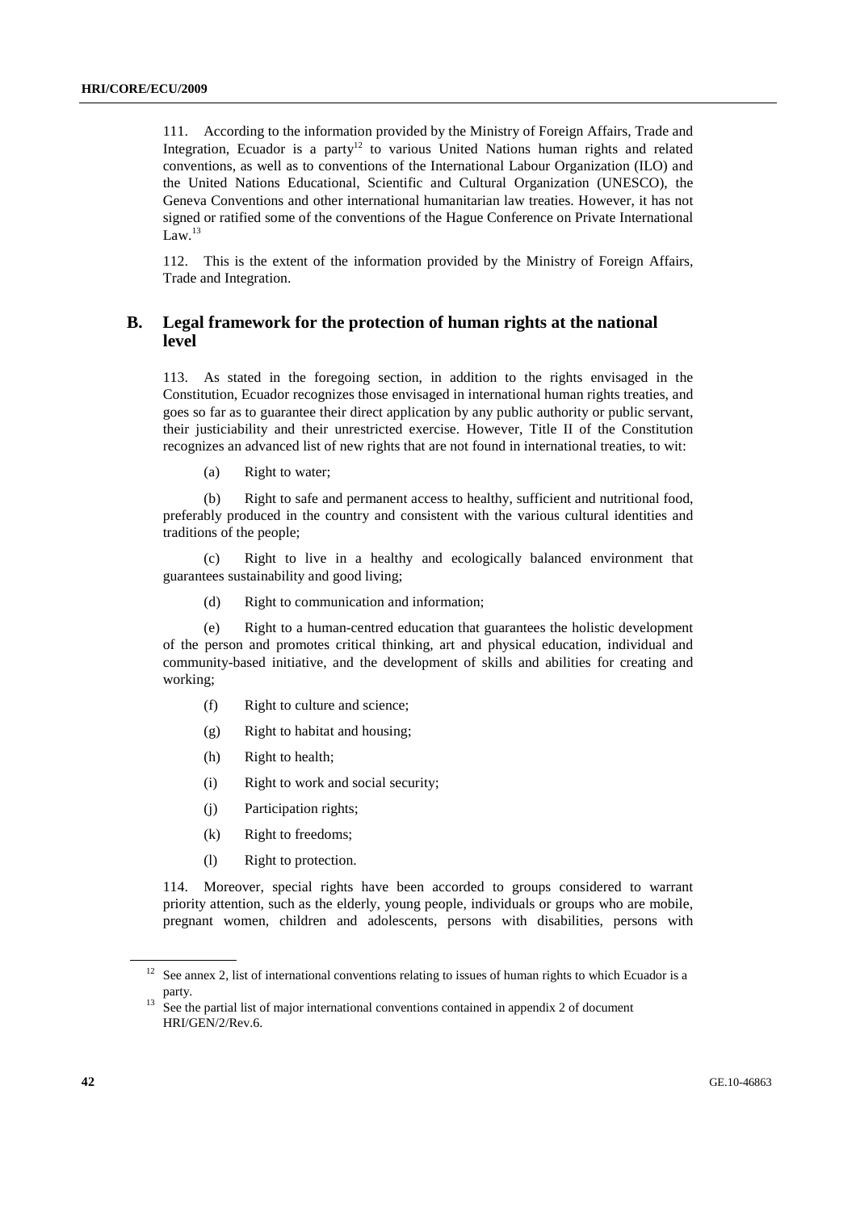111. According to the information provided by the Ministry of Foreign Affairs, Trade and Integration, Ecuador is a party[12] to various United Nations human rights and related conventions, as well as to conventions of the International Labour Organization (ILO) and the United Nations Educational, Scientific and Cultural Organization (UNESCO), the Geneva Conventions and other international humanitarian law treaties. However, it has not signed or ratified some of the conventions of the Hague Conference on Private International Law.[13]

112. This is the extent of the information provided by the Ministry of Foreign Affairs, Trade and Integration.

## B. Legal framework for the protection of human rights at the national level

113. As stated in the foregoing section, in addition to the rights envisaged in the Constitution, Ecuador recognizes those envisaged in international human rights treaties, and goes so far as to guarantee their direct application by any public authority or public servant, their justiciability and their unrestricted exercise. However, Title II of the Constitution recognizes an advanced list of new rights that are not found in international treaties, to wit:

(a) Right to water;

(b) Right to safe and permanent access to healthy, sufficient and nutritional food, preferably produced in the country and consistent with the various cultural identities and traditions of the people;

(c) Right to live in a healthy and ecologically balanced environment that guarantees sustainability and good living;

(d) Right to communication and information;

(e) Right to a human-centred education that guarantees the holistic development of the person and promotes critical thinking, art and physical education, individual and community-based initiative, and the development of skills and abilities for creating and working;

(f) Right to culture and science;

(g) Right to habitat and housing;

(h) Right to health;

(i) Right to work and social security;

(j) Participation rights;

(k) Right to freedoms;

(l) Right to protection.

114. Moreover, special rights have been accorded to groups considered to warrant priority attention, such as the elderly, young people, individuals or groups who are mobile, pregnant women, children and adolescents, persons with disabilities, persons with

---

[12] See annex 2, list of international conventions relating to issues of human rights to which Ecuador is a party.

[13] See the partial list of major international conventions contained in appendix 2 of document HRI/GEN/2/Rev.6.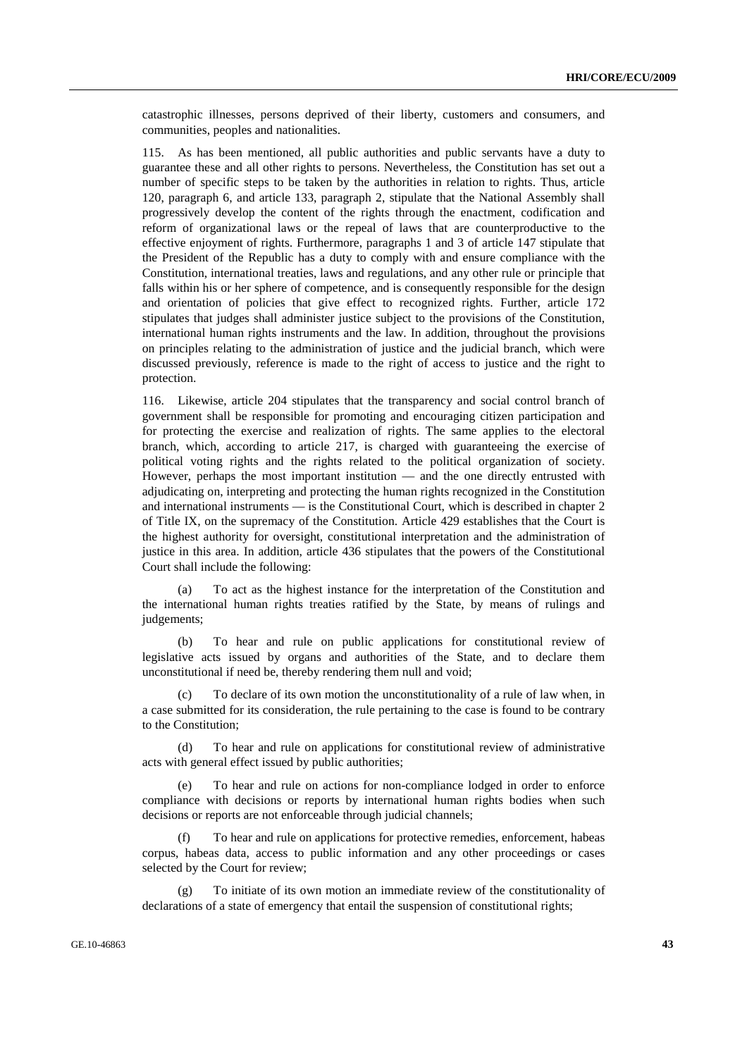catastrophic illnesses, persons deprived of their liberty, customers and consumers, and communities, peoples and nationalities.

115. As has been mentioned, all public authorities and public servants have a duty to guarantee these and all other rights to persons. Nevertheless, the Constitution has set out a number of specific steps to be taken by the authorities in relation to rights. Thus, article 120, paragraph 6, and article 133, paragraph 2, stipulate that the National Assembly shall progressively develop the content of the rights through the enactment, codification and reform of organizational laws or the repeal of laws that are counterproductive to the effective enjoyment of rights. Furthermore, paragraphs 1 and 3 of article 147 stipulate that the President of the Republic has a duty to comply with and ensure compliance with the Constitution, international treaties, laws and regulations, and any other rule or principle that falls within his or her sphere of competence, and is consequently responsible for the design and orientation of policies that give effect to recognized rights. Further, article 172 stipulates that judges shall administer justice subject to the provisions of the Constitution, international human rights instruments and the law. In addition, throughout the provisions on principles relating to the administration of justice and the judicial branch, which were discussed previously, reference is made to the right of access to justice and the right to protection.

116. Likewise, article 204 stipulates that the transparency and social control branch of government shall be responsible for promoting and encouraging citizen participation and for protecting the exercise and realization of rights. The same applies to the electoral branch, which, according to article 217, is charged with guaranteeing the exercise of political voting rights and the rights related to the political organization of society. However, perhaps the most important institution — and the one directly entrusted with adjudicating on, interpreting and protecting the human rights recognized in the Constitution and international instruments — is the Constitutional Court, which is described in chapter 2 of Title IX, on the supremacy of the Constitution. Article 429 establishes that the Court is the highest authority for oversight, constitutional interpretation and the administration of justice in this area. In addition, article 436 stipulates that the powers of the Constitutional Court shall include the following:

(a) To act as the highest instance for the interpretation of the Constitution and the international human rights treaties ratified by the State, by means of rulings and judgements;

(b) To hear and rule on public applications for constitutional review of legislative acts issued by organs and authorities of the State, and to declare them unconstitutional if need be, thereby rendering them null and void;

(c) To declare of its own motion the unconstitutionality of a rule of law when, in a case submitted for its consideration, the rule pertaining to the case is found to be contrary to the Constitution;

(d) To hear and rule on applications for constitutional review of administrative acts with general effect issued by public authorities;

(e) To hear and rule on actions for non-compliance lodged in order to enforce compliance with decisions or reports by international human rights bodies when such decisions or reports are not enforceable through judicial channels;

(f) To hear and rule on applications for protective remedies, enforcement, habeas corpus, habeas data, access to public information and any other proceedings or cases selected by the Court for review;

(g) To initiate of its own motion an immediate review of the constitutionality of declarations of a state of emergency that entail the suspension of constitutional rights;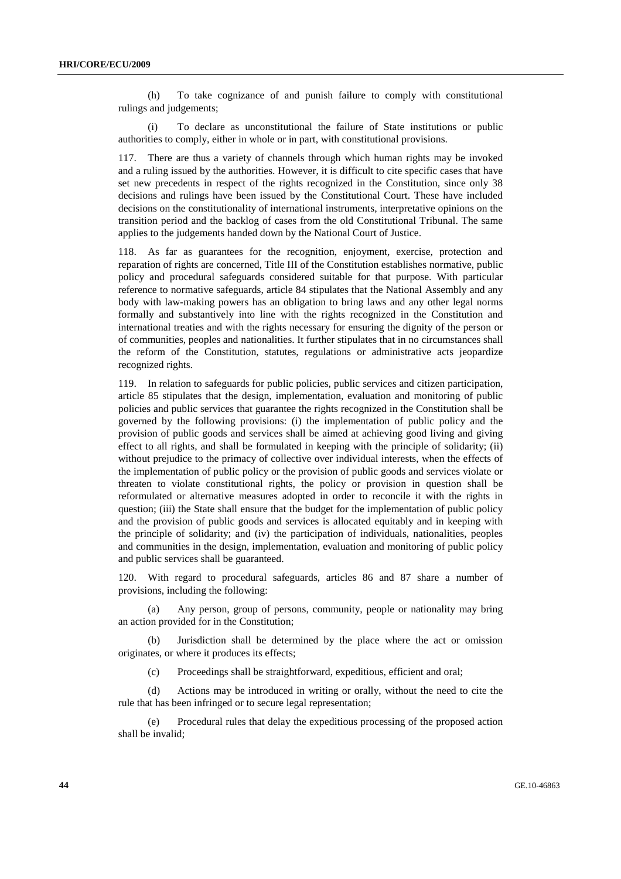(h) To take cognizance of and punish failure to comply with constitutional rulings and judgements;

(i) To declare as unconstitutional the failure of State institutions or public authorities to comply, either in whole or in part, with constitutional provisions.

117. There are thus a variety of channels through which human rights may be invoked and a ruling issued by the authorities. However, it is difficult to cite specific cases that have set new precedents in respect of the rights recognized in the Constitution, since only 38 decisions and rulings have been issued by the Constitutional Court. These have included decisions on the constitutionality of international instruments, interpretative opinions on the transition period and the backlog of cases from the old Constitutional Tribunal. The same applies to the judgements handed down by the National Court of Justice.

118. As far as guarantees for the recognition, enjoyment, exercise, protection and reparation of rights are concerned, Title III of the Constitution establishes normative, public policy and procedural safeguards considered suitable for that purpose. With particular reference to normative safeguards, article 84 stipulates that the National Assembly and any body with law-making powers has an obligation to bring laws and any other legal norms formally and substantively into line with the rights recognized in the Constitution and international treaties and with the rights necessary for ensuring the dignity of the person or of communities, peoples and nationalities. It further stipulates that in no circumstances shall the reform of the Constitution, statutes, regulations or administrative acts jeopardize recognized rights.

119. In relation to safeguards for public policies, public services and citizen participation, article 85 stipulates that the design, implementation, evaluation and monitoring of public policies and public services that guarantee the rights recognized in the Constitution shall be governed by the following provisions: (i) the implementation of public policy and the provision of public goods and services shall be aimed at achieving good living and giving effect to all rights, and shall be formulated in keeping with the principle of solidarity; (ii) without prejudice to the primacy of collective over individual interests, when the effects of the implementation of public policy or the provision of public goods and services violate or threaten to violate constitutional rights, the policy or provision in question shall be reformulated or alternative measures adopted in order to reconcile it with the rights in question; (iii) the State shall ensure that the budget for the implementation of public policy and the provision of public goods and services is allocated equitably and in keeping with the principle of solidarity; and (iv) the participation of individuals, nationalities, peoples and communities in the design, implementation, evaluation and monitoring of public policy and public services shall be guaranteed.

120. With regard to procedural safeguards, articles 86 and 87 share a number of provisions, including the following:

(a) Any person, group of persons, community, people or nationality may bring an action provided for in the Constitution;

(b) Jurisdiction shall be determined by the place where the act or omission originates, or where it produces its effects;

(c) Proceedings shall be straightforward, expeditious, efficient and oral;

(d) Actions may be introduced in writing or orally, without the need to cite the rule that has been infringed or to secure legal representation;

(e) Procedural rules that delay the expeditious processing of the proposed action shall be invalid;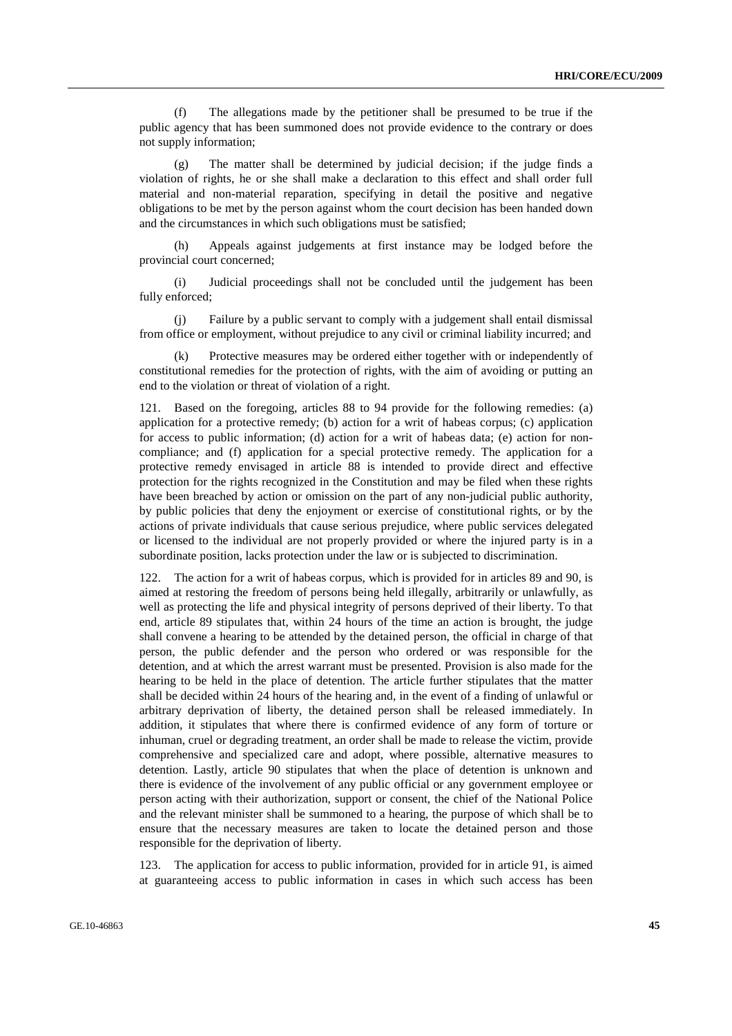(f) The allegations made by the petitioner shall be presumed to be true if the public agency that has been summoned does not provide evidence to the contrary or does not supply information;

(g) The matter shall be determined by judicial decision; if the judge finds a violation of rights, he or she shall make a declaration to this effect and shall order full material and non-material reparation, specifying in detail the positive and negative obligations to be met by the person against whom the court decision has been handed down and the circumstances in which such obligations must be satisfied;

(h) Appeals against judgements at first instance may be lodged before the provincial court concerned;

(i) Judicial proceedings shall not be concluded until the judgement has been fully enforced;

(j) Failure by a public servant to comply with a judgement shall entail dismissal from office or employment, without prejudice to any civil or criminal liability incurred; and

(k) Protective measures may be ordered either together with or independently of constitutional remedies for the protection of rights, with the aim of avoiding or putting an end to the violation or threat of violation of a right.

121. Based on the foregoing, articles 88 to 94 provide for the following remedies: (a) application for a protective remedy; (b) action for a writ of habeas corpus; (c) application for access to public information; (d) action for a writ of habeas data; (e) action for non-compliance; and (f) application for a special protective remedy. The application for a protective remedy envisaged in article 88 is intended to provide direct and effective protection for the rights recognized in the Constitution and may be filed when these rights have been breached by action or omission on the part of any non-judicial public authority, by public policies that deny the enjoyment or exercise of constitutional rights, or by the actions of private individuals that cause serious prejudice, where public services delegated or licensed to the individual are not properly provided or where the injured party is in a subordinate position, lacks protection under the law or is subjected to discrimination.

122. The action for a writ of habeas corpus, which is provided for in articles 89 and 90, is aimed at restoring the freedom of persons being held illegally, arbitrarily or unlawfully, as well as protecting the life and physical integrity of persons deprived of their liberty. To that end, article 89 stipulates that, within 24 hours of the time an action is brought, the judge shall convene a hearing to be attended by the detained person, the official in charge of that person, the public defender and the person who ordered or was responsible for the detention, and at which the arrest warrant must be presented. Provision is also made for the hearing to be held in the place of detention. The article further stipulates that the matter shall be decided within 24 hours of the hearing and, in the event of a finding of unlawful or arbitrary deprivation of liberty, the detained person shall be released immediately. In addition, it stipulates that where there is confirmed evidence of any form of torture or inhuman, cruel or degrading treatment, an order shall be made to release the victim, provide comprehensive and specialized care and adopt, where possible, alternative measures to detention. Lastly, article 90 stipulates that when the place of detention is unknown and there is evidence of the involvement of any public official or any government employee or person acting with their authorization, support or consent, the chief of the National Police and the relevant minister shall be summoned to a hearing, the purpose of which shall be to ensure that the necessary measures are taken to locate the detained person and those responsible for the deprivation of liberty.

123. The application for access to public information, provided for in article 91, is aimed at guaranteeing access to public information in cases in which such access has been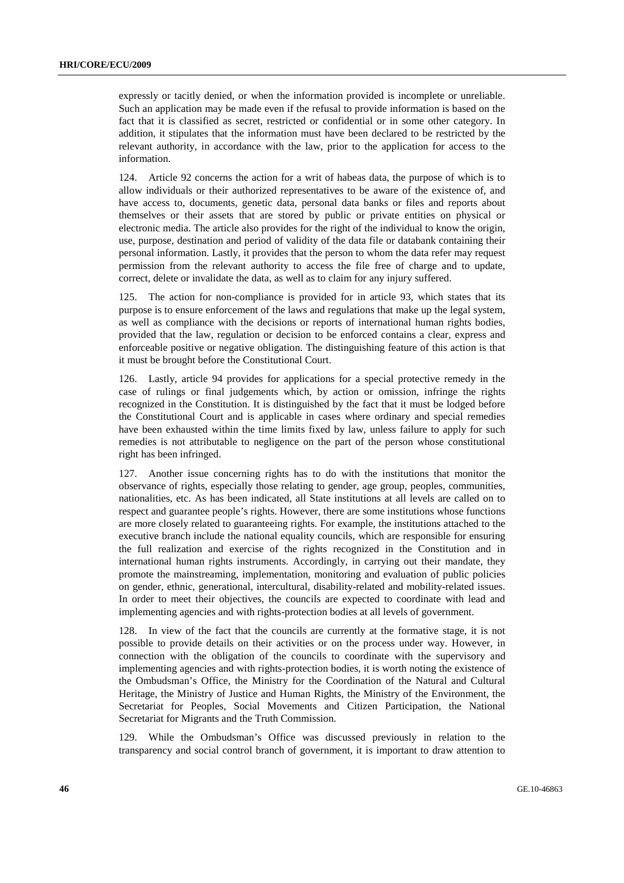expressly or tacitly denied, or when the information provided is incomplete or unreliable. Such an application may be made even if the refusal to provide information is based on the fact that it is classified as secret, restricted or confidential or in some other category. In addition, it stipulates that the information must have been declared to be restricted by the relevant authority, in accordance with the law, prior to the application for access to the information.

124. Article 92 concerns the action for a writ of habeas data, the purpose of which is to allow individuals or their authorized representatives to be aware of the existence of, and have access to, documents, genetic data, personal data banks or files and reports about themselves or their assets that are stored by public or private entities on physical or electronic media. The article also provides for the right of the individual to know the origin, use, purpose, destination and period of validity of the data file or databank containing their personal information. Lastly, it provides that the person to whom the data refer may request permission from the relevant authority to access the file free of charge and to update, correct, delete or invalidate the data, as well as to claim for any injury suffered.

125. The action for non-compliance is provided for in article 93, which states that its purpose is to ensure enforcement of the laws and regulations that make up the legal system, as well as compliance with the decisions or reports of international human rights bodies, provided that the law, regulation or decision to be enforced contains a clear, express and enforceable positive or negative obligation. The distinguishing feature of this action is that it must be brought before the Constitutional Court.

126. Lastly, article 94 provides for applications for a special protective remedy in the case of rulings or final judgements which, by action or omission, infringe the rights recognized in the Constitution. It is distinguished by the fact that it must be lodged before the Constitutional Court and is applicable in cases where ordinary and special remedies have been exhausted within the time limits fixed by law, unless failure to apply for such remedies is not attributable to negligence on the part of the person whose constitutional right has been infringed.

127. Another issue concerning rights has to do with the institutions that monitor the observance of rights, especially those relating to gender, age group, peoples, communities, nationalities, etc. As has been indicated, all State institutions at all levels are called on to respect and guarantee people's rights. However, there are some institutions whose functions are more closely related to guaranteeing rights. For example, the institutions attached to the executive branch include the national equality councils, which are responsible for ensuring the full realization and exercise of the rights recognized in the Constitution and in international human rights instruments. Accordingly, in carrying out their mandate, they promote the mainstreaming, implementation, monitoring and evaluation of public policies on gender, ethnic, generational, intercultural, disability-related and mobility-related issues. In order to meet their objectives, the councils are expected to coordinate with lead and implementing agencies and with rights-protection bodies at all levels of government.

128. In view of the fact that the councils are currently at the formative stage, it is not possible to provide details on their activities or on the process under way. However, in connection with the obligation of the councils to coordinate with the supervisory and implementing agencies and with rights-protection bodies, it is worth noting the existence of the Ombudsman's Office, the Ministry for the Coordination of the Natural and Cultural Heritage, the Ministry of Justice and Human Rights, the Ministry of the Environment, the Secretariat for Peoples, Social Movements and Citizen Participation, the National Secretariat for Migrants and the Truth Commission.

129. While the Ombudsman's Office was discussed previously in relation to the transparency and social control branch of government, it is important to draw attention to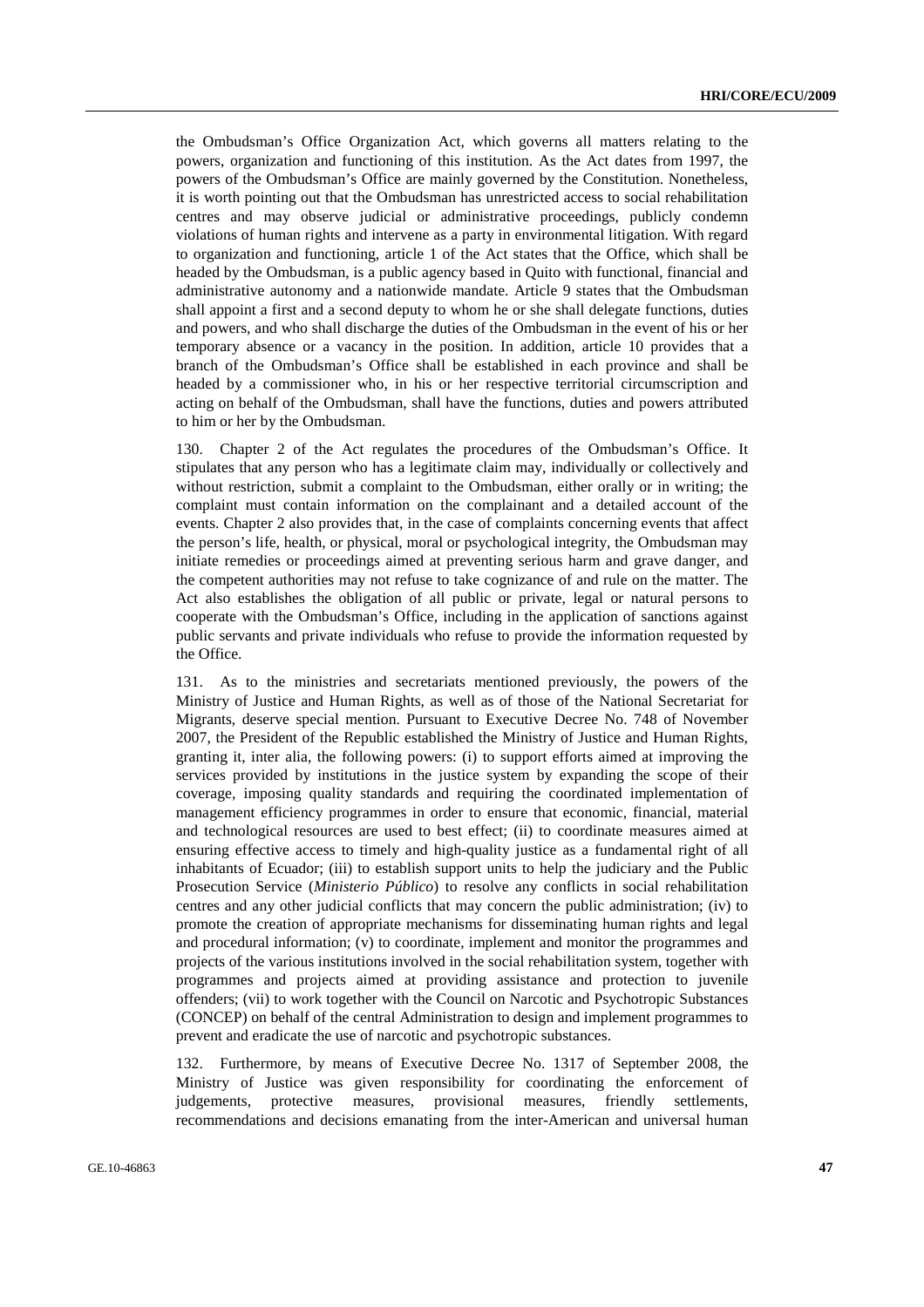the Ombudsman's Office Organization Act, which governs all matters relating to the powers, organization and functioning of this institution. As the Act dates from 1997, the powers of the Ombudsman's Office are mainly governed by the Constitution. Nonetheless, it is worth pointing out that the Ombudsman has unrestricted access to social rehabilitation centres and may observe judicial or administrative proceedings, publicly condemn violations of human rights and intervene as a party in environmental litigation. With regard to organization and functioning, article 1 of the Act states that the Office, which shall be headed by the Ombudsman, is a public agency based in Quito with functional, financial and administrative autonomy and a nationwide mandate. Article 9 states that the Ombudsman shall appoint a first and a second deputy to whom he or she shall delegate functions, duties and powers, and who shall discharge the duties of the Ombudsman in the event of his or her temporary absence or a vacancy in the position. In addition, article 10 provides that a branch of the Ombudsman's Office shall be established in each province and shall be headed by a commissioner who, in his or her respective territorial circumscription and acting on behalf of the Ombudsman, shall have the functions, duties and powers attributed to him or her by the Ombudsman.

130. Chapter 2 of the Act regulates the procedures of the Ombudsman's Office. It stipulates that any person who has a legitimate claim may, individually or collectively and without restriction, submit a complaint to the Ombudsman, either orally or in writing; the complaint must contain information on the complainant and a detailed account of the events. Chapter 2 also provides that, in the case of complaints concerning events that affect the person's life, health, or physical, moral or psychological integrity, the Ombudsman may initiate remedies or proceedings aimed at preventing serious harm and grave danger, and the competent authorities may not refuse to take cognizance of and rule on the matter. The Act also establishes the obligation of all public or private, legal or natural persons to cooperate with the Ombudsman's Office, including in the application of sanctions against public servants and private individuals who refuse to provide the information requested by the Office.

131. As to the ministries and secretariats mentioned previously, the powers of the Ministry of Justice and Human Rights, as well as of those of the National Secretariat for Migrants, deserve special mention. Pursuant to Executive Decree No. 748 of November 2007, the President of the Republic established the Ministry of Justice and Human Rights, granting it, inter alia, the following powers: (i) to support efforts aimed at improving the services provided by institutions in the justice system by expanding the scope of their coverage, imposing quality standards and requiring the coordinated implementation of management efficiency programmes in order to ensure that economic, financial, material and technological resources are used to best effect; (ii) to coordinate measures aimed at ensuring effective access to timely and high-quality justice as a fundamental right of all inhabitants of Ecuador; (iii) to establish support units to help the judiciary and the Public Prosecution Service (*Ministerio Público*) to resolve any conflicts in social rehabilitation centres and any other judicial conflicts that may concern the public administration; (iv) to promote the creation of appropriate mechanisms for disseminating human rights and legal and procedural information; (v) to coordinate, implement and monitor the programmes and projects of the various institutions involved in the social rehabilitation system, together with programmes and projects aimed at providing assistance and protection to juvenile offenders; (vii) to work together with the Council on Narcotic and Psychotropic Substances (CONCEP) on behalf of the central Administration to design and implement programmes to prevent and eradicate the use of narcotic and psychotropic substances.

132. Furthermore, by means of Executive Decree No. 1317 of September 2008, the Ministry of Justice was given responsibility for coordinating the enforcement of judgements, protective measures, provisional measures, friendly settlements, recommendations and decisions emanating from the inter-American and universal human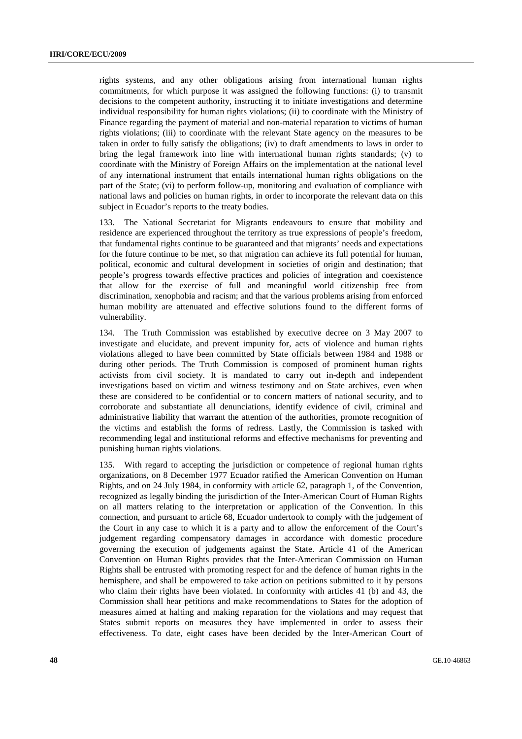rights systems, and any other obligations arising from international human rights commitments, for which purpose it was assigned the following functions: (i) to transmit decisions to the competent authority, instructing it to initiate investigations and determine individual responsibility for human rights violations; (ii) to coordinate with the Ministry of Finance regarding the payment of material and non-material reparation to victims of human rights violations; (iii) to coordinate with the relevant State agency on the measures to be taken in order to fully satisfy the obligations; (iv) to draft amendments to laws in order to bring the legal framework into line with international human rights standards; (v) to coordinate with the Ministry of Foreign Affairs on the implementation at the national level of any international instrument that entails international human rights obligations on the part of the State; (vi) to perform follow-up, monitoring and evaluation of compliance with national laws and policies on human rights, in order to incorporate the relevant data on this subject in Ecuador's reports to the treaty bodies.

133. The National Secretariat for Migrants endeavours to ensure that mobility and residence are experienced throughout the territory as true expressions of people's freedom, that fundamental rights continue to be guaranteed and that migrants' needs and expectations for the future continue to be met, so that migration can achieve its full potential for human, political, economic and cultural development in societies of origin and destination; that people's progress towards effective practices and policies of integration and coexistence that allow for the exercise of full and meaningful world citizenship free from discrimination, xenophobia and racism; and that the various problems arising from enforced human mobility are attenuated and effective solutions found to the different forms of vulnerability.

134. The Truth Commission was established by executive decree on 3 May 2007 to investigate and elucidate, and prevent impunity for, acts of violence and human rights violations alleged to have been committed by State officials between 1984 and 1988 or during other periods. The Truth Commission is composed of prominent human rights activists from civil society. It is mandated to carry out in-depth and independent investigations based on victim and witness testimony and on State archives, even when these are considered to be confidential or to concern matters of national security, and to corroborate and substantiate all denunciations, identify evidence of civil, criminal and administrative liability that warrant the attention of the authorities, promote recognition of the victims and establish the forms of redress. Lastly, the Commission is tasked with recommending legal and institutional reforms and effective mechanisms for preventing and punishing human rights violations.

135. With regard to accepting the jurisdiction or competence of regional human rights organizations, on 8 December 1977 Ecuador ratified the American Convention on Human Rights, and on 24 July 1984, in conformity with article 62, paragraph 1, of the Convention, recognized as legally binding the jurisdiction of the Inter-American Court of Human Rights on all matters relating to the interpretation or application of the Convention. In this connection, and pursuant to article 68, Ecuador undertook to comply with the judgement of the Court in any case to which it is a party and to allow the enforcement of the Court's judgement regarding compensatory damages in accordance with domestic procedure governing the execution of judgements against the State. Article 41 of the American Convention on Human Rights provides that the Inter-American Commission on Human Rights shall be entrusted with promoting respect for and the defence of human rights in the hemisphere, and shall be empowered to take action on petitions submitted to it by persons who claim their rights have been violated. In conformity with articles 41 (b) and 43, the Commission shall hear petitions and make recommendations to States for the adoption of measures aimed at halting and making reparation for the violations and may request that States submit reports on measures they have implemented in order to assess their effectiveness. To date, eight cases have been decided by the Inter-American Court of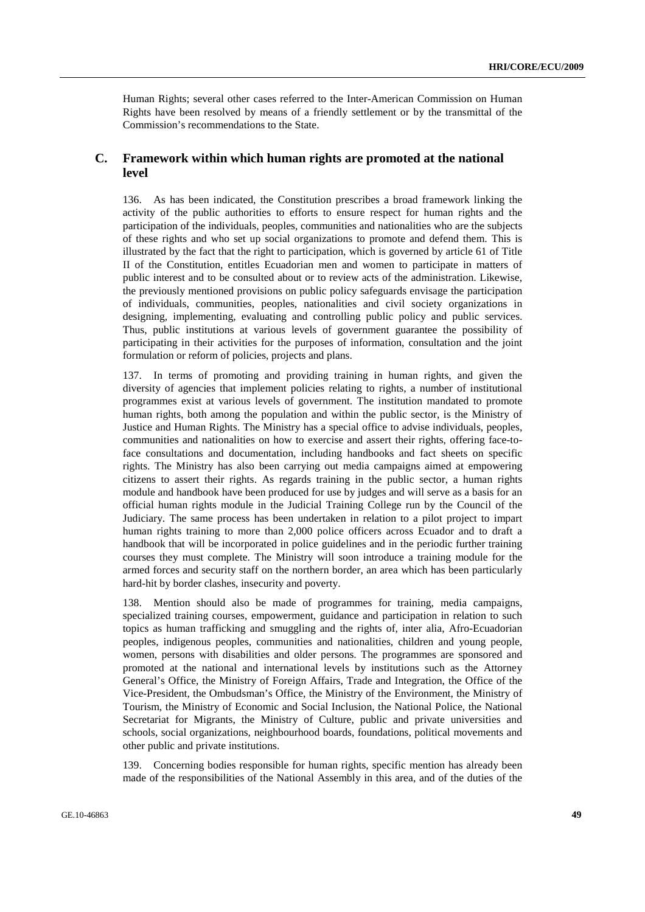Human Rights; several other cases referred to the Inter-American Commission on Human Rights have been resolved by means of a friendly settlement or by the transmittal of the Commission's recommendations to the State.

## C. Framework within which human rights are promoted at the national level

136. As has been indicated, the Constitution prescribes a broad framework linking the activity of the public authorities to efforts to ensure respect for human rights and the participation of the individuals, peoples, communities and nationalities who are the subjects of these rights and who set up social organizations to promote and defend them. This is illustrated by the fact that the right to participation, which is governed by article 61 of Title II of the Constitution, entitles Ecuadorian men and women to participate in matters of public interest and to be consulted about or to review acts of the administration. Likewise, the previously mentioned provisions on public policy safeguards envisage the participation of individuals, communities, peoples, nationalities and civil society organizations in designing, implementing, evaluating and controlling public policy and public services. Thus, public institutions at various levels of government guarantee the possibility of participating in their activities for the purposes of information, consultation and the joint formulation or reform of policies, projects and plans.

137. In terms of promoting and providing training in human rights, and given the diversity of agencies that implement policies relating to rights, a number of institutional programmes exist at various levels of government. The institution mandated to promote human rights, both among the population and within the public sector, is the Ministry of Justice and Human Rights. The Ministry has a special office to advise individuals, peoples, communities and nationalities on how to exercise and assert their rights, offering face-to-face consultations and documentation, including handbooks and fact sheets on specific rights. The Ministry has also been carrying out media campaigns aimed at empowering citizens to assert their rights. As regards training in the public sector, a human rights module and handbook have been produced for use by judges and will serve as a basis for an official human rights module in the Judicial Training College run by the Council of the Judiciary. The same process has been undertaken in relation to a pilot project to impart human rights training to more than 2,000 police officers across Ecuador and to draft a handbook that will be incorporated in police guidelines and in the periodic further training courses they must complete. The Ministry will soon introduce a training module for the armed forces and security staff on the northern border, an area which has been particularly hard-hit by border clashes, insecurity and poverty.

138. Mention should also be made of programmes for training, media campaigns, specialized training courses, empowerment, guidance and participation in relation to such topics as human trafficking and smuggling and the rights of, inter alia, Afro-Ecuadorian peoples, indigenous peoples, communities and nationalities, children and young people, women, persons with disabilities and older persons. The programmes are sponsored and promoted at the national and international levels by institutions such as the Attorney General's Office, the Ministry of Foreign Affairs, Trade and Integration, the Office of the Vice-President, the Ombudsman's Office, the Ministry of the Environment, the Ministry of Tourism, the Ministry of Economic and Social Inclusion, the National Police, the National Secretariat for Migrants, the Ministry of Culture, public and private universities and schools, social organizations, neighbourhood boards, foundations, political movements and other public and private institutions.

139. Concerning bodies responsible for human rights, specific mention has already been made of the responsibilities of the National Assembly in this area, and of the duties of the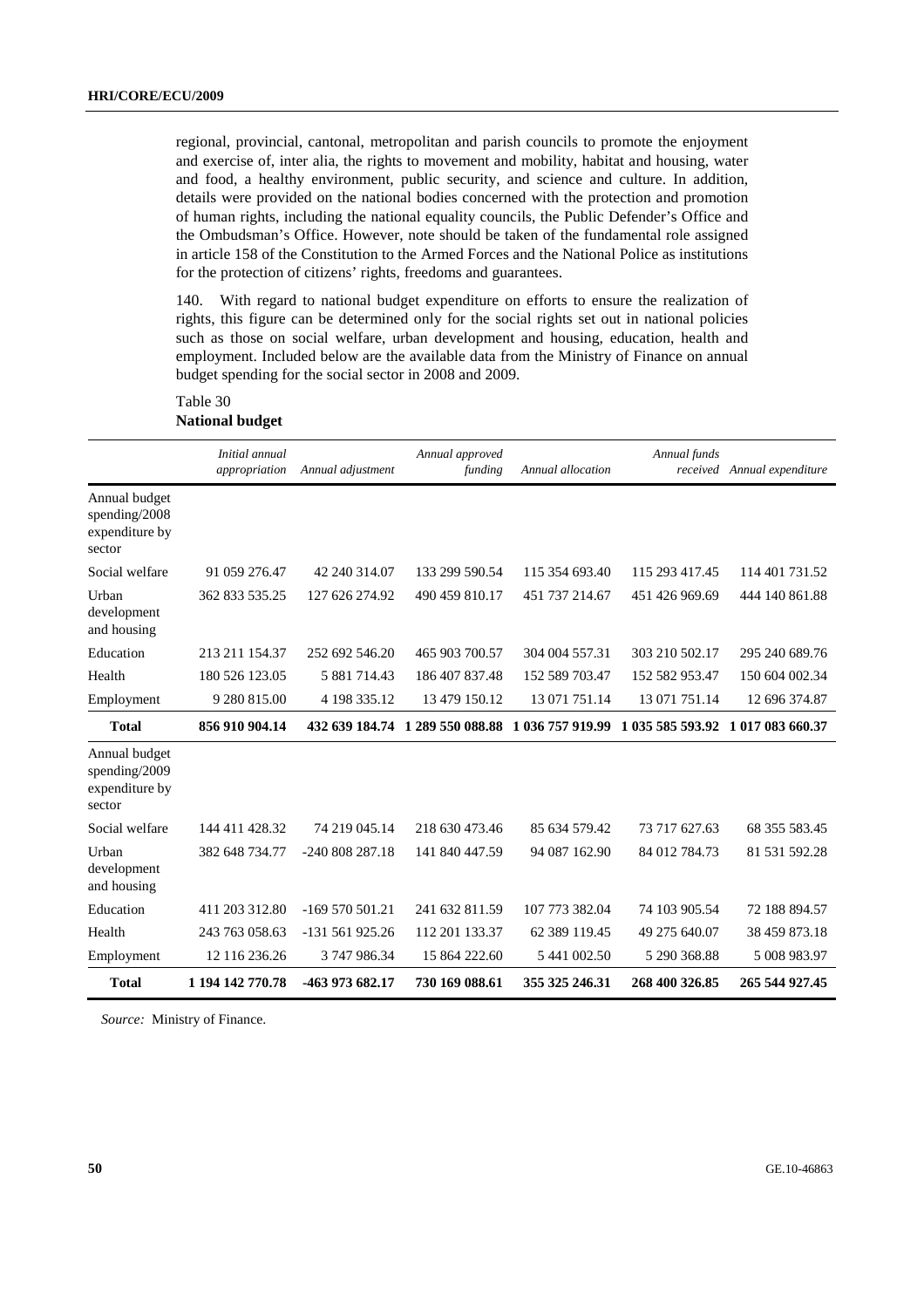regional, provincial, cantonal, metropolitan and parish councils to promote the enjoyment and exercise of, inter alia, the rights to movement and mobility, habitat and housing, water and food, a healthy environment, public security, and science and culture. In addition, details were provided on the national bodies concerned with the protection and promotion of human rights, including the national equality councils, the Public Defender's Office and the Ombudsman's Office. However, note should be taken of the fundamental role assigned in article 158 of the Constitution to the Armed Forces and the National Police as institutions for the protection of citizens' rights, freedoms and guarantees.

140. With regard to national budget expenditure on efforts to ensure the realization of rights, this figure can be determined only for the social rights set out in national policies such as those on social welfare, urban development and housing, education, health and employment. Included below are the available data from the Ministry of Finance on annual budget spending for the social sector in 2008 and 2009.

Table 30
**National budget**

| | *Initial annual appropriation* | *Annual adjustment* | *Annual approved funding* | *Annual allocation* | *Annual funds received* | *Annual expenditure* |
|---|---|---|---|---|---|---|
| Annual budget spending/2008 expenditure by sector | | | | | | |
| Social welfare | 91 059 276.47 | 42 240 314.07 | 133 299 590.54 | 115 354 693.40 | 115 293 417.45 | 114 401 731.52 |
| Urban development and housing | 362 833 535.25 | 127 626 274.92 | 490 459 810.17 | 451 737 214.67 | 451 426 969.69 | 444 140 861.88 |
| Education | 213 211 154.37 | 252 692 546.20 | 465 903 700.57 | 304 004 557.31 | 303 210 502.17 | 295 240 689.76 |
| Health | 180 526 123.05 | 5 881 714.43 | 186 407 837.48 | 152 589 703.47 | 152 582 953.47 | 150 604 002.34 |
| Employment | 9 280 815.00 | 4 198 335.12 | 13 479 150.12 | 13 071 751.14 | 13 071 751.14 | 12 696 374.87 |
| **Total** | **856 910 904.14** | **432 639 184.74** | **1 289 550 088.88** | **1 036 757 919.99** | **1 035 585 593.92** | **1 017 083 660.37** |
| Annual budget spending/2009 expenditure by sector | | | | | | |
| Social welfare | 144 411 428.32 | 74 219 045.14 | 218 630 473.46 | 85 634 579.42 | 73 717 627.63 | 68 355 583.45 |
| Urban development and housing | 382 648 734.77 | -240 808 287.18 | 141 840 447.59 | 94 087 162.90 | 84 012 784.73 | 81 531 592.28 |
| Education | 411 203 312.80 | -169 570 501.21 | 241 632 811.59 | 107 773 382.04 | 74 103 905.54 | 72 188 894.57 |
| Health | 243 763 058.63 | -131 561 925.26 | 112 201 133.37 | 62 389 119.45 | 49 275 640.07 | 38 459 873.18 |
| Employment | 12 116 236.26 | 3 747 986.34 | 15 864 222.60 | 5 441 002.50 | 5 290 368.88 | 5 008 983.97 |
| **Total** | **1 194 142 770.78** | **-463 973 682.17** | **730 169 088.61** | **355 325 246.31** | **268 400 326.85** | **265 544 927.45** |

*Source:* Ministry of Finance.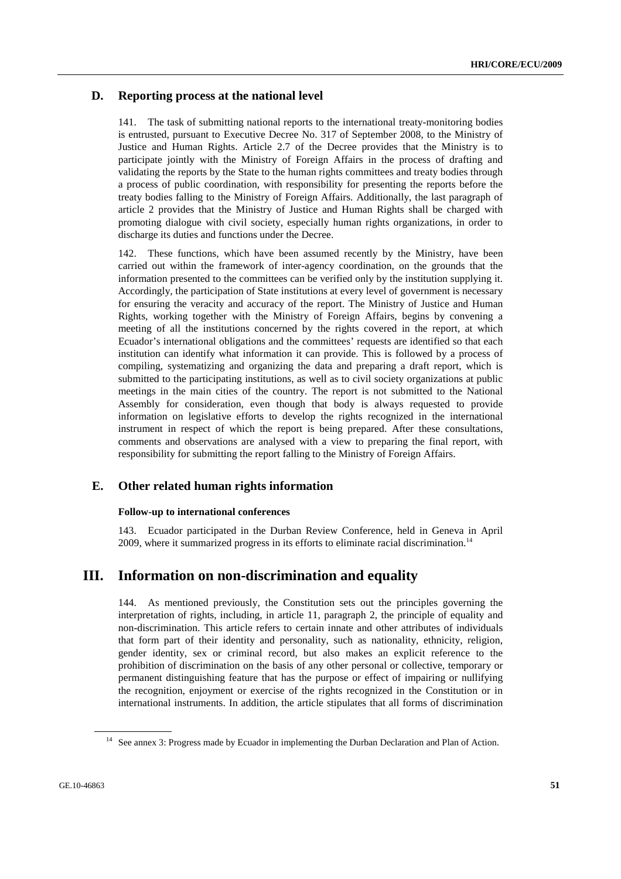## D. Reporting process at the national level

141. The task of submitting national reports to the international treaty-monitoring bodies is entrusted, pursuant to Executive Decree No. 317 of September 2008, to the Ministry of Justice and Human Rights. Article 2.7 of the Decree provides that the Ministry is to participate jointly with the Ministry of Foreign Affairs in the process of drafting and validating the reports by the State to the human rights committees and treaty bodies through a process of public coordination, with responsibility for presenting the reports before the treaty bodies falling to the Ministry of Foreign Affairs. Additionally, the last paragraph of article 2 provides that the Ministry of Justice and Human Rights shall be charged with promoting dialogue with civil society, especially human rights organizations, in order to discharge its duties and functions under the Decree.

142. These functions, which have been assumed recently by the Ministry, have been carried out within the framework of inter-agency coordination, on the grounds that the information presented to the committees can be verified only by the institution supplying it. Accordingly, the participation of State institutions at every level of government is necessary for ensuring the veracity and accuracy of the report. The Ministry of Justice and Human Rights, working together with the Ministry of Foreign Affairs, begins by convening a meeting of all the institutions concerned by the rights covered in the report, at which Ecuador's international obligations and the committees' requests are identified so that each institution can identify what information it can provide. This is followed by a process of compiling, systematizing and organizing the data and preparing a draft report, which is submitted to the participating institutions, as well as to civil society organizations at public meetings in the main cities of the country. The report is not submitted to the National Assembly for consideration, even though that body is always requested to provide information on legislative efforts to develop the rights recognized in the international instrument in respect of which the report is being prepared. After these consultations, comments and observations are analysed with a view to preparing the final report, with responsibility for submitting the report falling to the Ministry of Foreign Affairs.

## E. Other related human rights information

### Follow-up to international conferences

143. Ecuador participated in the Durban Review Conference, held in Geneva in April 2009, where it summarized progress in its efforts to eliminate racial discrimination.[14]

# III. Information on non-discrimination and equality

144. As mentioned previously, the Constitution sets out the principles governing the interpretation of rights, including, in article 11, paragraph 2, the principle of equality and non-discrimination. This article refers to certain innate and other attributes of individuals that form part of their identity and personality, such as nationality, ethnicity, religion, gender identity, sex or criminal record, but also makes an explicit reference to the prohibition of discrimination on the basis of any other personal or collective, temporary or permanent distinguishing feature that has the purpose or effect of impairing or nullifying the recognition, enjoyment or exercise of the rights recognized in the Constitution or in international instruments. In addition, the article stipulates that all forms of discrimination

[14] See annex 3: Progress made by Ecuador in implementing the Durban Declaration and Plan of Action.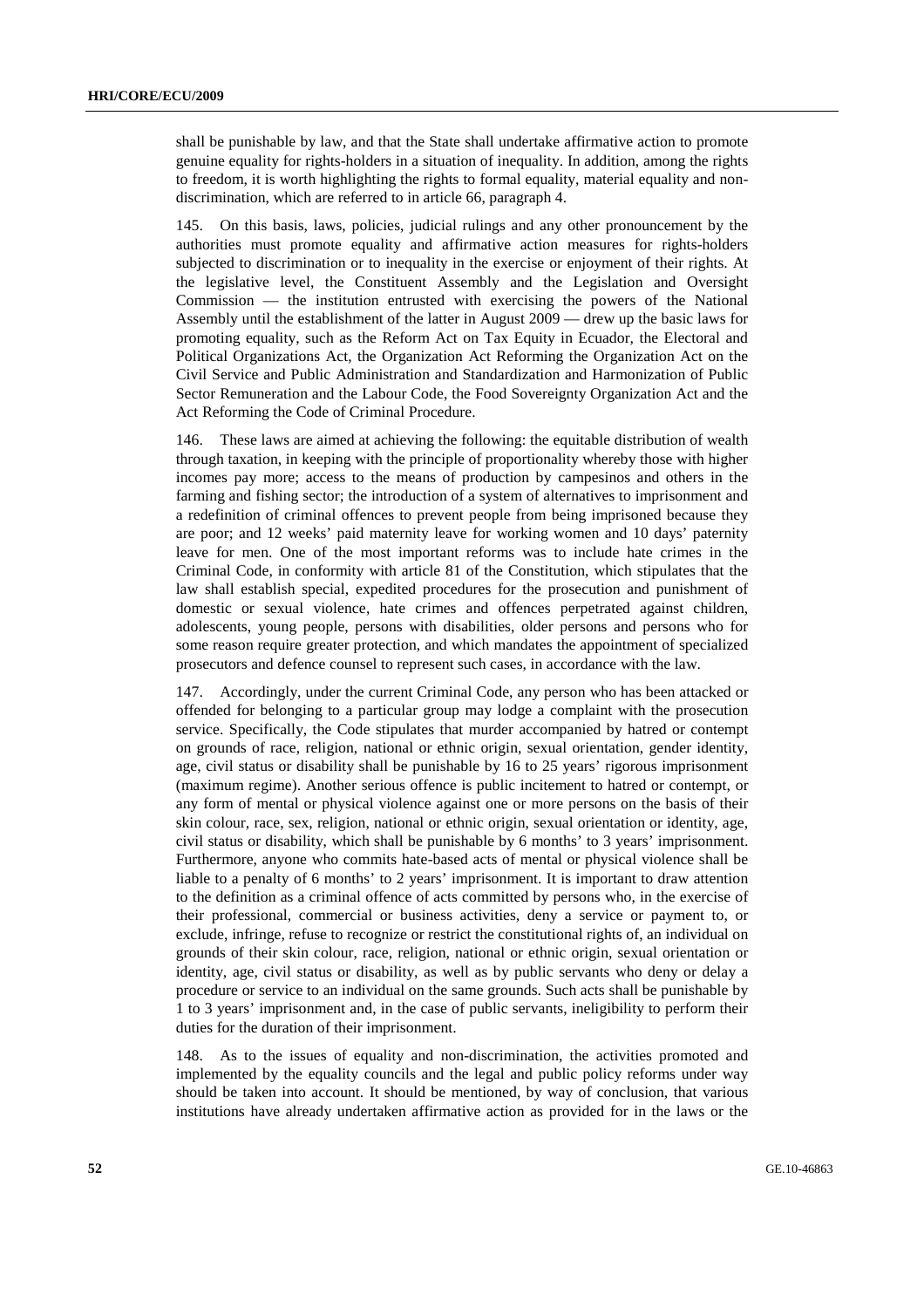shall be punishable by law, and that the State shall undertake affirmative action to promote genuine equality for rights-holders in a situation of inequality. In addition, among the rights to freedom, it is worth highlighting the rights to formal equality, material equality and non-discrimination, which are referred to in article 66, paragraph 4.

145. On this basis, laws, policies, judicial rulings and any other pronouncement by the authorities must promote equality and affirmative action measures for rights-holders subjected to discrimination or to inequality in the exercise or enjoyment of their rights. At the legislative level, the Constituent Assembly and the Legislation and Oversight Commission — the institution entrusted with exercising the powers of the National Assembly until the establishment of the latter in August 2009 — drew up the basic laws for promoting equality, such as the Reform Act on Tax Equity in Ecuador, the Electoral and Political Organizations Act, the Organization Act Reforming the Organization Act on the Civil Service and Public Administration and Standardization and Harmonization of Public Sector Remuneration and the Labour Code, the Food Sovereignty Organization Act and the Act Reforming the Code of Criminal Procedure.

146. These laws are aimed at achieving the following: the equitable distribution of wealth through taxation, in keeping with the principle of proportionality whereby those with higher incomes pay more; access to the means of production by campesinos and others in the farming and fishing sector; the introduction of a system of alternatives to imprisonment and a redefinition of criminal offences to prevent people from being imprisoned because they are poor; and 12 weeks' paid maternity leave for working women and 10 days' paternity leave for men. One of the most important reforms was to include hate crimes in the Criminal Code, in conformity with article 81 of the Constitution, which stipulates that the law shall establish special, expedited procedures for the prosecution and punishment of domestic or sexual violence, hate crimes and offences perpetrated against children, adolescents, young people, persons with disabilities, older persons and persons who for some reason require greater protection, and which mandates the appointment of specialized prosecutors and defence counsel to represent such cases, in accordance with the law.

147. Accordingly, under the current Criminal Code, any person who has been attacked or offended for belonging to a particular group may lodge a complaint with the prosecution service. Specifically, the Code stipulates that murder accompanied by hatred or contempt on grounds of race, religion, national or ethnic origin, sexual orientation, gender identity, age, civil status or disability shall be punishable by 16 to 25 years' rigorous imprisonment (maximum regime). Another serious offence is public incitement to hatred or contempt, or any form of mental or physical violence against one or more persons on the basis of their skin colour, race, sex, religion, national or ethnic origin, sexual orientation or identity, age, civil status or disability, which shall be punishable by 6 months' to 3 years' imprisonment. Furthermore, anyone who commits hate-based acts of mental or physical violence shall be liable to a penalty of 6 months' to 2 years' imprisonment. It is important to draw attention to the definition as a criminal offence of acts committed by persons who, in the exercise of their professional, commercial or business activities, deny a service or payment to, or exclude, infringe, refuse to recognize or restrict the constitutional rights of, an individual on grounds of their skin colour, race, religion, national or ethnic origin, sexual orientation or identity, age, civil status or disability, as well as by public servants who deny or delay a procedure or service to an individual on the same grounds. Such acts shall be punishable by 1 to 3 years' imprisonment and, in the case of public servants, ineligibility to perform their duties for the duration of their imprisonment.

148. As to the issues of equality and non-discrimination, the activities promoted and implemented by the equality councils and the legal and public policy reforms under way should be taken into account. It should be mentioned, by way of conclusion, that various institutions have already undertaken affirmative action as provided for in the laws or the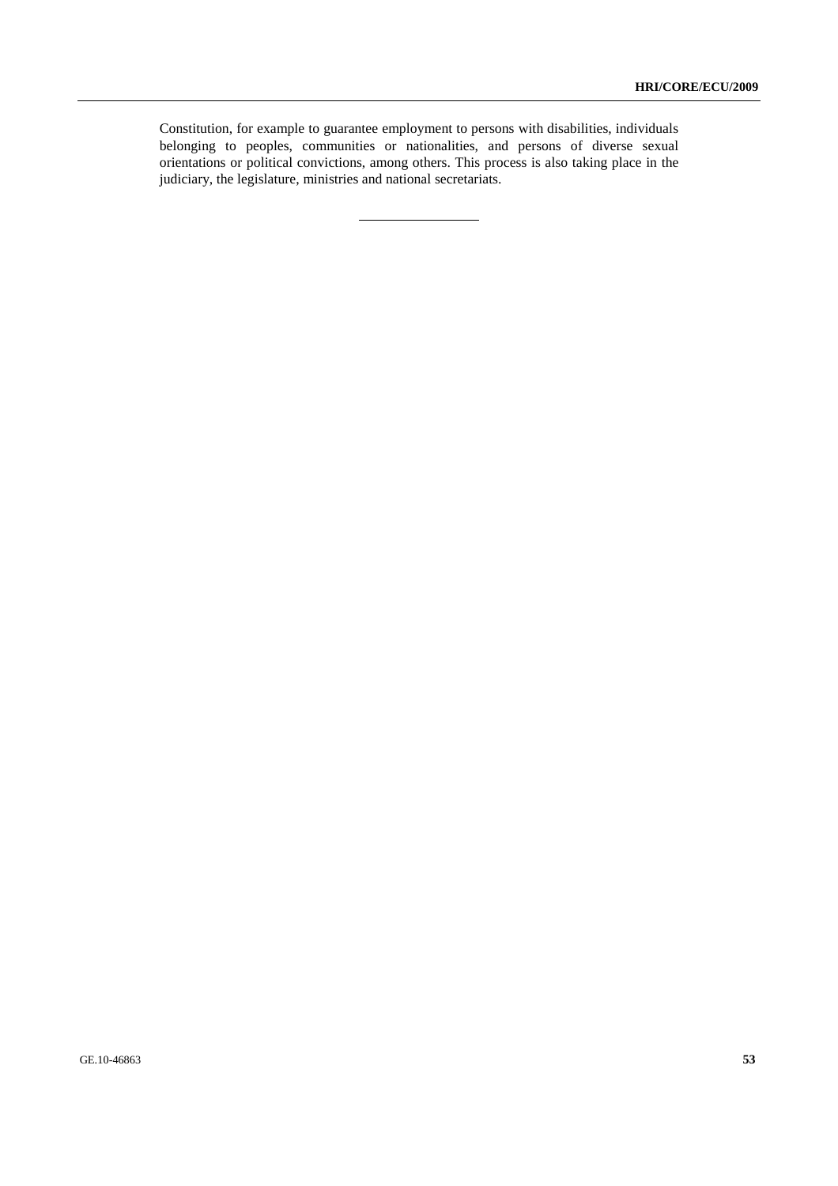Constitution, for example to guarantee employment to persons with disabilities, individuals belonging to peoples, communities or nationalities, and persons of diverse sexual orientations or political convictions, among others. This process is also taking place in the judiciary, the legislature, ministries and national secretariats.